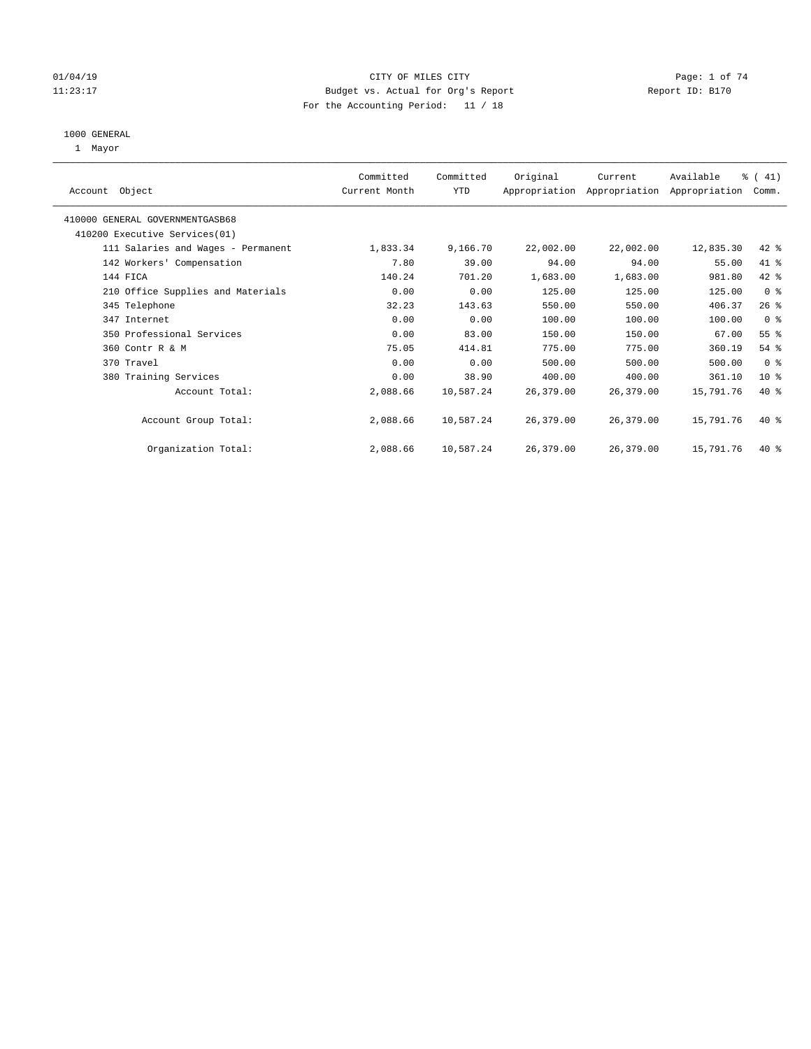CITY OF MILES CITY
Budget vs. Actual for Org's Report
For the Accounting Period: 11 / 18

01/04/19
11:23:17

Report ID: B170

1000 GENERAL
1 Mayor

| Account Object | Committed Current Month | Committed YTD | Original Appropriation | Current Appropriation | Available Appropriation | % ( 41) Comm. |
|---|---|---|---|---|---|---|
| 410000 GENERAL GOVERNMENTGASB68 | | | | | | |
| 410200 Executive Services(01) | | | | | | |
| 111 Salaries and Wages - Permanent | 1,833.34 | 9,166.70 | 22,002.00 | 22,002.00 | 12,835.30 | 42 % |
| 142 Workers' Compensation | 7.80 | 39.00 | 94.00 | 94.00 | 55.00 | 41 % |
| 144 FICA | 140.24 | 701.20 | 1,683.00 | 1,683.00 | 981.80 | 42 % |
| 210 Office Supplies and Materials | 0.00 | 0.00 | 125.00 | 125.00 | 125.00 | 0 % |
| 345 Telephone | 32.23 | 143.63 | 550.00 | 550.00 | 406.37 | 26 % |
| 347 Internet | 0.00 | 0.00 | 100.00 | 100.00 | 100.00 | 0 % |
| 350 Professional Services | 0.00 | 83.00 | 150.00 | 150.00 | 67.00 | 55 % |
| 360 Contr R & M | 75.05 | 414.81 | 775.00 | 775.00 | 360.19 | 54 % |
| 370 Travel | 0.00 | 0.00 | 500.00 | 500.00 | 500.00 | 0 % |
| 380 Training Services | 0.00 | 38.90 | 400.00 | 400.00 | 361.10 | 10 % |
| Account Total: | 2,088.66 | 10,587.24 | 26,379.00 | 26,379.00 | 15,791.76 | 40 % |
| Account Group Total: | 2,088.66 | 10,587.24 | 26,379.00 | 26,379.00 | 15,791.76 | 40 % |
| Organization Total: | 2,088.66 | 10,587.24 | 26,379.00 | 26,379.00 | 15,791.76 | 40 % |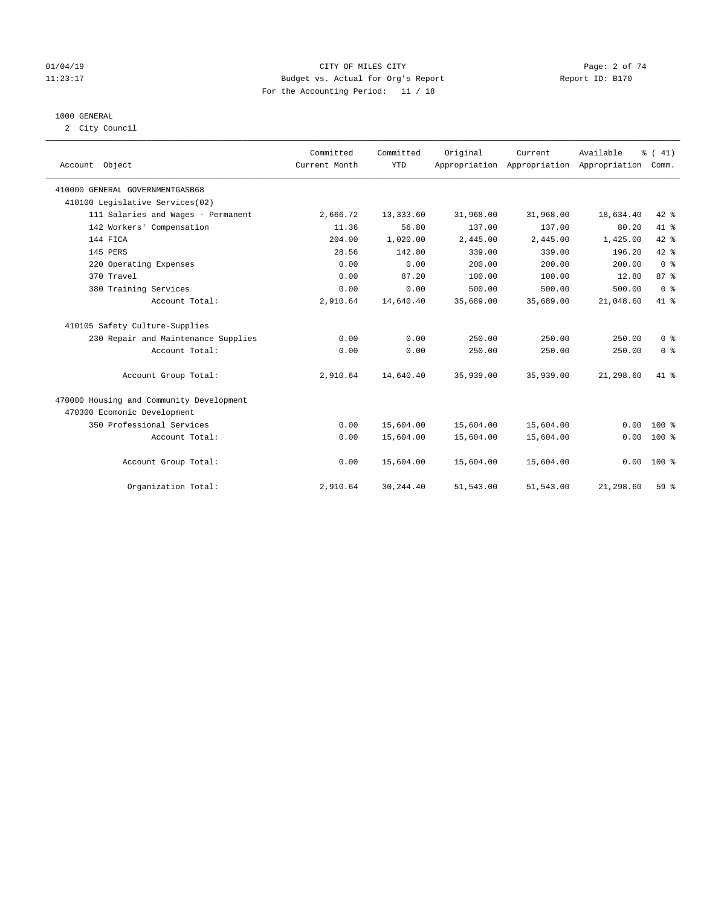CITY OF MILES CITY

Budget vs. Actual for Org's Report

Report ID: B170

For the Accounting Period: 11 / 18

01/04/19
11:23:17

## 1000 GENERAL

2 City Council

| Account Object | Committed Current Month | Committed YTD | Original Appropriation | Current Appropriation | Available Appropriation | % ( 41) Comm. |
|---|---|---|---|---|---|---|
| 410000 GENERAL GOVERNMENTGASB68 | | | | | | |
| 410100 Legislative Services(02) | | | | | | |
| 111 Salaries and Wages - Permanent | 2,666.72 | 13,333.60 | 31,968.00 | 31,968.00 | 18,634.40 | 42 % |
| 142 Workers' Compensation | 11.36 | 56.80 | 137.00 | 137.00 | 80.20 | 41 % |
| 144 FICA | 204.00 | 1,020.00 | 2,445.00 | 2,445.00 | 1,425.00 | 42 % |
| 145 PERS | 28.56 | 142.80 | 339.00 | 339.00 | 196.20 | 42 % |
| 220 Operating Expenses | 0.00 | 0.00 | 200.00 | 200.00 | 200.00 | 0 % |
| 370 Travel | 0.00 | 87.20 | 100.00 | 100.00 | 12.80 | 87 % |
| 380 Training Services | 0.00 | 0.00 | 500.00 | 500.00 | 500.00 | 0 % |
| Account Total: | 2,910.64 | 14,640.40 | 35,689.00 | 35,689.00 | 21,048.60 | 41 % |
| 410105 Safety Culture-Supplies | | | | | | |
| 230 Repair and Maintenance Supplies | 0.00 | 0.00 | 250.00 | 250.00 | 250.00 | 0 % |
| Account Total: | 0.00 | 0.00 | 250.00 | 250.00 | 250.00 | 0 % |
| Account Group Total: | 2,910.64 | 14,640.40 | 35,939.00 | 35,939.00 | 21,298.60 | 41 % |
| 470000 Housing and Community Development | | | | | | |
| 470300 Ecomonic Development | | | | | | |
| 350 Professional Services | 0.00 | 15,604.00 | 15,604.00 | 15,604.00 | 0.00 | 100 % |
| Account Total: | 0.00 | 15,604.00 | 15,604.00 | 15,604.00 | 0.00 | 100 % |
| Account Group Total: | 0.00 | 15,604.00 | 15,604.00 | 15,604.00 | 0.00 | 100 % |
| Organization Total: | 2,910.64 | 30,244.40 | 51,543.00 | 51,543.00 | 21,298.60 | 59 % |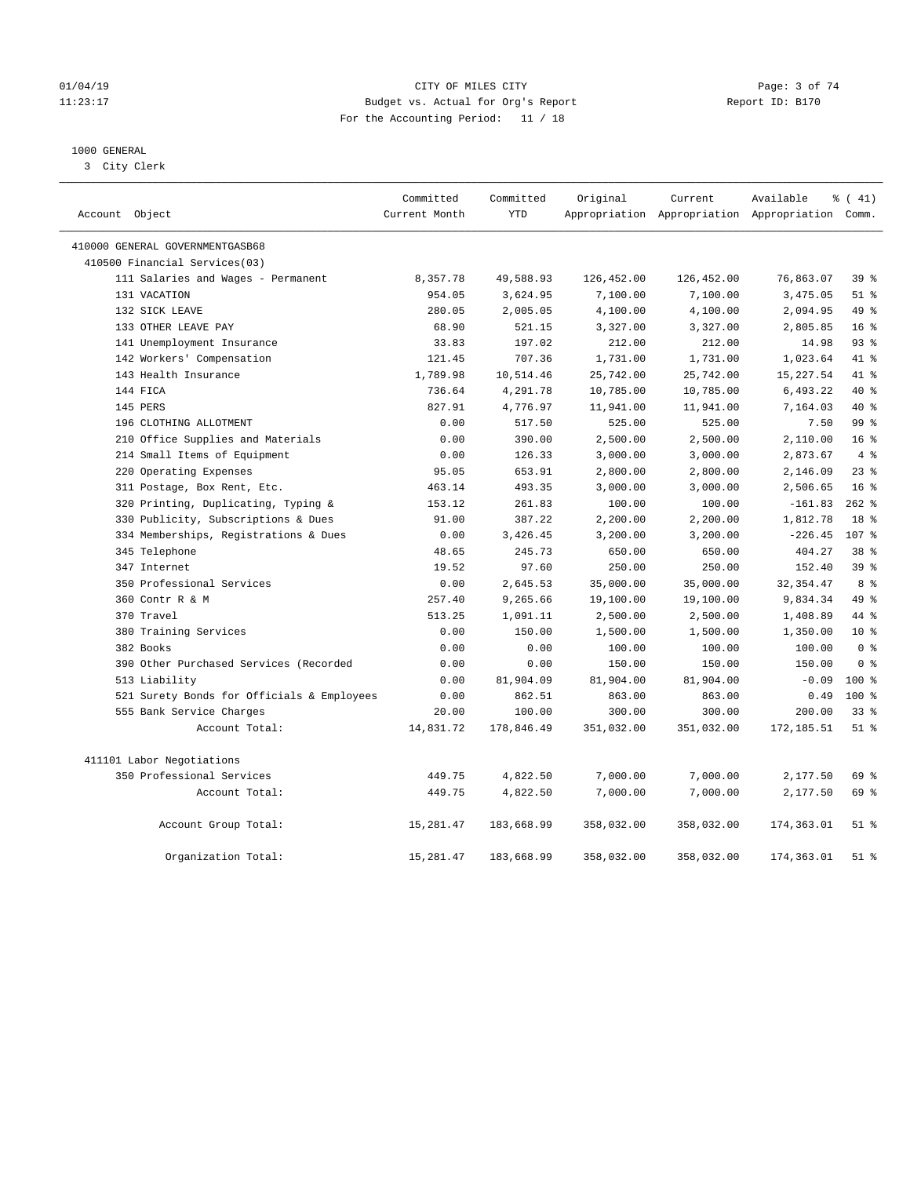CITY OF MILES CITY
Budget vs. Actual for Org's Report
For the Accounting Period: 11 / 18

01/04/19
11:23:17

Report ID: B170

1000 GENERAL
3 City Clerk

| Account Object | Committed Current Month | Committed YTD | Original Appropriation | Current Appropriation | Available Appropriation | % ( 41) Comm. |
|---|---|---|---|---|---|---|
| 410000 GENERAL GOVERNMENTGASB68 | | | | | | |
| 410500 Financial Services(03) | | | | | | |
| 111 Salaries and Wages - Permanent | 8,357.78 | 49,588.93 | 126,452.00 | 126,452.00 | 76,863.07 | 39 % |
| 131 VACATION | 954.05 | 3,624.95 | 7,100.00 | 7,100.00 | 3,475.05 | 51 % |
| 132 SICK LEAVE | 280.05 | 2,005.05 | 4,100.00 | 4,100.00 | 2,094.95 | 49 % |
| 133 OTHER LEAVE PAY | 68.90 | 521.15 | 3,327.00 | 3,327.00 | 2,805.85 | 16 % |
| 141 Unemployment Insurance | 33.83 | 197.02 | 212.00 | 212.00 | 14.98 | 93 % |
| 142 Workers' Compensation | 121.45 | 707.36 | 1,731.00 | 1,731.00 | 1,023.64 | 41 % |
| 143 Health Insurance | 1,789.98 | 10,514.46 | 25,742.00 | 25,742.00 | 15,227.54 | 41 % |
| 144 FICA | 736.64 | 4,291.78 | 10,785.00 | 10,785.00 | 6,493.22 | 40 % |
| 145 PERS | 827.91 | 4,776.97 | 11,941.00 | 11,941.00 | 7,164.03 | 40 % |
| 196 CLOTHING ALLOTMENT | 0.00 | 517.50 | 525.00 | 525.00 | 7.50 | 99 % |
| 210 Office Supplies and Materials | 0.00 | 390.00 | 2,500.00 | 2,500.00 | 2,110.00 | 16 % |
| 214 Small Items of Equipment | 0.00 | 126.33 | 3,000.00 | 3,000.00 | 2,873.67 | 4 % |
| 220 Operating Expenses | 95.05 | 653.91 | 2,800.00 | 2,800.00 | 2,146.09 | 23 % |
| 311 Postage, Box Rent, Etc. | 463.14 | 493.35 | 3,000.00 | 3,000.00 | 2,506.65 | 16 % |
| 320 Printing, Duplicating, Typing & | 153.12 | 261.83 | 100.00 | 100.00 | -161.83 | 262 % |
| 330 Publicity, Subscriptions & Dues | 91.00 | 387.22 | 2,200.00 | 2,200.00 | 1,812.78 | 18 % |
| 334 Memberships, Registrations & Dues | 0.00 | 3,426.45 | 3,200.00 | 3,200.00 | -226.45 | 107 % |
| 345 Telephone | 48.65 | 245.73 | 650.00 | 650.00 | 404.27 | 38 % |
| 347 Internet | 19.52 | 97.60 | 250.00 | 250.00 | 152.40 | 39 % |
| 350 Professional Services | 0.00 | 2,645.53 | 35,000.00 | 35,000.00 | 32,354.47 | 8 % |
| 360 Contr R & M | 257.40 | 9,265.66 | 19,100.00 | 19,100.00 | 9,834.34 | 49 % |
| 370 Travel | 513.25 | 1,091.11 | 2,500.00 | 2,500.00 | 1,408.89 | 44 % |
| 380 Training Services | 0.00 | 150.00 | 1,500.00 | 1,500.00 | 1,350.00 | 10 % |
| 382 Books | 0.00 | 0.00 | 100.00 | 100.00 | 100.00 | 0 % |
| 390 Other Purchased Services (Recorded | 0.00 | 0.00 | 150.00 | 150.00 | 150.00 | 0 % |
| 513 Liability | 0.00 | 81,904.09 | 81,904.00 | 81,904.00 | -0.09 | 100 % |
| 521 Surety Bonds for Officials & Employees | 0.00 | 862.51 | 863.00 | 863.00 | 0.49 | 100 % |
| 555 Bank Service Charges | 20.00 | 100.00 | 300.00 | 300.00 | 200.00 | 33 % |
| Account Total: | 14,831.72 | 178,846.49 | 351,032.00 | 351,032.00 | 172,185.51 | 51 % |
| 411101 Labor Negotiations | | | | | | |
| 350 Professional Services | 449.75 | 4,822.50 | 7,000.00 | 7,000.00 | 2,177.50 | 69 % |
| Account Total: | 449.75 | 4,822.50 | 7,000.00 | 7,000.00 | 2,177.50 | 69 % |
| Account Group Total: | 15,281.47 | 183,668.99 | 358,032.00 | 358,032.00 | 174,363.01 | 51 % |
| Organization Total: | 15,281.47 | 183,668.99 | 358,032.00 | 358,032.00 | 174,363.01 | 51 % |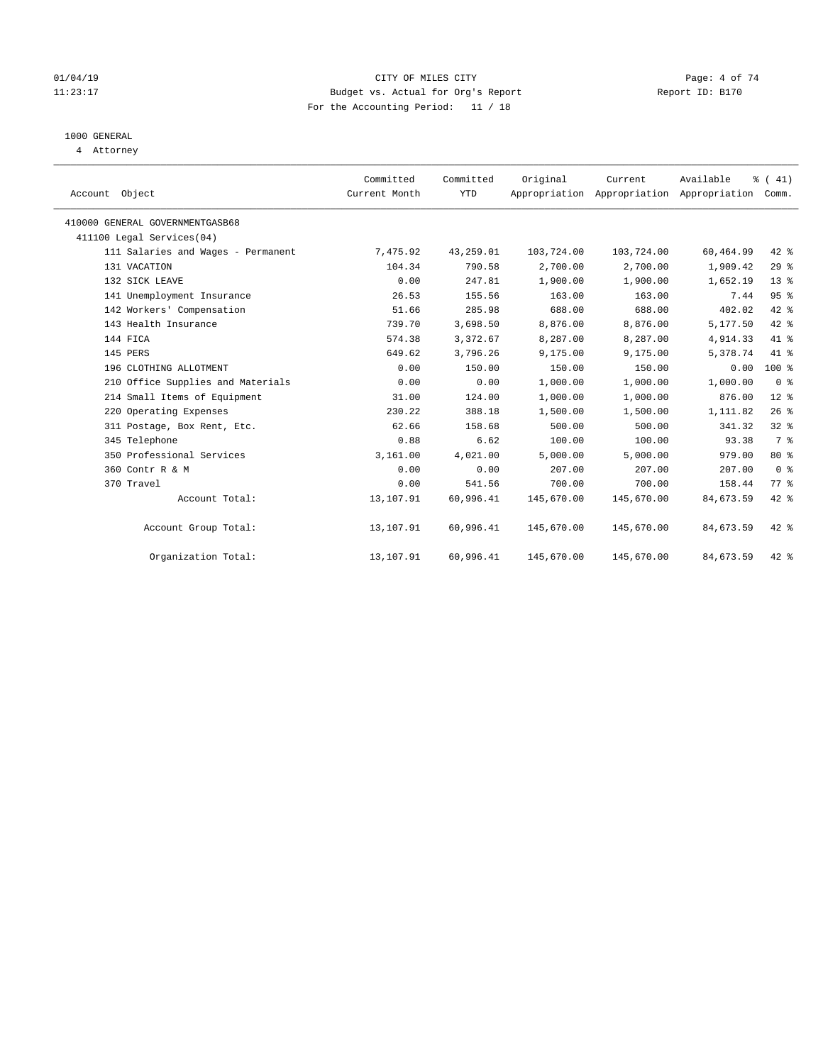CITY OF MILES CITY
Budget vs. Actual for Org's Report
For the Accounting Period: 11 / 18

01/04/19
11:23:17

Report ID: B170

1000 GENERAL
4 Attorney

| Account Object | Committed Current Month | Committed YTD | Original Appropriation | Current Appropriation | Available Appropriation | % ( 41) Comm. |
|---|---|---|---|---|---|---|
| 410000 GENERAL GOVERNMENTGASB68 | | | | | | |
| 411100 Legal Services(04) | | | | | | |
| 111 Salaries and Wages - Permanent | 7,475.92 | 43,259.01 | 103,724.00 | 103,724.00 | 60,464.99 | 42 % |
| 131 VACATION | 104.34 | 790.58 | 2,700.00 | 2,700.00 | 1,909.42 | 29 % |
| 132 SICK LEAVE | 0.00 | 247.81 | 1,900.00 | 1,900.00 | 1,652.19 | 13 % |
| 141 Unemployment Insurance | 26.53 | 155.56 | 163.00 | 163.00 | 7.44 | 95 % |
| 142 Workers' Compensation | 51.66 | 285.98 | 688.00 | 688.00 | 402.02 | 42 % |
| 143 Health Insurance | 739.70 | 3,698.50 | 8,876.00 | 8,876.00 | 5,177.50 | 42 % |
| 144 FICA | 574.38 | 3,372.67 | 8,287.00 | 8,287.00 | 4,914.33 | 41 % |
| 145 PERS | 649.62 | 3,796.26 | 9,175.00 | 9,175.00 | 5,378.74 | 41 % |
| 196 CLOTHING ALLOTMENT | 0.00 | 150.00 | 150.00 | 150.00 | 0.00 | 100 % |
| 210 Office Supplies and Materials | 0.00 | 0.00 | 1,000.00 | 1,000.00 | 1,000.00 | 0 % |
| 214 Small Items of Equipment | 31.00 | 124.00 | 1,000.00 | 1,000.00 | 876.00 | 12 % |
| 220 Operating Expenses | 230.22 | 388.18 | 1,500.00 | 1,500.00 | 1,111.82 | 26 % |
| 311 Postage, Box Rent, Etc. | 62.66 | 158.68 | 500.00 | 500.00 | 341.32 | 32 % |
| 345 Telephone | 0.88 | 6.62 | 100.00 | 100.00 | 93.38 | 7 % |
| 350 Professional Services | 3,161.00 | 4,021.00 | 5,000.00 | 5,000.00 | 979.00 | 80 % |
| 360 Contr R & M | 0.00 | 0.00 | 207.00 | 207.00 | 207.00 | 0 % |
| 370 Travel | 0.00 | 541.56 | 700.00 | 700.00 | 158.44 | 77 % |
| Account Total: | 13,107.91 | 60,996.41 | 145,670.00 | 145,670.00 | 84,673.59 | 42 % |
| Account Group Total: | 13,107.91 | 60,996.41 | 145,670.00 | 145,670.00 | 84,673.59 | 42 % |
| Organization Total: | 13,107.91 | 60,996.41 | 145,670.00 | 145,670.00 | 84,673.59 | 42 % |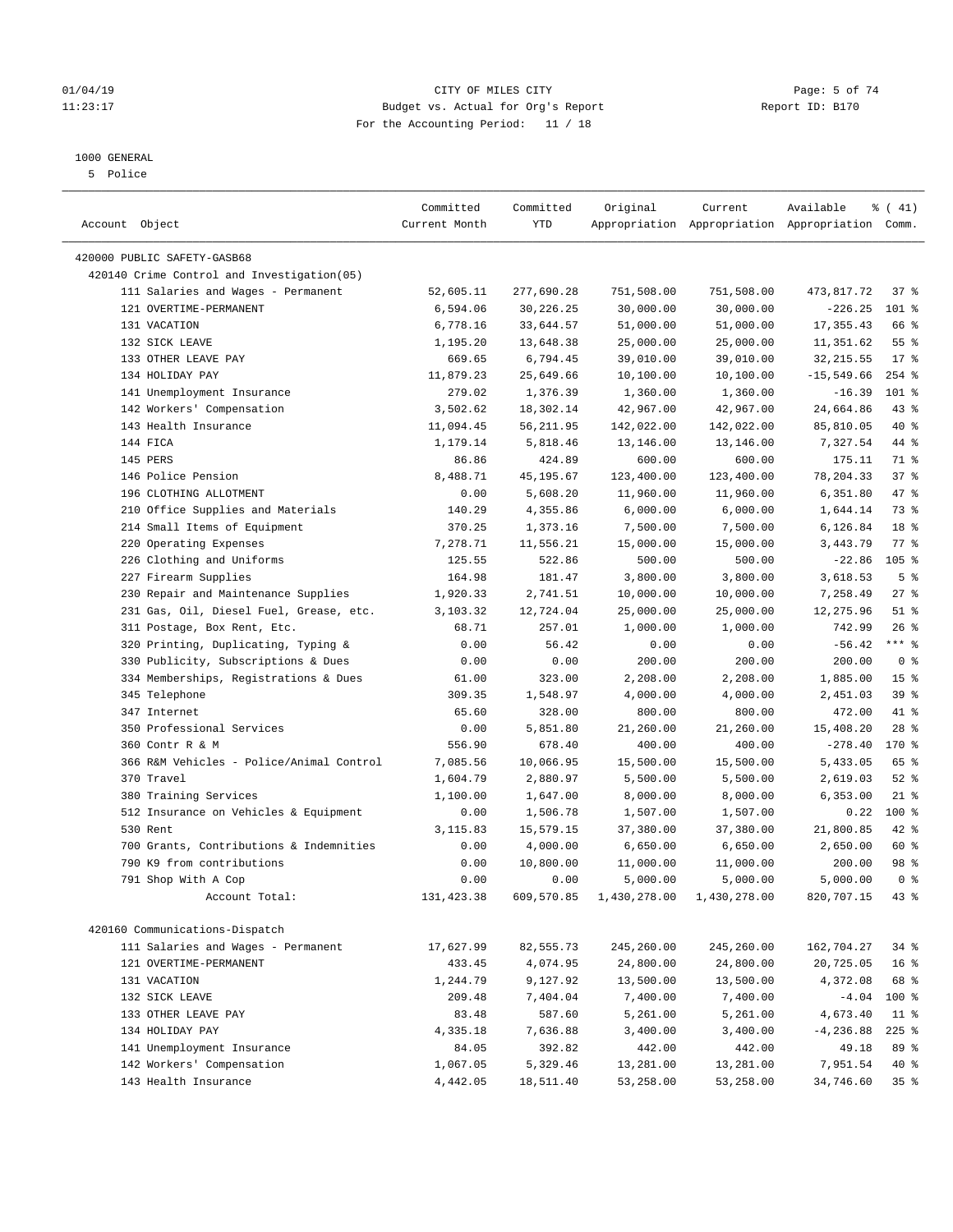01/04/19 CITY OF MILES CITY
11:23:17 Budget vs. Actual for Org's Report Report ID: B170
For the Accounting Period: 11 / 18

1000 GENERAL
5 Police

| Account Object | Committed Current Month | Committed YTD | Original Appropriation | Current Appropriation | Available Appropriation | % ( 41) Comm. |
|---|---|---|---|---|---|---|
| 420000 PUBLIC SAFETY-GASB68 | | | | | | |
| 420140 Crime Control and Investigation(05) | | | | | | |
| 111 Salaries and Wages - Permanent | 52,605.11 | 277,690.28 | 751,508.00 | 751,508.00 | 473,817.72 | 37 % |
| 121 OVERTIME-PERMANENT | 6,594.06 | 30,226.25 | 30,000.00 | 30,000.00 | -226.25 | 101 % |
| 131 VACATION | 6,778.16 | 33,644.57 | 51,000.00 | 51,000.00 | 17,355.43 | 66 % |
| 132 SICK LEAVE | 1,195.20 | 13,648.38 | 25,000.00 | 25,000.00 | 11,351.62 | 55 % |
| 133 OTHER LEAVE PAY | 669.65 | 6,794.45 | 39,010.00 | 39,010.00 | 32,215.55 | 17 % |
| 134 HOLIDAY PAY | 11,879.23 | 25,649.66 | 10,100.00 | 10,100.00 | -15,549.66 | 254 % |
| 141 Unemployment Insurance | 279.02 | 1,376.39 | 1,360.00 | 1,360.00 | -16.39 | 101 % |
| 142 Workers' Compensation | 3,502.62 | 18,302.14 | 42,967.00 | 42,967.00 | 24,664.86 | 43 % |
| 143 Health Insurance | 11,094.45 | 56,211.95 | 142,022.00 | 142,022.00 | 85,810.05 | 40 % |
| 144 FICA | 1,179.14 | 5,818.46 | 13,146.00 | 13,146.00 | 7,327.54 | 44 % |
| 145 PERS | 86.86 | 424.89 | 600.00 | 600.00 | 175.11 | 71 % |
| 146 Police Pension | 8,488.71 | 45,195.67 | 123,400.00 | 123,400.00 | 78,204.33 | 37 % |
| 196 CLOTHING ALLOTMENT | 0.00 | 5,608.20 | 11,960.00 | 11,960.00 | 6,351.80 | 47 % |
| 210 Office Supplies and Materials | 140.29 | 4,355.86 | 6,000.00 | 6,000.00 | 1,644.14 | 73 % |
| 214 Small Items of Equipment | 370.25 | 1,373.16 | 7,500.00 | 7,500.00 | 6,126.84 | 18 % |
| 220 Operating Expenses | 7,278.71 | 11,556.21 | 15,000.00 | 15,000.00 | 3,443.79 | 77 % |
| 226 Clothing and Uniforms | 125.55 | 522.86 | 500.00 | 500.00 | -22.86 | 105 % |
| 227 Firearm Supplies | 164.98 | 181.47 | 3,800.00 | 3,800.00 | 3,618.53 | 5 % |
| 230 Repair and Maintenance Supplies | 1,920.33 | 2,741.51 | 10,000.00 | 10,000.00 | 7,258.49 | 27 % |
| 231 Gas, Oil, Diesel Fuel, Grease, etc. | 3,103.32 | 12,724.04 | 25,000.00 | 25,000.00 | 12,275.96 | 51 % |
| 311 Postage, Box Rent, Etc. | 68.71 | 257.01 | 1,000.00 | 1,000.00 | 742.99 | 26 % |
| 320 Printing, Duplicating, Typing & | 0.00 | 56.42 | 0.00 | 0.00 | -56.42 | *** % |
| 330 Publicity, Subscriptions & Dues | 0.00 | 0.00 | 200.00 | 200.00 | 200.00 | 0 % |
| 334 Memberships, Registrations & Dues | 61.00 | 323.00 | 2,208.00 | 2,208.00 | 1,885.00 | 15 % |
| 345 Telephone | 309.35 | 1,548.97 | 4,000.00 | 4,000.00 | 2,451.03 | 39 % |
| 347 Internet | 65.60 | 328.00 | 800.00 | 800.00 | 472.00 | 41 % |
| 350 Professional Services | 0.00 | 5,851.80 | 21,260.00 | 21,260.00 | 15,408.20 | 28 % |
| 360 Contr R & M | 556.90 | 678.40 | 400.00 | 400.00 | -278.40 | 170 % |
| 366 R&M Vehicles - Police/Animal Control | 7,085.56 | 10,066.95 | 15,500.00 | 15,500.00 | 5,433.05 | 65 % |
| 370 Travel | 1,604.79 | 2,880.97 | 5,500.00 | 5,500.00 | 2,619.03 | 52 % |
| 380 Training Services | 1,100.00 | 1,647.00 | 8,000.00 | 8,000.00 | 6,353.00 | 21 % |
| 512 Insurance on Vehicles & Equipment | 0.00 | 1,506.78 | 1,507.00 | 1,507.00 | 0.22 | 100 % |
| 530 Rent | 3,115.83 | 15,579.15 | 37,380.00 | 37,380.00 | 21,800.85 | 42 % |
| 700 Grants, Contributions & Indemnities | 0.00 | 4,000.00 | 6,650.00 | 6,650.00 | 2,650.00 | 60 % |
| 790 K9 from contributions | 0.00 | 10,800.00 | 11,000.00 | 11,000.00 | 200.00 | 98 % |
| 791 Shop With A Cop | 0.00 | 0.00 | 5,000.00 | 5,000.00 | 5,000.00 | 0 % |
| Account Total: | 131,423.38 | 609,570.85 | 1,430,278.00 | 1,430,278.00 | 820,707.15 | 43 % |
| 420160 Communications-Dispatch | | | | | | |
| 111 Salaries and Wages - Permanent | 17,627.99 | 82,555.73 | 245,260.00 | 245,260.00 | 162,704.27 | 34 % |
| 121 OVERTIME-PERMANENT | 433.45 | 4,074.95 | 24,800.00 | 24,800.00 | 20,725.05 | 16 % |
| 131 VACATION | 1,244.79 | 9,127.92 | 13,500.00 | 13,500.00 | 4,372.08 | 68 % |
| 132 SICK LEAVE | 209.48 | 7,404.04 | 7,400.00 | 7,400.00 | -4.04 | 100 % |
| 133 OTHER LEAVE PAY | 83.48 | 587.60 | 5,261.00 | 5,261.00 | 4,673.40 | 11 % |
| 134 HOLIDAY PAY | 4,335.18 | 7,636.88 | 3,400.00 | 3,400.00 | -4,236.88 | 225 % |
| 141 Unemployment Insurance | 84.05 | 392.82 | 442.00 | 442.00 | 49.18 | 89 % |
| 142 Workers' Compensation | 1,067.05 | 5,329.46 | 13,281.00 | 13,281.00 | 7,951.54 | 40 % |
| 143 Health Insurance | 4,442.05 | 18,511.40 | 53,258.00 | 53,258.00 | 34,746.60 | 35 % |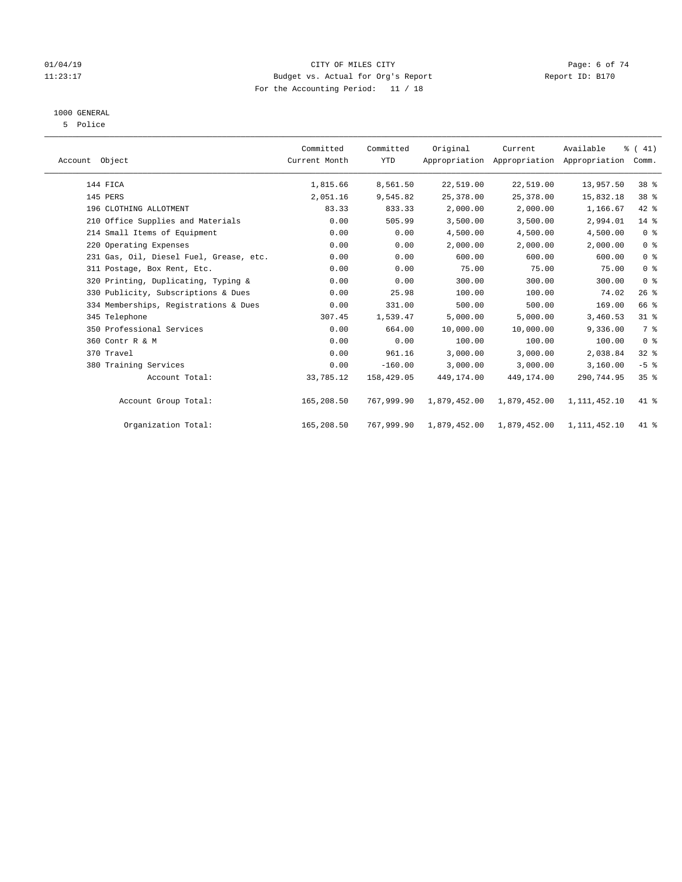CITY OF MILES CITY
Budget vs. Actual for Org's Report
For the Accounting Period: 11 / 18

1000 GENERAL
5 Police

| Account Object | Committed Current Month | Committed YTD | Original Appropriation | Current Appropriation | Available Appropriation | % ( 41) Comm. |
|---|---|---|---|---|---|---|
| 144 FICA | 1,815.66 | 8,561.50 | 22,519.00 | 22,519.00 | 13,957.50 | 38 % |
| 145 PERS | 2,051.16 | 9,545.82 | 25,378.00 | 25,378.00 | 15,832.18 | 38 % |
| 196 CLOTHING ALLOTMENT | 83.33 | 833.33 | 2,000.00 | 2,000.00 | 1,166.67 | 42 % |
| 210 Office Supplies and Materials | 0.00 | 505.99 | 3,500.00 | 3,500.00 | 2,994.01 | 14 % |
| 214 Small Items of Equipment | 0.00 | 0.00 | 4,500.00 | 4,500.00 | 4,500.00 | 0 % |
| 220 Operating Expenses | 0.00 | 0.00 | 2,000.00 | 2,000.00 | 2,000.00 | 0 % |
| 231 Gas, Oil, Diesel Fuel, Grease, etc. | 0.00 | 0.00 | 600.00 | 600.00 | 600.00 | 0 % |
| 311 Postage, Box Rent, Etc. | 0.00 | 0.00 | 75.00 | 75.00 | 75.00 | 0 % |
| 320 Printing, Duplicating, Typing & | 0.00 | 0.00 | 300.00 | 300.00 | 300.00 | 0 % |
| 330 Publicity, Subscriptions & Dues | 0.00 | 25.98 | 100.00 | 100.00 | 74.02 | 26 % |
| 334 Memberships, Registrations & Dues | 0.00 | 331.00 | 500.00 | 500.00 | 169.00 | 66 % |
| 345 Telephone | 307.45 | 1,539.47 | 5,000.00 | 5,000.00 | 3,460.53 | 31 % |
| 350 Professional Services | 0.00 | 664.00 | 10,000.00 | 10,000.00 | 9,336.00 | 7 % |
| 360 Contr R & M | 0.00 | 0.00 | 100.00 | 100.00 | 100.00 | 0 % |
| 370 Travel | 0.00 | 961.16 | 3,000.00 | 3,000.00 | 2,038.84 | 32 % |
| 380 Training Services | 0.00 | -160.00 | 3,000.00 | 3,000.00 | 3,160.00 | -5 % |
| Account Total: | 33,785.12 | 158,429.05 | 449,174.00 | 449,174.00 | 290,744.95 | 35 % |
| Account Group Total: | 165,208.50 | 767,999.90 | 1,879,452.00 | 1,879,452.00 | 1,111,452.10 | 41 % |
| Organization Total: | 165,208.50 | 767,999.90 | 1,879,452.00 | 1,879,452.00 | 1,111,452.10 | 41 % |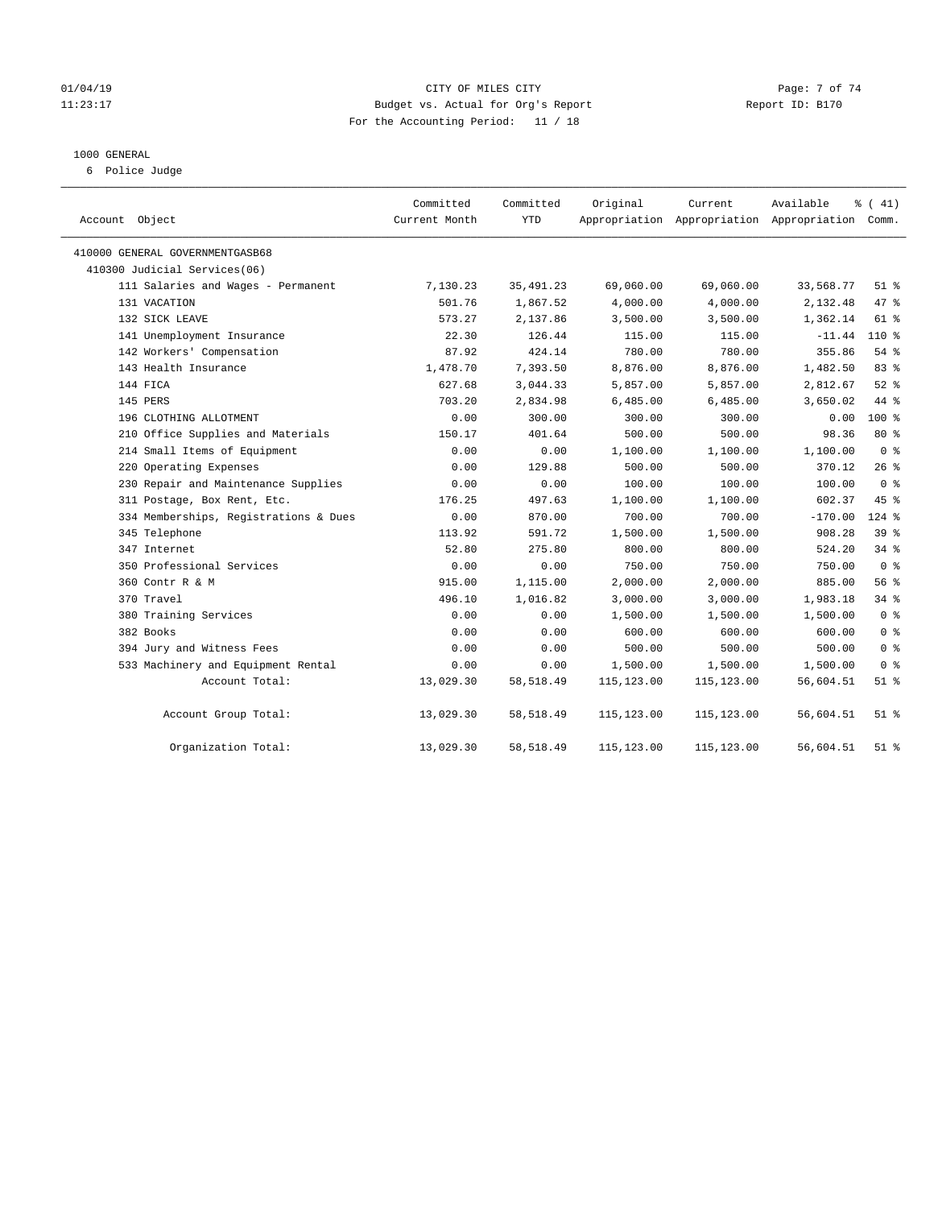01/04/19 CITY OF MILES CITY
11:23:17 Budget vs. Actual for Org's Report Report ID: B170
For the Accounting Period: 11 / 18

1000 GENERAL
6 Police Judge

| Account Object | Committed Current Month | Committed YTD | Original Appropriation | Current Appropriation | Available Appropriation | % ( 41) Comm. |
|---|---|---|---|---|---|---|
| 410000 GENERAL GOVERNMENTGASB68 | | | | | | |
| 410300 Judicial Services(06) | | | | | | |
| 111 Salaries and Wages - Permanent | 7,130.23 | 35,491.23 | 69,060.00 | 69,060.00 | 33,568.77 | 51 % |
| 131 VACATION | 501.76 | 1,867.52 | 4,000.00 | 4,000.00 | 2,132.48 | 47 % |
| 132 SICK LEAVE | 573.27 | 2,137.86 | 3,500.00 | 3,500.00 | 1,362.14 | 61 % |
| 141 Unemployment Insurance | 22.30 | 126.44 | 115.00 | 115.00 | -11.44 | 110 % |
| 142 Workers' Compensation | 87.92 | 424.14 | 780.00 | 780.00 | 355.86 | 54 % |
| 143 Health Insurance | 1,478.70 | 7,393.50 | 8,876.00 | 8,876.00 | 1,482.50 | 83 % |
| 144 FICA | 627.68 | 3,044.33 | 5,857.00 | 5,857.00 | 2,812.67 | 52 % |
| 145 PERS | 703.20 | 2,834.98 | 6,485.00 | 6,485.00 | 3,650.02 | 44 % |
| 196 CLOTHING ALLOTMENT | 0.00 | 300.00 | 300.00 | 300.00 | 0.00 | 100 % |
| 210 Office Supplies and Materials | 150.17 | 401.64 | 500.00 | 500.00 | 98.36 | 80 % |
| 214 Small Items of Equipment | 0.00 | 0.00 | 1,100.00 | 1,100.00 | 1,100.00 | 0 % |
| 220 Operating Expenses | 0.00 | 129.88 | 500.00 | 500.00 | 370.12 | 26 % |
| 230 Repair and Maintenance Supplies | 0.00 | 0.00 | 100.00 | 100.00 | 100.00 | 0 % |
| 311 Postage, Box Rent, Etc. | 176.25 | 497.63 | 1,100.00 | 1,100.00 | 602.37 | 45 % |
| 334 Memberships, Registrations & Dues | 0.00 | 870.00 | 700.00 | 700.00 | -170.00 | 124 % |
| 345 Telephone | 113.92 | 591.72 | 1,500.00 | 1,500.00 | 908.28 | 39 % |
| 347 Internet | 52.80 | 275.80 | 800.00 | 800.00 | 524.20 | 34 % |
| 350 Professional Services | 0.00 | 0.00 | 750.00 | 750.00 | 750.00 | 0 % |
| 360 Contr R & M | 915.00 | 1,115.00 | 2,000.00 | 2,000.00 | 885.00 | 56 % |
| 370 Travel | 496.10 | 1,016.82 | 3,000.00 | 3,000.00 | 1,983.18 | 34 % |
| 380 Training Services | 0.00 | 0.00 | 1,500.00 | 1,500.00 | 1,500.00 | 0 % |
| 382 Books | 0.00 | 0.00 | 600.00 | 600.00 | 600.00 | 0 % |
| 394 Jury and Witness Fees | 0.00 | 0.00 | 500.00 | 500.00 | 500.00 | 0 % |
| 533 Machinery and Equipment Rental | 0.00 | 0.00 | 1,500.00 | 1,500.00 | 1,500.00 | 0 % |
| Account Total: | 13,029.30 | 58,518.49 | 115,123.00 | 115,123.00 | 56,604.51 | 51 % |
| Account Group Total: | 13,029.30 | 58,518.49 | 115,123.00 | 115,123.00 | 56,604.51 | 51 % |
| Organization Total: | 13,029.30 | 58,518.49 | 115,123.00 | 115,123.00 | 56,604.51 | 51 % |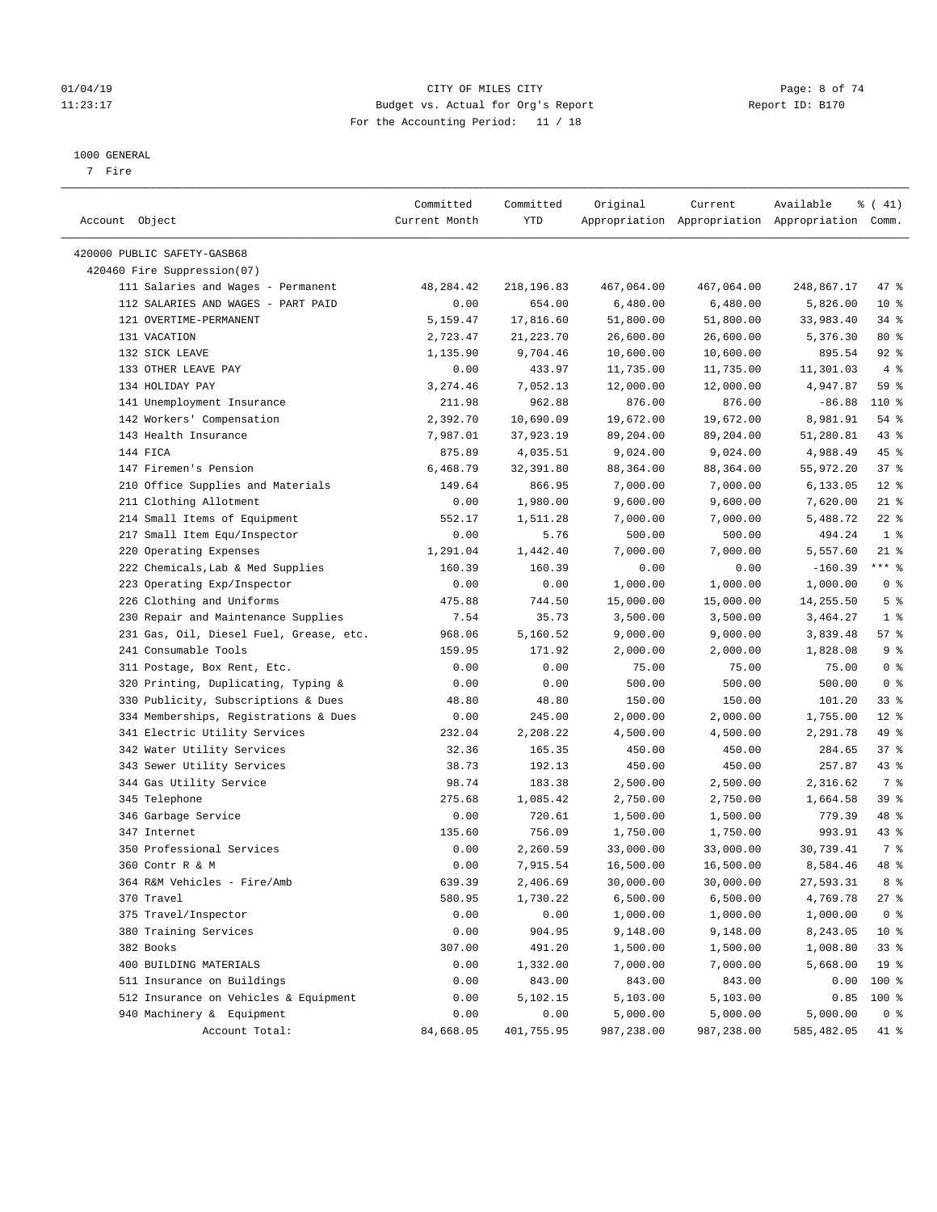CITY OF MILES CITY
Budget vs. Actual for Org's Report
For the Accounting Period: 11 / 18

1000 GENERAL
7 Fire

| Account Object | Committed Current Month | Committed YTD | Original Appropriation | Current Appropriation | Available Appropriation | % ( 41) Comm. |
|---|---|---|---|---|---|---|
| 420000 PUBLIC SAFETY-GASB68 | | | | | | |
| 420460 Fire Suppression(07) | | | | | | |
| 111 Salaries and Wages - Permanent | 48,284.42 | 218,196.83 | 467,064.00 | 467,064.00 | 248,867.17 | 47 % |
| 112 SALARIES AND WAGES - PART PAID | 0.00 | 654.00 | 6,480.00 | 6,480.00 | 5,826.00 | 10 % |
| 121 OVERTIME-PERMANENT | 5,159.47 | 17,816.60 | 51,800.00 | 51,800.00 | 33,983.40 | 34 % |
| 131 VACATION | 2,723.47 | 21,223.70 | 26,600.00 | 26,600.00 | 5,376.30 | 80 % |
| 132 SICK LEAVE | 1,135.90 | 9,704.46 | 10,600.00 | 10,600.00 | 895.54 | 92 % |
| 133 OTHER LEAVE PAY | 0.00 | 433.97 | 11,735.00 | 11,735.00 | 11,301.03 | 4 % |
| 134 HOLIDAY PAY | 3,274.46 | 7,052.13 | 12,000.00 | 12,000.00 | 4,947.87 | 59 % |
| 141 Unemployment Insurance | 211.98 | 962.88 | 876.00 | 876.00 | -86.88 | 110 % |
| 142 Workers' Compensation | 2,392.70 | 10,690.09 | 19,672.00 | 19,672.00 | 8,981.91 | 54 % |
| 143 Health Insurance | 7,987.01 | 37,923.19 | 89,204.00 | 89,204.00 | 51,280.81 | 43 % |
| 144 FICA | 875.89 | 4,035.51 | 9,024.00 | 9,024.00 | 4,988.49 | 45 % |
| 147 Firemen's Pension | 6,468.79 | 32,391.80 | 88,364.00 | 88,364.00 | 55,972.20 | 37 % |
| 210 Office Supplies and Materials | 149.64 | 866.95 | 7,000.00 | 7,000.00 | 6,133.05 | 12 % |
| 211 Clothing Allotment | 0.00 | 1,980.00 | 9,600.00 | 9,600.00 | 7,620.00 | 21 % |
| 214 Small Items of Equipment | 552.17 | 1,511.28 | 7,000.00 | 7,000.00 | 5,488.72 | 22 % |
| 217 Small Item Equ/Inspector | 0.00 | 5.76 | 500.00 | 500.00 | 494.24 | 1 % |
| 220 Operating Expenses | 1,291.04 | 1,442.40 | 7,000.00 | 7,000.00 | 5,557.60 | 21 % |
| 222 Chemicals,Lab & Med Supplies | 160.39 | 160.39 | 0.00 | 0.00 | -160.39 | *** % |
| 223 Operating Exp/Inspector | 0.00 | 0.00 | 1,000.00 | 1,000.00 | 1,000.00 | 0 % |
| 226 Clothing and Uniforms | 475.88 | 744.50 | 15,000.00 | 15,000.00 | 14,255.50 | 5 % |
| 230 Repair and Maintenance Supplies | 7.54 | 35.73 | 3,500.00 | 3,500.00 | 3,464.27 | 1 % |
| 231 Gas, Oil, Diesel Fuel, Grease, etc. | 968.06 | 5,160.52 | 9,000.00 | 9,000.00 | 3,839.48 | 57 % |
| 241 Consumable Tools | 159.95 | 171.92 | 2,000.00 | 2,000.00 | 1,828.08 | 9 % |
| 311 Postage, Box Rent, Etc. | 0.00 | 0.00 | 75.00 | 75.00 | 75.00 | 0 % |
| 320 Printing, Duplicating, Typing & | 0.00 | 0.00 | 500.00 | 500.00 | 500.00 | 0 % |
| 330 Publicity, Subscriptions & Dues | 48.80 | 48.80 | 150.00 | 150.00 | 101.20 | 33 % |
| 334 Memberships, Registrations & Dues | 0.00 | 245.00 | 2,000.00 | 2,000.00 | 1,755.00 | 12 % |
| 341 Electric Utility Services | 232.04 | 2,208.22 | 4,500.00 | 4,500.00 | 2,291.78 | 49 % |
| 342 Water Utility Services | 32.36 | 165.35 | 450.00 | 450.00 | 284.65 | 37 % |
| 343 Sewer Utility Services | 38.73 | 192.13 | 450.00 | 450.00 | 257.87 | 43 % |
| 344 Gas Utility Service | 98.74 | 183.38 | 2,500.00 | 2,500.00 | 2,316.62 | 7 % |
| 345 Telephone | 275.68 | 1,085.42 | 2,750.00 | 2,750.00 | 1,664.58 | 39 % |
| 346 Garbage Service | 0.00 | 720.61 | 1,500.00 | 1,500.00 | 779.39 | 48 % |
| 347 Internet | 135.60 | 756.09 | 1,750.00 | 1,750.00 | 993.91 | 43 % |
| 350 Professional Services | 0.00 | 2,260.59 | 33,000.00 | 33,000.00 | 30,739.41 | 7 % |
| 360 Contr R & M | 0.00 | 7,915.54 | 16,500.00 | 16,500.00 | 8,584.46 | 48 % |
| 364 R&M Vehicles - Fire/Amb | 639.39 | 2,406.69 | 30,000.00 | 30,000.00 | 27,593.31 | 8 % |
| 370 Travel | 580.95 | 1,730.22 | 6,500.00 | 6,500.00 | 4,769.78 | 27 % |
| 375 Travel/Inspector | 0.00 | 0.00 | 1,000.00 | 1,000.00 | 1,000.00 | 0 % |
| 380 Training Services | 0.00 | 904.95 | 9,148.00 | 9,148.00 | 8,243.05 | 10 % |
| 382 Books | 307.00 | 491.20 | 1,500.00 | 1,500.00 | 1,008.80 | 33 % |
| 400 BUILDING MATERIALS | 0.00 | 1,332.00 | 7,000.00 | 7,000.00 | 5,668.00 | 19 % |
| 511 Insurance on Buildings | 0.00 | 843.00 | 843.00 | 843.00 | 0.00 | 100 % |
| 512 Insurance on Vehicles & Equipment | 0.00 | 5,102.15 | 5,103.00 | 5,103.00 | 0.85 | 100 % |
| 940 Machinery & Equipment | 0.00 | 0.00 | 5,000.00 | 5,000.00 | 5,000.00 | 0 % |
| Account Total: | 84,668.05 | 401,755.95 | 987,238.00 | 987,238.00 | 585,482.05 | 41 % |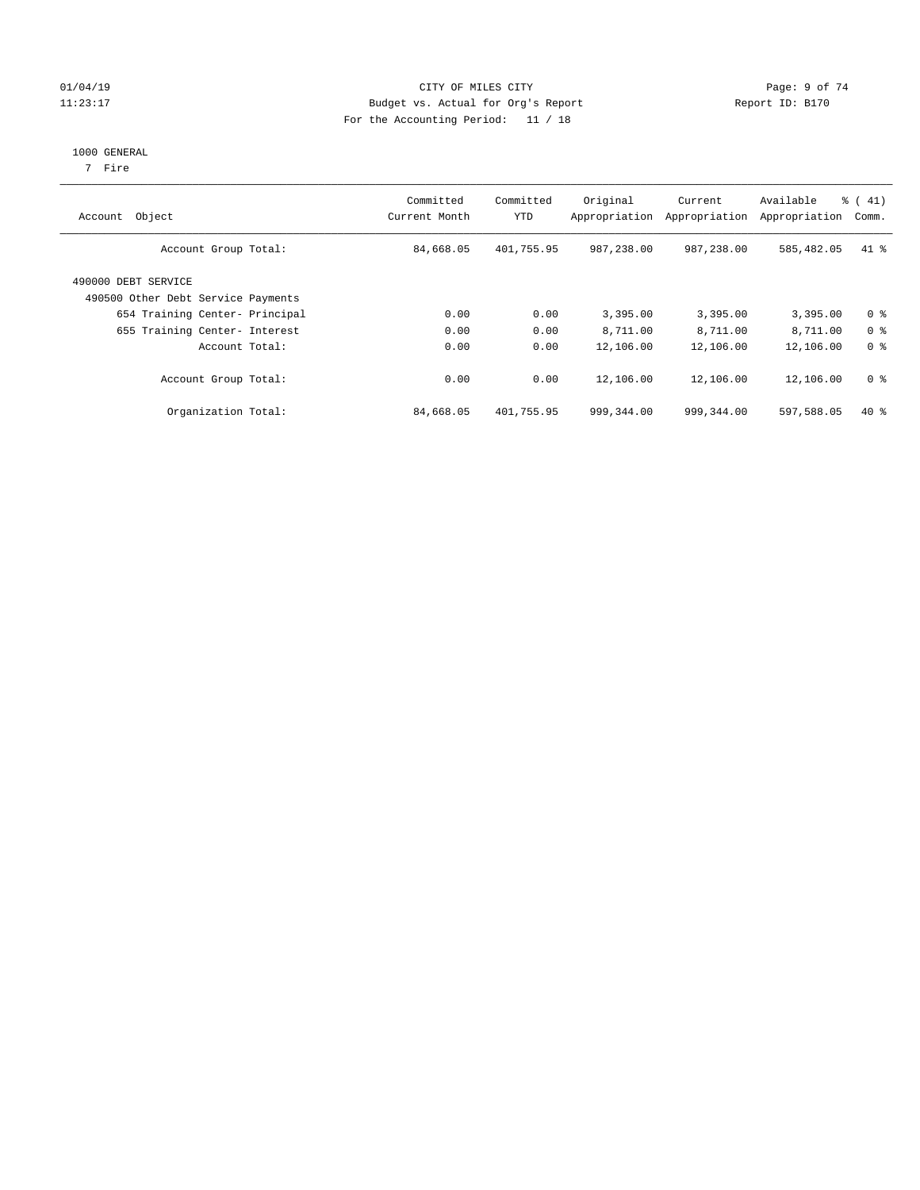CITY OF MILES CITY
Budget vs. Actual for Org's Report
For the Accounting Period: 11 / 18

1000 GENERAL
7 Fire

| Account Object | Committed Current Month | Committed YTD | Original Appropriation | Current Appropriation | Available Appropriation | % ( 41) Comm. |
|---|---|---|---|---|---|---|
| Account Group Total: | 84,668.05 | 401,755.95 | 987,238.00 | 987,238.00 | 585,482.05 | 41 % |
| 490000 DEBT SERVICE | | | | | | |
| 490500 Other Debt Service Payments | | | | | | |
| 654 Training Center- Principal | 0.00 | 0.00 | 3,395.00 | 3,395.00 | 3,395.00 | 0 % |
| 655 Training Center- Interest | 0.00 | 0.00 | 8,711.00 | 8,711.00 | 8,711.00 | 0 % |
| Account Total: | 0.00 | 0.00 | 12,106.00 | 12,106.00 | 12,106.00 | 0 % |
| Account Group Total: | 0.00 | 0.00 | 12,106.00 | 12,106.00 | 12,106.00 | 0 % |
| Organization Total: | 84,668.05 | 401,755.95 | 999,344.00 | 999,344.00 | 597,588.05 | 40 % |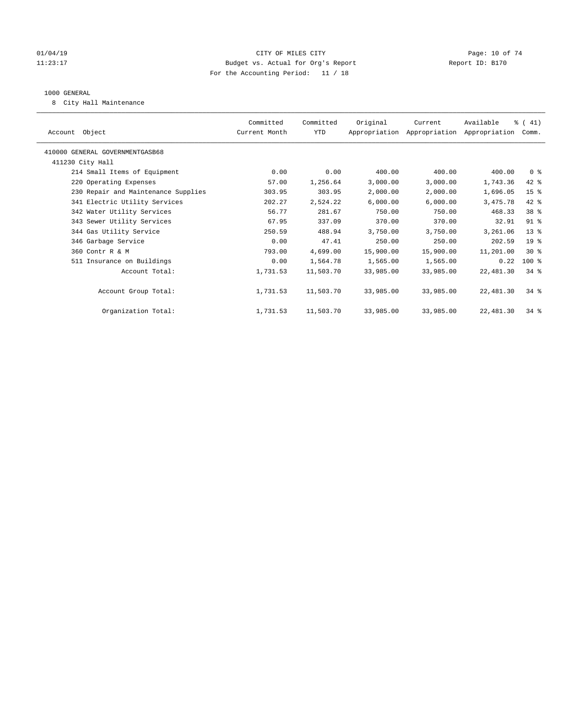CITY OF MILES CITY
Budget vs. Actual for Org's Report
For the Accounting Period: 11 / 18

01/04/19
11:23:17

Report ID: B170

1000 GENERAL

8 City Hall Maintenance

| Account Object | Committed Current Month | Committed YTD | Original Appropriation | Current Appropriation | Available Appropriation | % ( 41) Comm. |
|---|---|---|---|---|---|---|
| 410000 GENERAL GOVERNMENTGASB68 | | | | | | |
| 411230 City Hall | | | | | | |
| 214 Small Items of Equipment | 0.00 | 0.00 | 400.00 | 400.00 | 400.00 | 0 % |
| 220 Operating Expenses | 57.00 | 1,256.64 | 3,000.00 | 3,000.00 | 1,743.36 | 42 % |
| 230 Repair and Maintenance Supplies | 303.95 | 303.95 | 2,000.00 | 2,000.00 | 1,696.05 | 15 % |
| 341 Electric Utility Services | 202.27 | 2,524.22 | 6,000.00 | 6,000.00 | 3,475.78 | 42 % |
| 342 Water Utility Services | 56.77 | 281.67 | 750.00 | 750.00 | 468.33 | 38 % |
| 343 Sewer Utility Services | 67.95 | 337.09 | 370.00 | 370.00 | 32.91 | 91 % |
| 344 Gas Utility Service | 250.59 | 488.94 | 3,750.00 | 3,750.00 | 3,261.06 | 13 % |
| 346 Garbage Service | 0.00 | 47.41 | 250.00 | 250.00 | 202.59 | 19 % |
| 360 Contr R & M | 793.00 | 4,699.00 | 15,900.00 | 15,900.00 | 11,201.00 | 30 % |
| 511 Insurance on Buildings | 0.00 | 1,564.78 | 1,565.00 | 1,565.00 | 0.22 | 100 % |
| Account Total: | 1,731.53 | 11,503.70 | 33,985.00 | 33,985.00 | 22,481.30 | 34 % |
| Account Group Total: | 1,731.53 | 11,503.70 | 33,985.00 | 33,985.00 | 22,481.30 | 34 % |
| Organization Total: | 1,731.53 | 11,503.70 | 33,985.00 | 33,985.00 | 22,481.30 | 34 % |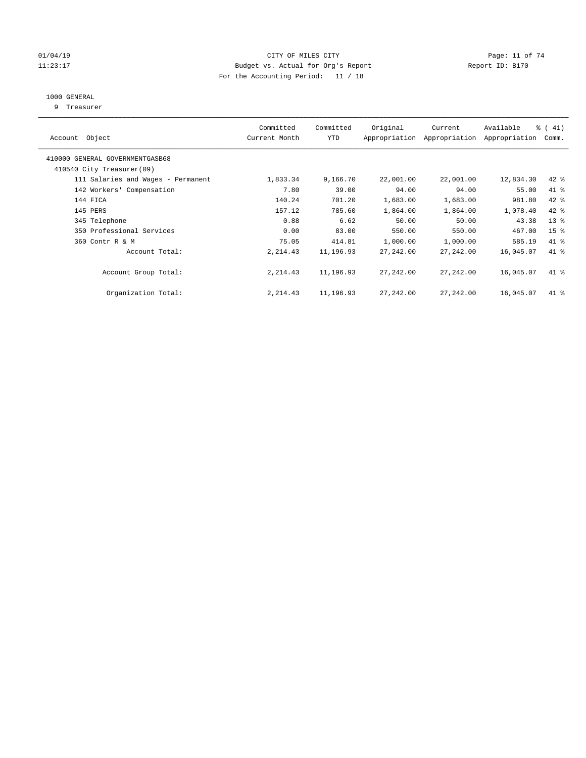CITY OF MILES CITY

Budget vs. Actual for Org's Report

For the Accounting Period: 11 / 18

01/04/19 11:23:17 — Report ID: B170

## 1000 GENERAL

9 Treasurer

| Account Object | Committed Current Month | Committed YTD | Original Appropriation | Current Appropriation | Available Appropriation | % ( 41) Comm. |
|---|---|---|---|---|---|---|
| 410000 GENERAL GOVERNMENTGASB68 | | | | | | |
| 410540 City Treasurer(09) | | | | | | |
| 111 Salaries and Wages - Permanent | 1,833.34 | 9,166.70 | 22,001.00 | 22,001.00 | 12,834.30 | 42 % |
| 142 Workers' Compensation | 7.80 | 39.00 | 94.00 | 94.00 | 55.00 | 41 % |
| 144 FICA | 140.24 | 701.20 | 1,683.00 | 1,683.00 | 981.80 | 42 % |
| 145 PERS | 157.12 | 785.60 | 1,864.00 | 1,864.00 | 1,078.40 | 42 % |
| 345 Telephone | 0.88 | 6.62 | 50.00 | 50.00 | 43.38 | 13 % |
| 350 Professional Services | 0.00 | 83.00 | 550.00 | 550.00 | 467.00 | 15 % |
| 360 Contr R & M | 75.05 | 414.81 | 1,000.00 | 1,000.00 | 585.19 | 41 % |
| Account Total: | 2,214.43 | 11,196.93 | 27,242.00 | 27,242.00 | 16,045.07 | 41 % |
| Account Group Total: | 2,214.43 | 11,196.93 | 27,242.00 | 27,242.00 | 16,045.07 | 41 % |
| Organization Total: | 2,214.43 | 11,196.93 | 27,242.00 | 27,242.00 | 16,045.07 | 41 % |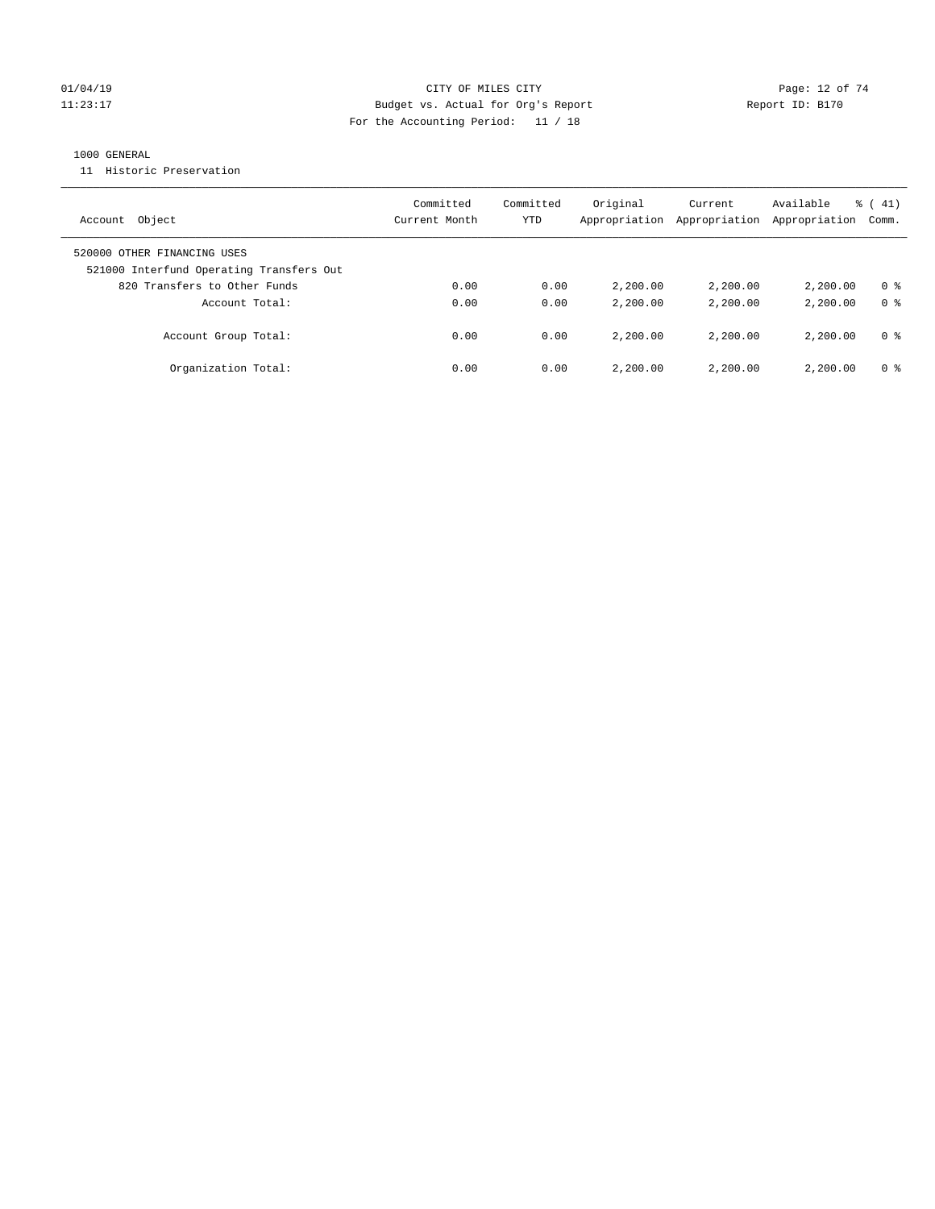CITY OF MILES CITY

Budget vs. Actual for Org's Report

For the Accounting Period: 11 / 18

01/04/19 11:23:17

Report ID: B170

1000 GENERAL

11 Historic Preservation

| Account Object | Committed Current Month | Committed YTD | Original Appropriation | Current Appropriation | Available Appropriation | % ( 41) Comm. |
|---|---|---|---|---|---|---|
| 520000 OTHER FINANCING USES | | | | | | |
| 521000 Interfund Operating Transfers Out | | | | | | |
| 820 Transfers to Other Funds | 0.00 | 0.00 | 2,200.00 | 2,200.00 | 2,200.00 | 0 % |
| Account Total: | 0.00 | 0.00 | 2,200.00 | 2,200.00 | 2,200.00 | 0 % |
| Account Group Total: | 0.00 | 0.00 | 2,200.00 | 2,200.00 | 2,200.00 | 0 % |
| Organization Total: | 0.00 | 0.00 | 2,200.00 | 2,200.00 | 2,200.00 | 0 % |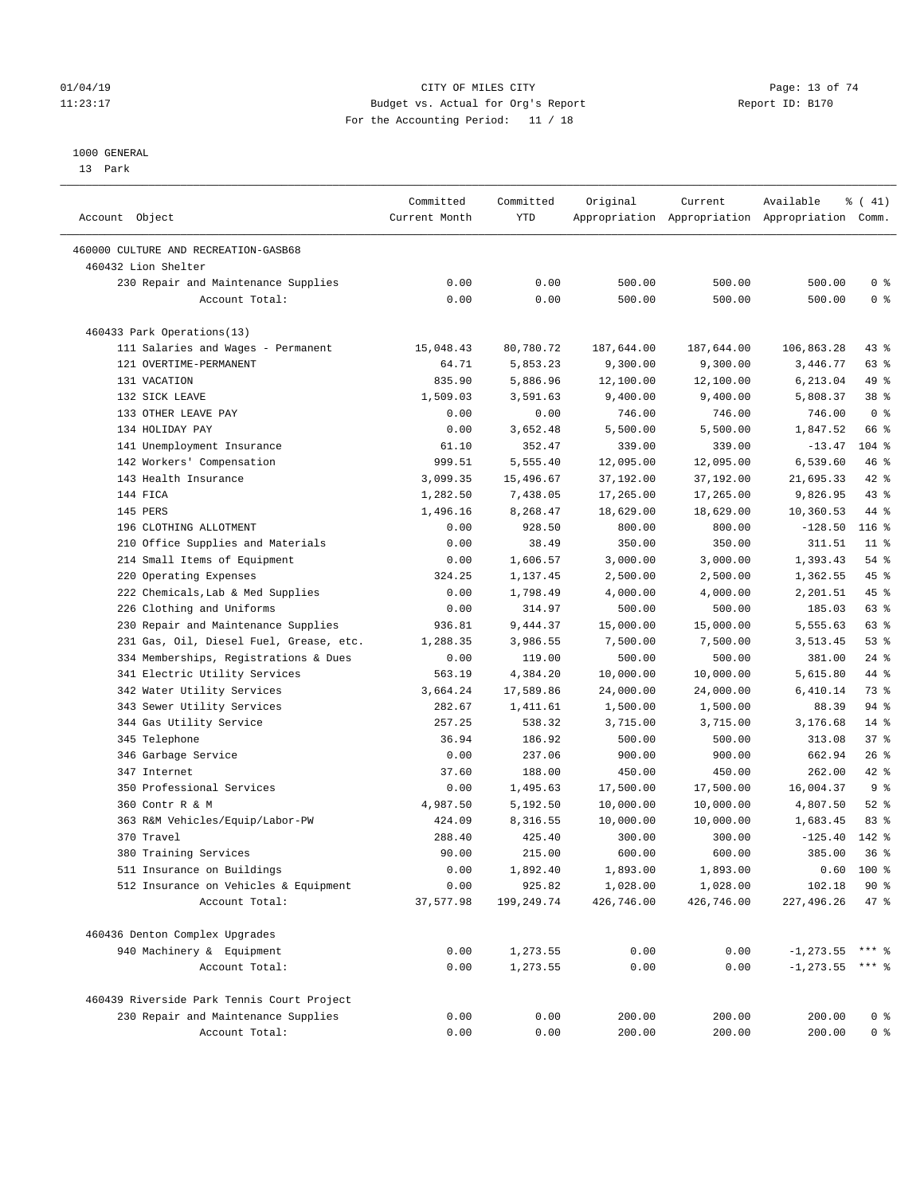CITY OF MILES CITY
Budget vs. Actual for Org's Report
For the Accounting Period: 11 / 18

1000 GENERAL
13 Park

| Account Object | Committed Current Month | Committed YTD | Original Appropriation | Current Appropriation | Available Appropriation | % ( 41) Comm. |
|---|---|---|---|---|---|---|
| 460000 CULTURE AND RECREATION-GASB68 | | | | | | |
| 460432 Lion Shelter | | | | | | |
| 230 Repair and Maintenance Supplies | 0.00 | 0.00 | 500.00 | 500.00 | 500.00 | 0 % |
| Account Total: | 0.00 | 0.00 | 500.00 | 500.00 | 500.00 | 0 % |
| 460433 Park Operations(13) | | | | | | |
| 111 Salaries and Wages - Permanent | 15,048.43 | 80,780.72 | 187,644.00 | 187,644.00 | 106,863.28 | 43 % |
| 121 OVERTIME-PERMANENT | 64.71 | 5,853.23 | 9,300.00 | 9,300.00 | 3,446.77 | 63 % |
| 131 VACATION | 835.90 | 5,886.96 | 12,100.00 | 12,100.00 | 6,213.04 | 49 % |
| 132 SICK LEAVE | 1,509.03 | 3,591.63 | 9,400.00 | 9,400.00 | 5,808.37 | 38 % |
| 133 OTHER LEAVE PAY | 0.00 | 0.00 | 746.00 | 746.00 | 746.00 | 0 % |
| 134 HOLIDAY PAY | 0.00 | 3,652.48 | 5,500.00 | 5,500.00 | 1,847.52 | 66 % |
| 141 Unemployment Insurance | 61.10 | 352.47 | 339.00 | 339.00 | -13.47 | 104 % |
| 142 Workers' Compensation | 999.51 | 5,555.40 | 12,095.00 | 12,095.00 | 6,539.60 | 46 % |
| 143 Health Insurance | 3,099.35 | 15,496.67 | 37,192.00 | 37,192.00 | 21,695.33 | 42 % |
| 144 FICA | 1,282.50 | 7,438.05 | 17,265.00 | 17,265.00 | 9,826.95 | 43 % |
| 145 PERS | 1,496.16 | 8,268.47 | 18,629.00 | 18,629.00 | 10,360.53 | 44 % |
| 196 CLOTHING ALLOTMENT | 0.00 | 928.50 | 800.00 | 800.00 | -128.50 | 116 % |
| 210 Office Supplies and Materials | 0.00 | 38.49 | 350.00 | 350.00 | 311.51 | 11 % |
| 214 Small Items of Equipment | 0.00 | 1,606.57 | 3,000.00 | 3,000.00 | 1,393.43 | 54 % |
| 220 Operating Expenses | 324.25 | 1,137.45 | 2,500.00 | 2,500.00 | 1,362.55 | 45 % |
| 222 Chemicals,Lab & Med Supplies | 0.00 | 1,798.49 | 4,000.00 | 4,000.00 | 2,201.51 | 45 % |
| 226 Clothing and Uniforms | 0.00 | 314.97 | 500.00 | 500.00 | 185.03 | 63 % |
| 230 Repair and Maintenance Supplies | 936.81 | 9,444.37 | 15,000.00 | 15,000.00 | 5,555.63 | 63 % |
| 231 Gas, Oil, Diesel Fuel, Grease, etc. | 1,288.35 | 3,986.55 | 7,500.00 | 7,500.00 | 3,513.45 | 53 % |
| 334 Memberships, Registrations & Dues | 0.00 | 119.00 | 500.00 | 500.00 | 381.00 | 24 % |
| 341 Electric Utility Services | 563.19 | 4,384.20 | 10,000.00 | 10,000.00 | 5,615.80 | 44 % |
| 342 Water Utility Services | 3,664.24 | 17,589.86 | 24,000.00 | 24,000.00 | 6,410.14 | 73 % |
| 343 Sewer Utility Services | 282.67 | 1,411.61 | 1,500.00 | 1,500.00 | 88.39 | 94 % |
| 344 Gas Utility Service | 257.25 | 538.32 | 3,715.00 | 3,715.00 | 3,176.68 | 14 % |
| 345 Telephone | 36.94 | 186.92 | 500.00 | 500.00 | 313.08 | 37 % |
| 346 Garbage Service | 0.00 | 237.06 | 900.00 | 900.00 | 662.94 | 26 % |
| 347 Internet | 37.60 | 188.00 | 450.00 | 450.00 | 262.00 | 42 % |
| 350 Professional Services | 0.00 | 1,495.63 | 17,500.00 | 17,500.00 | 16,004.37 | 9 % |
| 360 Contr R & M | 4,987.50 | 5,192.50 | 10,000.00 | 10,000.00 | 4,807.50 | 52 % |
| 363 R&M Vehicles/Equip/Labor-PW | 424.09 | 8,316.55 | 10,000.00 | 10,000.00 | 1,683.45 | 83 % |
| 370 Travel | 288.40 | 425.40 | 300.00 | 300.00 | -125.40 | 142 % |
| 380 Training Services | 90.00 | 215.00 | 600.00 | 600.00 | 385.00 | 36 % |
| 511 Insurance on Buildings | 0.00 | 1,892.40 | 1,893.00 | 1,893.00 | 0.60 | 100 % |
| 512 Insurance on Vehicles & Equipment | 0.00 | 925.82 | 1,028.00 | 1,028.00 | 102.18 | 90 % |
| Account Total: | 37,577.98 | 199,249.74 | 426,746.00 | 426,746.00 | 227,496.26 | 47 % |
| 460436 Denton Complex Upgrades | | | | | | |
| 940 Machinery & Equipment | 0.00 | 1,273.55 | 0.00 | 0.00 | -1,273.55 | *** % |
| Account Total: | 0.00 | 1,273.55 | 0.00 | 0.00 | -1,273.55 | *** % |
| 460439 Riverside Park Tennis Court Project | | | | | | |
| 230 Repair and Maintenance Supplies | 0.00 | 0.00 | 200.00 | 200.00 | 200.00 | 0 % |
| Account Total: | 0.00 | 0.00 | 200.00 | 200.00 | 200.00 | 0 % |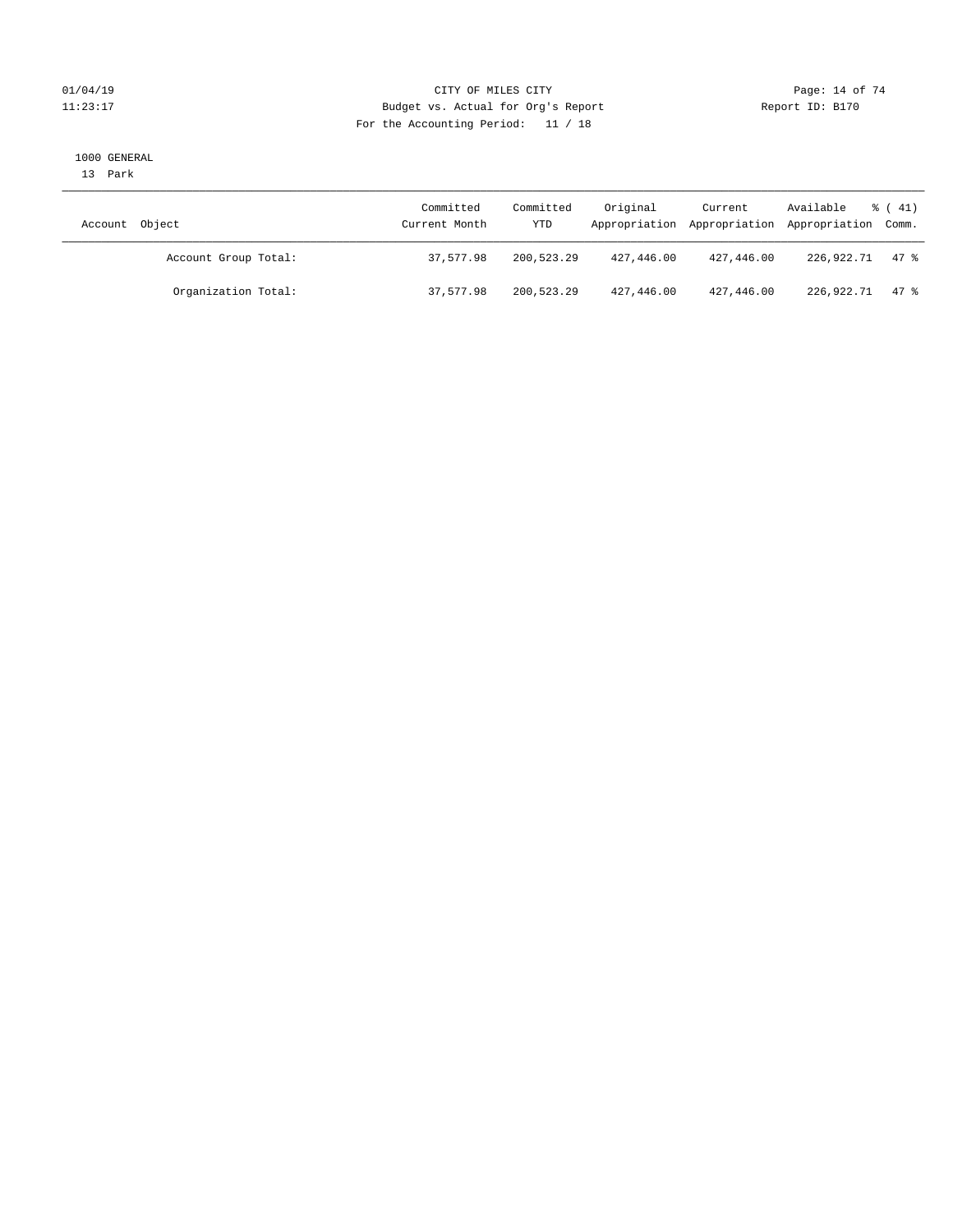CITY OF MILES CITY
Budget vs. Actual for Org's Report
For the Accounting Period: 11 / 18

01/04/19
11:23:17

Report ID: B170

1000 GENERAL
13 Park

| Account Object | Committed Current Month | Committed YTD | Original Appropriation | Current Appropriation | Available Appropriation | % ( 41) Comm. |
|---|---|---|---|---|---|---|
| Account Group Total: | 37,577.98 | 200,523.29 | 427,446.00 | 427,446.00 | 226,922.71 | 47 % |
| Organization Total: | 37,577.98 | 200,523.29 | 427,446.00 | 427,446.00 | 226,922.71 | 47 % |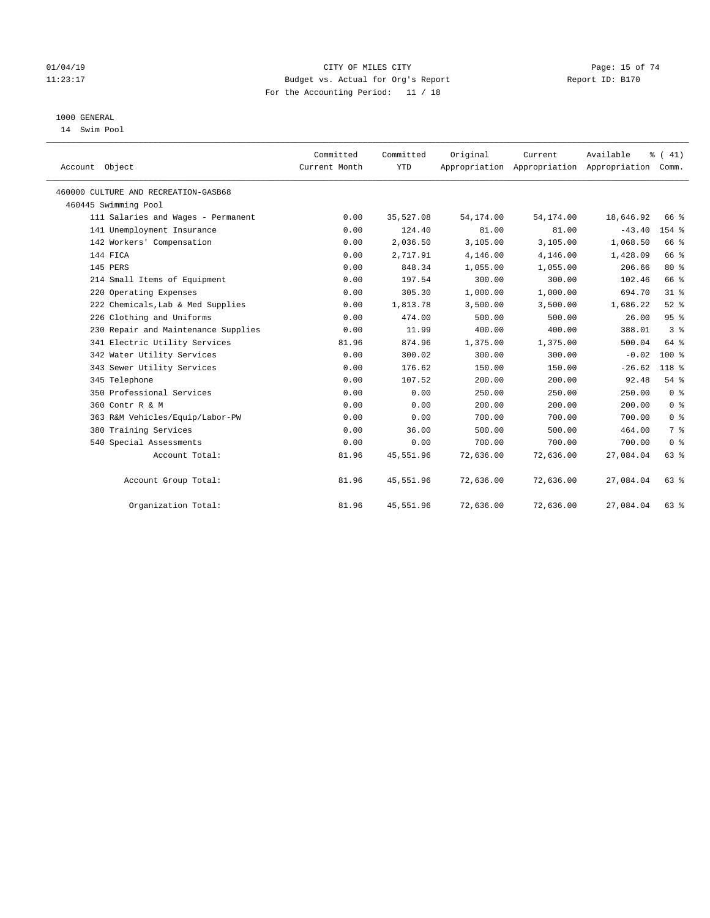CITY OF MILES CITY
Budget vs. Actual for Org's Report
For the Accounting Period: 11 / 18

01/04/19
11:23:17

Report ID: B170

1000 GENERAL
14 Swim Pool

| Account Object | Committed Current Month | Committed YTD | Original Appropriation | Current Appropriation | Available Appropriation | % ( 41) Comm. |
|---|---|---|---|---|---|---|
| 460000 CULTURE AND RECREATION-GASB68 | | | | | | |
| 460445 Swimming Pool | | | | | | |
| 111 Salaries and Wages - Permanent | 0.00 | 35,527.08 | 54,174.00 | 54,174.00 | 18,646.92 | 66 % |
| 141 Unemployment Insurance | 0.00 | 124.40 | 81.00 | 81.00 | -43.40 | 154 % |
| 142 Workers' Compensation | 0.00 | 2,036.50 | 3,105.00 | 3,105.00 | 1,068.50 | 66 % |
| 144 FICA | 0.00 | 2,717.91 | 4,146.00 | 4,146.00 | 1,428.09 | 66 % |
| 145 PERS | 0.00 | 848.34 | 1,055.00 | 1,055.00 | 206.66 | 80 % |
| 214 Small Items of Equipment | 0.00 | 197.54 | 300.00 | 300.00 | 102.46 | 66 % |
| 220 Operating Expenses | 0.00 | 305.30 | 1,000.00 | 1,000.00 | 694.70 | 31 % |
| 222 Chemicals,Lab & Med Supplies | 0.00 | 1,813.78 | 3,500.00 | 3,500.00 | 1,686.22 | 52 % |
| 226 Clothing and Uniforms | 0.00 | 474.00 | 500.00 | 500.00 | 26.00 | 95 % |
| 230 Repair and Maintenance Supplies | 0.00 | 11.99 | 400.00 | 400.00 | 388.01 | 3 % |
| 341 Electric Utility Services | 81.96 | 874.96 | 1,375.00 | 1,375.00 | 500.04 | 64 % |
| 342 Water Utility Services | 0.00 | 300.02 | 300.00 | 300.00 | -0.02 | 100 % |
| 343 Sewer Utility Services | 0.00 | 176.62 | 150.00 | 150.00 | -26.62 | 118 % |
| 345 Telephone | 0.00 | 107.52 | 200.00 | 200.00 | 92.48 | 54 % |
| 350 Professional Services | 0.00 | 0.00 | 250.00 | 250.00 | 250.00 | 0 % |
| 360 Contr R & M | 0.00 | 0.00 | 200.00 | 200.00 | 200.00 | 0 % |
| 363 R&M Vehicles/Equip/Labor-PW | 0.00 | 0.00 | 700.00 | 700.00 | 700.00 | 0 % |
| 380 Training Services | 0.00 | 36.00 | 500.00 | 500.00 | 464.00 | 7 % |
| 540 Special Assessments | 0.00 | 0.00 | 700.00 | 700.00 | 700.00 | 0 % |
| Account Total: | 81.96 | 45,551.96 | 72,636.00 | 72,636.00 | 27,084.04 | 63 % |
| Account Group Total: | 81.96 | 45,551.96 | 72,636.00 | 72,636.00 | 27,084.04 | 63 % |
| Organization Total: | 81.96 | 45,551.96 | 72,636.00 | 72,636.00 | 27,084.04 | 63 % |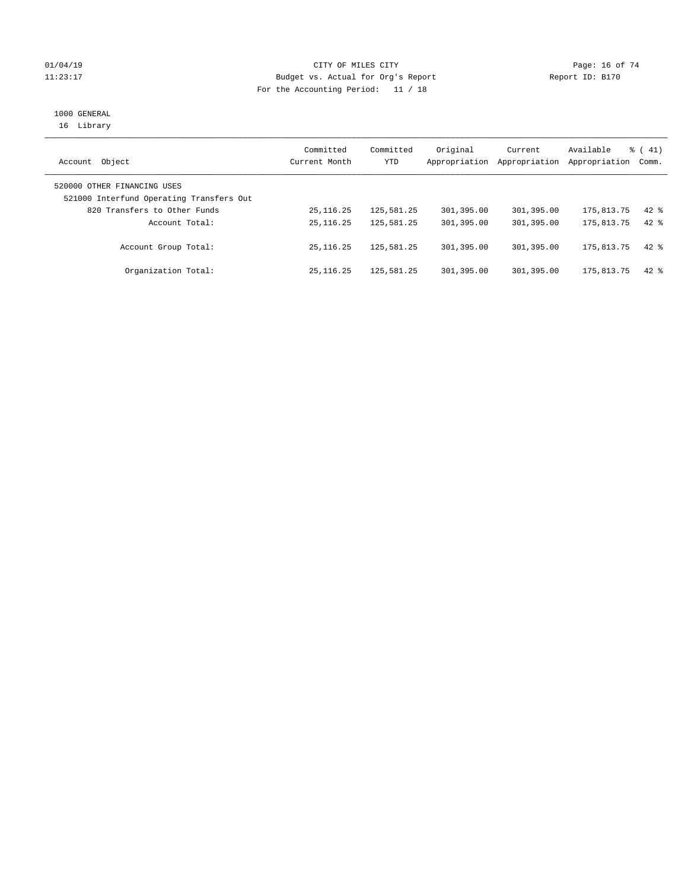CITY OF MILES CITY
Budget vs. Actual for Org's Report
For the Accounting Period: 11 / 18

01/04/19
11:23:17

Report ID: B170

1000 GENERAL
16 Library

| Account Object | Committed Current Month | Committed YTD | Original Appropriation | Current Appropriation | Available Appropriation | % ( 41) Comm. |
|---|---|---|---|---|---|---|
| 520000 OTHER FINANCING USES | | | | | | |
| 521000 Interfund Operating Transfers Out | | | | | | |
| 820 Transfers to Other Funds | 25,116.25 | 125,581.25 | 301,395.00 | 301,395.00 | 175,813.75 | 42 % |
| Account Total: | 25,116.25 | 125,581.25 | 301,395.00 | 301,395.00 | 175,813.75 | 42 % |
| Account Group Total: | 25,116.25 | 125,581.25 | 301,395.00 | 301,395.00 | 175,813.75 | 42 % |
| Organization Total: | 25,116.25 | 125,581.25 | 301,395.00 | 301,395.00 | 175,813.75 | 42 % |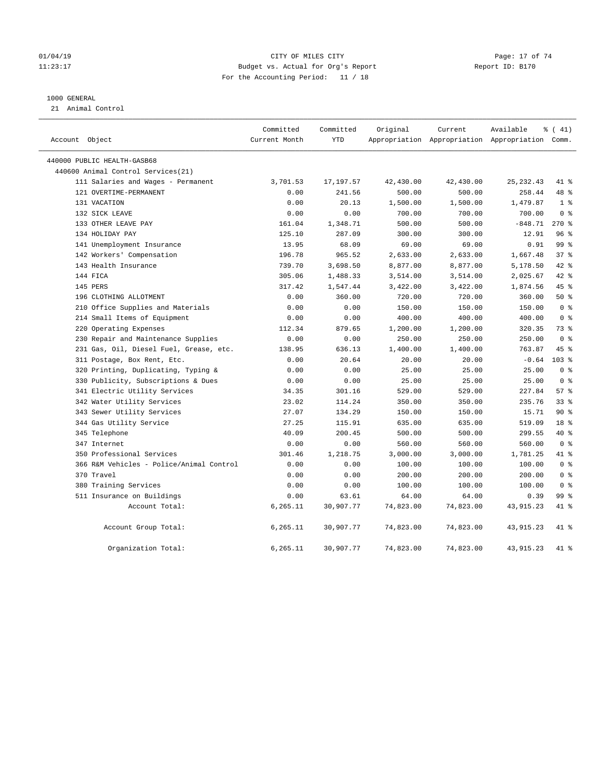01/04/19 CITY OF MILES CITY
11:23:17 Budget vs. Actual for Org's Report Report ID: B170
For the Accounting Period: 11 / 18

1000 GENERAL
21 Animal Control

| Account Object | Committed Current Month | Committed YTD | Original Appropriation | Current Appropriation | Available Appropriation | % ( 41) Comm. |
|---|---|---|---|---|---|---|
| 440000 PUBLIC HEALTH-GASB68 | | | | | | |
| 440600 Animal Control Services(21) | | | | | | |
| 111 Salaries and Wages - Permanent | 3,701.53 | 17,197.57 | 42,430.00 | 42,430.00 | 25,232.43 | 41 % |
| 121 OVERTIME-PERMANENT | 0.00 | 241.56 | 500.00 | 500.00 | 258.44 | 48 % |
| 131 VACATION | 0.00 | 20.13 | 1,500.00 | 1,500.00 | 1,479.87 | 1 % |
| 132 SICK LEAVE | 0.00 | 0.00 | 700.00 | 700.00 | 700.00 | 0 % |
| 133 OTHER LEAVE PAY | 161.04 | 1,348.71 | 500.00 | 500.00 | -848.71 | 270 % |
| 134 HOLIDAY PAY | 125.10 | 287.09 | 300.00 | 300.00 | 12.91 | 96 % |
| 141 Unemployment Insurance | 13.95 | 68.09 | 69.00 | 69.00 | 0.91 | 99 % |
| 142 Workers' Compensation | 196.78 | 965.52 | 2,633.00 | 2,633.00 | 1,667.48 | 37 % |
| 143 Health Insurance | 739.70 | 3,698.50 | 8,877.00 | 8,877.00 | 5,178.50 | 42 % |
| 144 FICA | 305.06 | 1,488.33 | 3,514.00 | 3,514.00 | 2,025.67 | 42 % |
| 145 PERS | 317.42 | 1,547.44 | 3,422.00 | 3,422.00 | 1,874.56 | 45 % |
| 196 CLOTHING ALLOTMENT | 0.00 | 360.00 | 720.00 | 720.00 | 360.00 | 50 % |
| 210 Office Supplies and Materials | 0.00 | 0.00 | 150.00 | 150.00 | 150.00 | 0 % |
| 214 Small Items of Equipment | 0.00 | 0.00 | 400.00 | 400.00 | 400.00 | 0 % |
| 220 Operating Expenses | 112.34 | 879.65 | 1,200.00 | 1,200.00 | 320.35 | 73 % |
| 230 Repair and Maintenance Supplies | 0.00 | 0.00 | 250.00 | 250.00 | 250.00 | 0 % |
| 231 Gas, Oil, Diesel Fuel, Grease, etc. | 138.95 | 636.13 | 1,400.00 | 1,400.00 | 763.87 | 45 % |
| 311 Postage, Box Rent, Etc. | 0.00 | 20.64 | 20.00 | 20.00 | -0.64 | 103 % |
| 320 Printing, Duplicating, Typing & | 0.00 | 0.00 | 25.00 | 25.00 | 25.00 | 0 % |
| 330 Publicity, Subscriptions & Dues | 0.00 | 0.00 | 25.00 | 25.00 | 25.00 | 0 % |
| 341 Electric Utility Services | 34.35 | 301.16 | 529.00 | 529.00 | 227.84 | 57 % |
| 342 Water Utility Services | 23.02 | 114.24 | 350.00 | 350.00 | 235.76 | 33 % |
| 343 Sewer Utility Services | 27.07 | 134.29 | 150.00 | 150.00 | 15.71 | 90 % |
| 344 Gas Utility Service | 27.25 | 115.91 | 635.00 | 635.00 | 519.09 | 18 % |
| 345 Telephone | 40.09 | 200.45 | 500.00 | 500.00 | 299.55 | 40 % |
| 347 Internet | 0.00 | 0.00 | 560.00 | 560.00 | 560.00 | 0 % |
| 350 Professional Services | 301.46 | 1,218.75 | 3,000.00 | 3,000.00 | 1,781.25 | 41 % |
| 366 R&M Vehicles - Police/Animal Control | 0.00 | 0.00 | 100.00 | 100.00 | 100.00 | 0 % |
| 370 Travel | 0.00 | 0.00 | 200.00 | 200.00 | 200.00 | 0 % |
| 380 Training Services | 0.00 | 0.00 | 100.00 | 100.00 | 100.00 | 0 % |
| 511 Insurance on Buildings | 0.00 | 63.61 | 64.00 | 64.00 | 0.39 | 99 % |
| Account Total: | 6,265.11 | 30,907.77 | 74,823.00 | 74,823.00 | 43,915.23 | 41 % |
| Account Group Total: | 6,265.11 | 30,907.77 | 74,823.00 | 74,823.00 | 43,915.23 | 41 % |
| Organization Total: | 6,265.11 | 30,907.77 | 74,823.00 | 74,823.00 | 43,915.23 | 41 % |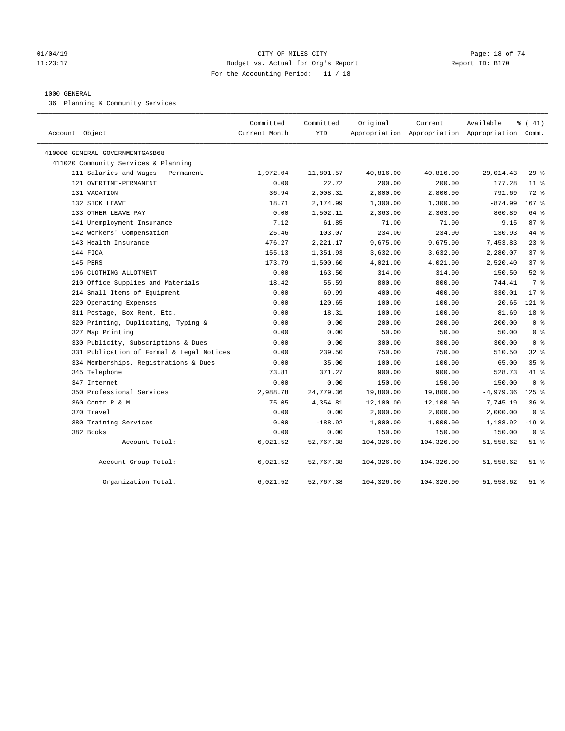CITY OF MILES CITY
Budget vs. Actual for Org's Report
For the Accounting Period: 11 / 18

01/04/19
11:23:17

Report ID: B170

1000 GENERAL

36 Planning & Community Services

| Account Object | Committed Current Month | Committed YTD | Original Appropriation | Current Appropriation | Available Appropriation | % ( 41) Comm. |
|---|---|---|---|---|---|---|
| 410000 GENERAL GOVERNMENTGASB68 | | | | | | |
| 411020 Community Services & Planning | | | | | | |
| 111 Salaries and Wages - Permanent | 1,972.04 | 11,801.57 | 40,816.00 | 40,816.00 | 29,014.43 | 29 % |
| 121 OVERTIME-PERMANENT | 0.00 | 22.72 | 200.00 | 200.00 | 177.28 | 11 % |
| 131 VACATION | 36.94 | 2,008.31 | 2,800.00 | 2,800.00 | 791.69 | 72 % |
| 132 SICK LEAVE | 18.71 | 2,174.99 | 1,300.00 | 1,300.00 | -874.99 | 167 % |
| 133 OTHER LEAVE PAY | 0.00 | 1,502.11 | 2,363.00 | 2,363.00 | 860.89 | 64 % |
| 141 Unemployment Insurance | 7.12 | 61.85 | 71.00 | 71.00 | 9.15 | 87 % |
| 142 Workers' Compensation | 25.46 | 103.07 | 234.00 | 234.00 | 130.93 | 44 % |
| 143 Health Insurance | 476.27 | 2,221.17 | 9,675.00 | 9,675.00 | 7,453.83 | 23 % |
| 144 FICA | 155.13 | 1,351.93 | 3,632.00 | 3,632.00 | 2,280.07 | 37 % |
| 145 PERS | 173.79 | 1,500.60 | 4,021.00 | 4,021.00 | 2,520.40 | 37 % |
| 196 CLOTHING ALLOTMENT | 0.00 | 163.50 | 314.00 | 314.00 | 150.50 | 52 % |
| 210 Office Supplies and Materials | 18.42 | 55.59 | 800.00 | 800.00 | 744.41 | 7 % |
| 214 Small Items of Equipment | 0.00 | 69.99 | 400.00 | 400.00 | 330.01 | 17 % |
| 220 Operating Expenses | 0.00 | 120.65 | 100.00 | 100.00 | -20.65 | 121 % |
| 311 Postage, Box Rent, Etc. | 0.00 | 18.31 | 100.00 | 100.00 | 81.69 | 18 % |
| 320 Printing, Duplicating, Typing & | 0.00 | 0.00 | 200.00 | 200.00 | 200.00 | 0 % |
| 327 Map Printing | 0.00 | 0.00 | 50.00 | 50.00 | 50.00 | 0 % |
| 330 Publicity, Subscriptions & Dues | 0.00 | 0.00 | 300.00 | 300.00 | 300.00 | 0 % |
| 331 Publication of Formal & Legal Notices | 0.00 | 239.50 | 750.00 | 750.00 | 510.50 | 32 % |
| 334 Memberships, Registrations & Dues | 0.00 | 35.00 | 100.00 | 100.00 | 65.00 | 35 % |
| 345 Telephone | 73.81 | 371.27 | 900.00 | 900.00 | 528.73 | 41 % |
| 347 Internet | 0.00 | 0.00 | 150.00 | 150.00 | 150.00 | 0 % |
| 350 Professional Services | 2,988.78 | 24,779.36 | 19,800.00 | 19,800.00 | -4,979.36 | 125 % |
| 360 Contr R & M | 75.05 | 4,354.81 | 12,100.00 | 12,100.00 | 7,745.19 | 36 % |
| 370 Travel | 0.00 | 0.00 | 2,000.00 | 2,000.00 | 2,000.00 | 0 % |
| 380 Training Services | 0.00 | -188.92 | 1,000.00 | 1,000.00 | 1,188.92 | -19 % |
| 382 Books | 0.00 | 0.00 | 150.00 | 150.00 | 150.00 | 0 % |
| Account Total: | 6,021.52 | 52,767.38 | 104,326.00 | 104,326.00 | 51,558.62 | 51 % |
| Account Group Total: | 6,021.52 | 52,767.38 | 104,326.00 | 104,326.00 | 51,558.62 | 51 % |
| Organization Total: | 6,021.52 | 52,767.38 | 104,326.00 | 104,326.00 | 51,558.62 | 51 % |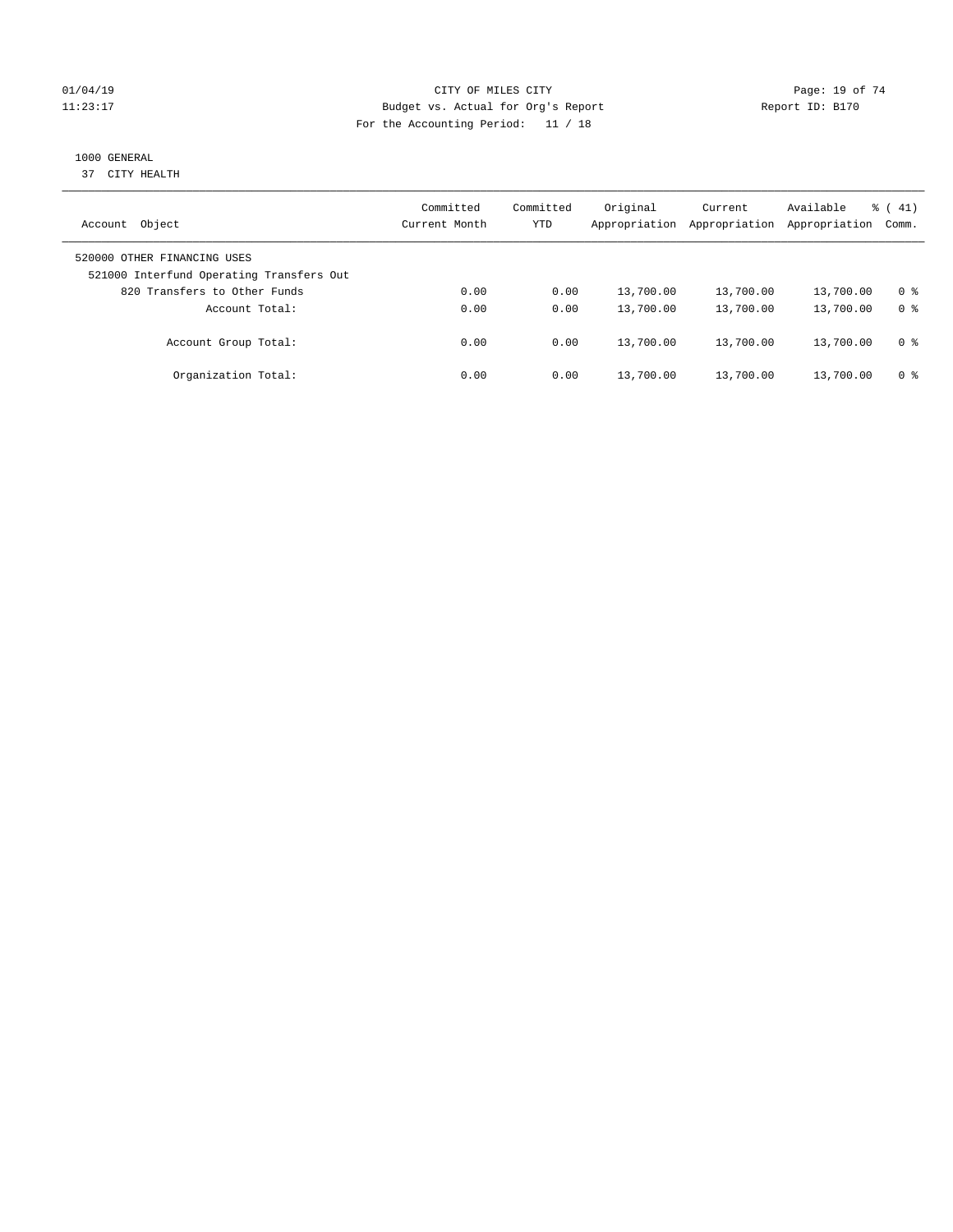CITY OF MILES CITY
Budget vs. Actual for Org's Report
Report ID: B170
For the Accounting Period: 11 / 18

01/04/19
11:23:17

1000 GENERAL
37 CITY HEALTH

| Account Object | Committed Current Month | Committed YTD | Original Appropriation | Current Appropriation | Available Appropriation | % ( 41) Comm. |
|---|---|---|---|---|---|---|
| 520000 OTHER FINANCING USES | | | | | | |
| 521000 Interfund Operating Transfers Out | | | | | | |
| 820 Transfers to Other Funds | 0.00 | 0.00 | 13,700.00 | 13,700.00 | 13,700.00 | 0 % |
| Account Total: | 0.00 | 0.00 | 13,700.00 | 13,700.00 | 13,700.00 | 0 % |
| Account Group Total: | 0.00 | 0.00 | 13,700.00 | 13,700.00 | 13,700.00 | 0 % |
| Organization Total: | 0.00 | 0.00 | 13,700.00 | 13,700.00 | 13,700.00 | 0 % |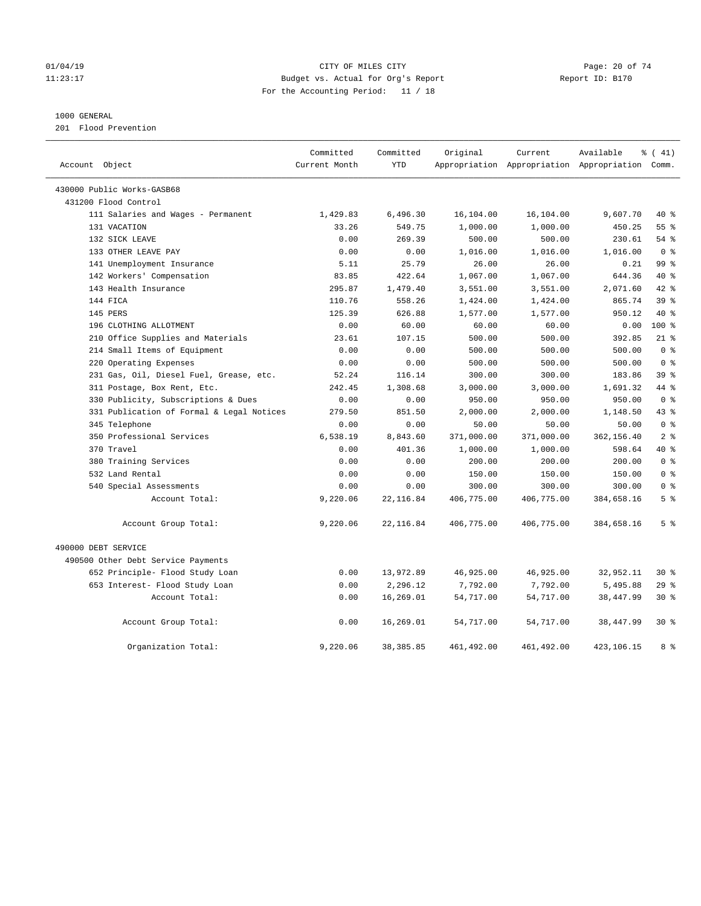CITY OF MILES CITY
Budget vs. Actual for Org's Report
For the Accounting Period: 11 / 18

01/04/19
11:23:17

Report ID: B170

1000 GENERAL
201 Flood Prevention

| Account Object | Committed Current Month | Committed YTD | Original Appropriation | Current Appropriation | Available Appropriation | % ( 41) Comm. |
|---|---|---|---|---|---|---|
| 430000 Public Works-GASB68 | | | | | | |
| 431200 Flood Control | | | | | | |
| 111 Salaries and Wages - Permanent | 1,429.83 | 6,496.30 | 16,104.00 | 16,104.00 | 9,607.70 | 40 % |
| 131 VACATION | 33.26 | 549.75 | 1,000.00 | 1,000.00 | 450.25 | 55 % |
| 132 SICK LEAVE | 0.00 | 269.39 | 500.00 | 500.00 | 230.61 | 54 % |
| 133 OTHER LEAVE PAY | 0.00 | 0.00 | 1,016.00 | 1,016.00 | 1,016.00 | 0 % |
| 141 Unemployment Insurance | 5.11 | 25.79 | 26.00 | 26.00 | 0.21 | 99 % |
| 142 Workers' Compensation | 83.85 | 422.64 | 1,067.00 | 1,067.00 | 644.36 | 40 % |
| 143 Health Insurance | 295.87 | 1,479.40 | 3,551.00 | 3,551.00 | 2,071.60 | 42 % |
| 144 FICA | 110.76 | 558.26 | 1,424.00 | 1,424.00 | 865.74 | 39 % |
| 145 PERS | 125.39 | 626.88 | 1,577.00 | 1,577.00 | 950.12 | 40 % |
| 196 CLOTHING ALLOTMENT | 0.00 | 60.00 | 60.00 | 60.00 | 0.00 | 100 % |
| 210 Office Supplies and Materials | 23.61 | 107.15 | 500.00 | 500.00 | 392.85 | 21 % |
| 214 Small Items of Equipment | 0.00 | 0.00 | 500.00 | 500.00 | 500.00 | 0 % |
| 220 Operating Expenses | 0.00 | 0.00 | 500.00 | 500.00 | 500.00 | 0 % |
| 231 Gas, Oil, Diesel Fuel, Grease, etc. | 52.24 | 116.14 | 300.00 | 300.00 | 183.86 | 39 % |
| 311 Postage, Box Rent, Etc. | 242.45 | 1,308.68 | 3,000.00 | 3,000.00 | 1,691.32 | 44 % |
| 330 Publicity, Subscriptions & Dues | 0.00 | 0.00 | 950.00 | 950.00 | 950.00 | 0 % |
| 331 Publication of Formal & Legal Notices | 279.50 | 851.50 | 2,000.00 | 2,000.00 | 1,148.50 | 43 % |
| 345 Telephone | 0.00 | 0.00 | 50.00 | 50.00 | 50.00 | 0 % |
| 350 Professional Services | 6,538.19 | 8,843.60 | 371,000.00 | 371,000.00 | 362,156.40 | 2 % |
| 370 Travel | 0.00 | 401.36 | 1,000.00 | 1,000.00 | 598.64 | 40 % |
| 380 Training Services | 0.00 | 0.00 | 200.00 | 200.00 | 200.00 | 0 % |
| 532 Land Rental | 0.00 | 0.00 | 150.00 | 150.00 | 150.00 | 0 % |
| 540 Special Assessments | 0.00 | 0.00 | 300.00 | 300.00 | 300.00 | 0 % |
| Account Total: | 9,220.06 | 22,116.84 | 406,775.00 | 406,775.00 | 384,658.16 | 5 % |
| Account Group Total: | 9,220.06 | 22,116.84 | 406,775.00 | 406,775.00 | 384,658.16 | 5 % |
| 490000 DEBT SERVICE | | | | | | |
| 490500 Other Debt Service Payments | | | | | | |
| 652 Principle- Flood Study Loan | 0.00 | 13,972.89 | 46,925.00 | 46,925.00 | 32,952.11 | 30 % |
| 653 Interest- Flood Study Loan | 0.00 | 2,296.12 | 7,792.00 | 7,792.00 | 5,495.88 | 29 % |
| Account Total: | 0.00 | 16,269.01 | 54,717.00 | 54,717.00 | 38,447.99 | 30 % |
| Account Group Total: | 0.00 | 16,269.01 | 54,717.00 | 54,717.00 | 38,447.99 | 30 % |
| Organization Total: | 9,220.06 | 38,385.85 | 461,492.00 | 461,492.00 | 423,106.15 | 8 % |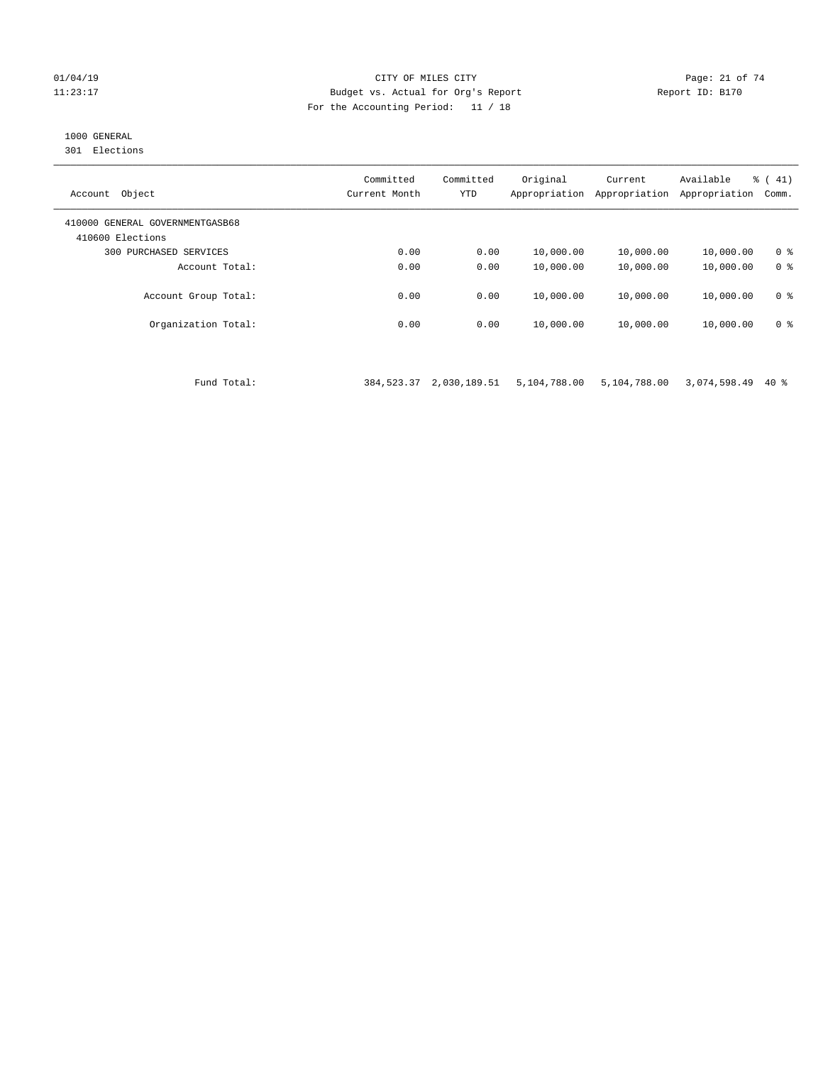CITY OF MILES CITY
Budget vs. Actual for Org's Report
For the Accounting Period: 11 / 18

01/04/19
11:23:17

Report ID: B170

1000 GENERAL
301 Elections

| Account Object | Committed Current Month | Committed YTD | Original Appropriation | Current Appropriation | Available Appropriation | % ( 41) Comm. |
|---|---|---|---|---|---|---|
| 410000 GENERAL GOVERNMENTGASB68 | | | | | | |
| 410600 Elections | | | | | | |
| 300 PURCHASED SERVICES | 0.00 | 0.00 | 10,000.00 | 10,000.00 | 10,000.00 | 0 % |
| Account Total: | 0.00 | 0.00 | 10,000.00 | 10,000.00 | 10,000.00 | 0 % |
| Account Group Total: | 0.00 | 0.00 | 10,000.00 | 10,000.00 | 10,000.00 | 0 % |
| Organization Total: | 0.00 | 0.00 | 10,000.00 | 10,000.00 | 10,000.00 | 0 % |
| Fund Total: | 384,523.37 | 2,030,189.51 | 5,104,788.00 | 5,104,788.00 | 3,074,598.49 | 40 % |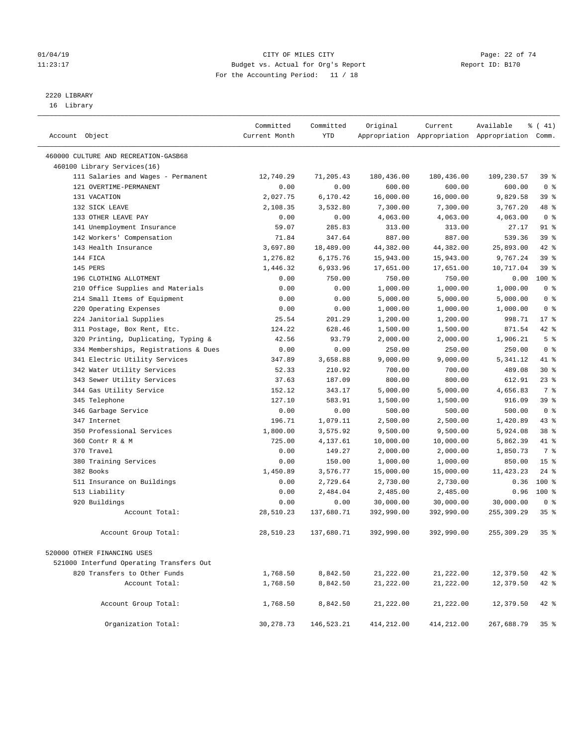01/04/19 CITY OF MILES CITY
11:23:17 Budget vs. Actual for Org's Report Report ID: B170
For the Accounting Period: 11 / 18

2220 LIBRARY
16 Library

| Account Object | Committed Current Month | Committed YTD | Original Appropriation | Current Appropriation | Available Appropriation | % ( 41) Comm. |
|---|---|---|---|---|---|---|
| 460000 CULTURE AND RECREATION-GASB68 | | | | | | |
| 460100 Library Services(16) | | | | | | |
| 111 Salaries and Wages - Permanent | 12,740.29 | 71,205.43 | 180,436.00 | 180,436.00 | 109,230.57 | 39 % |
| 121 OVERTIME-PERMANENT | 0.00 | 0.00 | 600.00 | 600.00 | 600.00 | 0 % |
| 131 VACATION | 2,027.75 | 6,170.42 | 16,000.00 | 16,000.00 | 9,829.58 | 39 % |
| 132 SICK LEAVE | 2,108.35 | 3,532.80 | 7,300.00 | 7,300.00 | 3,767.20 | 48 % |
| 133 OTHER LEAVE PAY | 0.00 | 0.00 | 4,063.00 | 4,063.00 | 4,063.00 | 0 % |
| 141 Unemployment Insurance | 59.07 | 285.83 | 313.00 | 313.00 | 27.17 | 91 % |
| 142 Workers' Compensation | 71.84 | 347.64 | 887.00 | 887.00 | 539.36 | 39 % |
| 143 Health Insurance | 3,697.80 | 18,489.00 | 44,382.00 | 44,382.00 | 25,893.00 | 42 % |
| 144 FICA | 1,276.82 | 6,175.76 | 15,943.00 | 15,943.00 | 9,767.24 | 39 % |
| 145 PERS | 1,446.32 | 6,933.96 | 17,651.00 | 17,651.00 | 10,717.04 | 39 % |
| 196 CLOTHING ALLOTMENT | 0.00 | 750.00 | 750.00 | 750.00 | 0.00 | 100 % |
| 210 Office Supplies and Materials | 0.00 | 0.00 | 1,000.00 | 1,000.00 | 1,000.00 | 0 % |
| 214 Small Items of Equipment | 0.00 | 0.00 | 5,000.00 | 5,000.00 | 5,000.00 | 0 % |
| 220 Operating Expenses | 0.00 | 0.00 | 1,000.00 | 1,000.00 | 1,000.00 | 0 % |
| 224 Janitorial Supplies | 25.54 | 201.29 | 1,200.00 | 1,200.00 | 998.71 | 17 % |
| 311 Postage, Box Rent, Etc. | 124.22 | 628.46 | 1,500.00 | 1,500.00 | 871.54 | 42 % |
| 320 Printing, Duplicating, Typing & | 42.56 | 93.79 | 2,000.00 | 2,000.00 | 1,906.21 | 5 % |
| 334 Memberships, Registrations & Dues | 0.00 | 0.00 | 250.00 | 250.00 | 250.00 | 0 % |
| 341 Electric Utility Services | 347.89 | 3,658.88 | 9,000.00 | 9,000.00 | 5,341.12 | 41 % |
| 342 Water Utility Services | 52.33 | 210.92 | 700.00 | 700.00 | 489.08 | 30 % |
| 343 Sewer Utility Services | 37.63 | 187.09 | 800.00 | 800.00 | 612.91 | 23 % |
| 344 Gas Utility Service | 152.12 | 343.17 | 5,000.00 | 5,000.00 | 4,656.83 | 7 % |
| 345 Telephone | 127.10 | 583.91 | 1,500.00 | 1,500.00 | 916.09 | 39 % |
| 346 Garbage Service | 0.00 | 0.00 | 500.00 | 500.00 | 500.00 | 0 % |
| 347 Internet | 196.71 | 1,079.11 | 2,500.00 | 2,500.00 | 1,420.89 | 43 % |
| 350 Professional Services | 1,800.00 | 3,575.92 | 9,500.00 | 9,500.00 | 5,924.08 | 38 % |
| 360 Contr R & M | 725.00 | 4,137.61 | 10,000.00 | 10,000.00 | 5,862.39 | 41 % |
| 370 Travel | 0.00 | 149.27 | 2,000.00 | 2,000.00 | 1,850.73 | 7 % |
| 380 Training Services | 0.00 | 150.00 | 1,000.00 | 1,000.00 | 850.00 | 15 % |
| 382 Books | 1,450.89 | 3,576.77 | 15,000.00 | 15,000.00 | 11,423.23 | 24 % |
| 511 Insurance on Buildings | 0.00 | 2,729.64 | 2,730.00 | 2,730.00 | 0.36 | 100 % |
| 513 Liability | 0.00 | 2,484.04 | 2,485.00 | 2,485.00 | 0.96 | 100 % |
| 920 Buildings | 0.00 | 0.00 | 30,000.00 | 30,000.00 | 30,000.00 | 0 % |
| Account Total: | 28,510.23 | 137,680.71 | 392,990.00 | 392,990.00 | 255,309.29 | 35 % |
| Account Group Total: | 28,510.23 | 137,680.71 | 392,990.00 | 392,990.00 | 255,309.29 | 35 % |
| 520000 OTHER FINANCING USES | | | | | | |
| 521000 Interfund Operating Transfers Out | | | | | | |
| 820 Transfers to Other Funds | 1,768.50 | 8,842.50 | 21,222.00 | 21,222.00 | 12,379.50 | 42 % |
| Account Total: | 1,768.50 | 8,842.50 | 21,222.00 | 21,222.00 | 12,379.50 | 42 % |
| Account Group Total: | 1,768.50 | 8,842.50 | 21,222.00 | 21,222.00 | 12,379.50 | 42 % |
| Organization Total: | 30,278.73 | 146,523.21 | 414,212.00 | 414,212.00 | 267,688.79 | 35 % |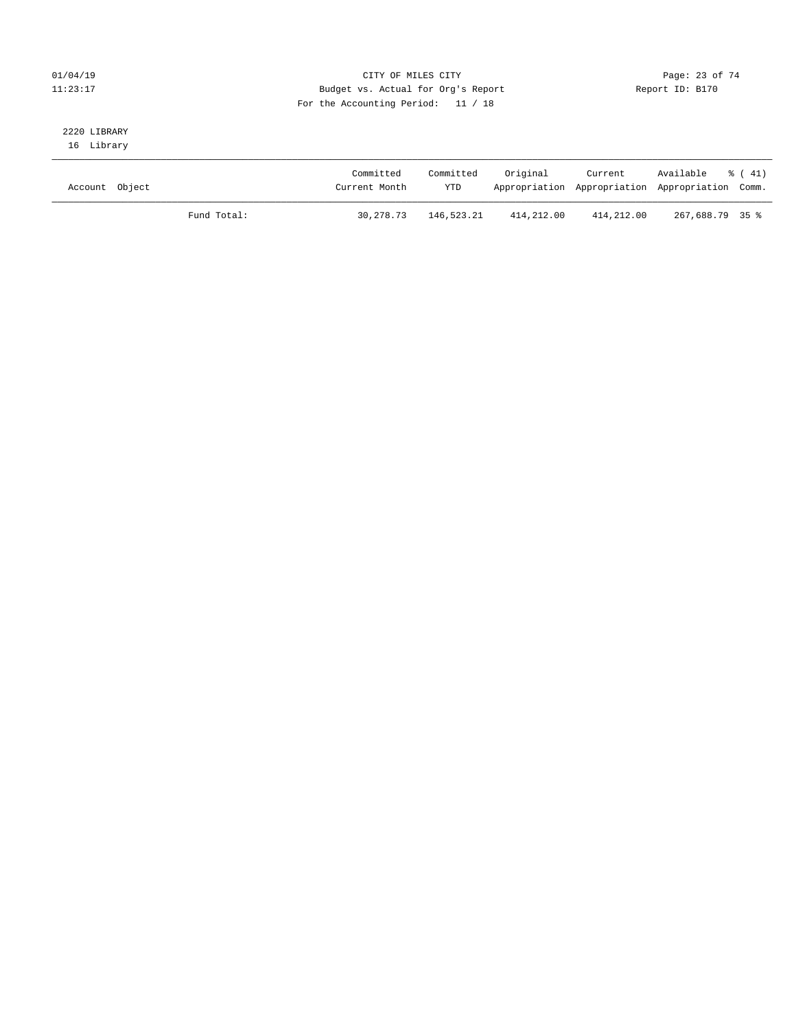CITY OF MILES CITY

Budget vs. Actual for Org's Report

For the Accounting Period: 11 / 18

01/04/19
11:23:17

Report ID: B170

2220 LIBRARY
16 Library

| Account Object | | Committed Current Month | Committed YTD | Original Appropriation | Current Appropriation | Available Appropriation | % ( 41) Comm. |
|---|---|---|---|---|---|---|---|
| | Fund Total: | 30,278.73 | 146,523.21 | 414,212.00 | 414,212.00 | 267,688.79 | 35 % |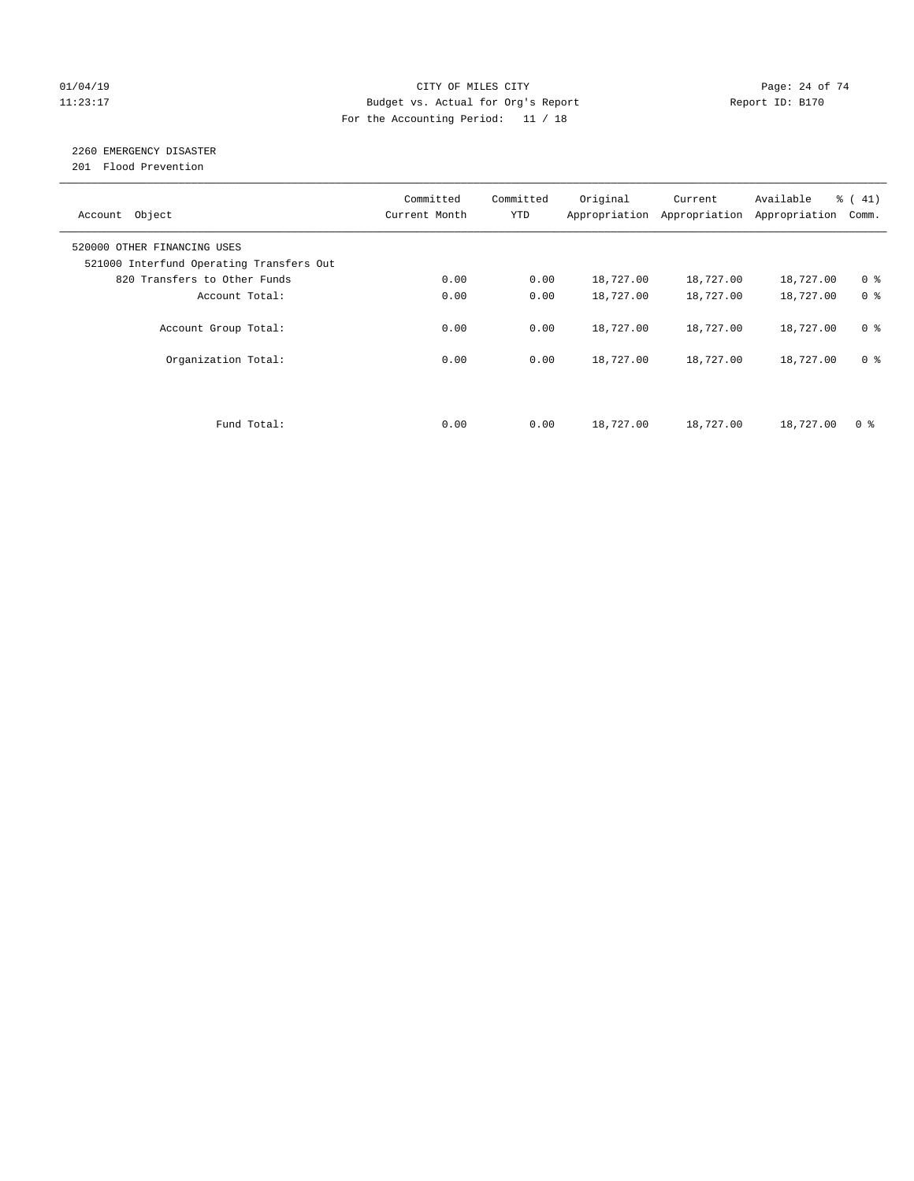CITY OF MILES CITY
Budget vs. Actual for Org's Report
For the Accounting Period: 11 / 18

01/04/19
11:23:17

Report ID: B170

## 2260 EMERGENCY DISASTER

201 Flood Prevention

| Account Object | Committed Current Month | Committed YTD | Original Appropriation | Current Appropriation | Available Appropriation | % ( 41) Comm. |
|---|---|---|---|---|---|---|
| 520000 OTHER FINANCING USES | | | | | | |
| 521000 Interfund Operating Transfers Out | | | | | | |
| 820 Transfers to Other Funds | 0.00 | 0.00 | 18,727.00 | 18,727.00 | 18,727.00 | 0 % |
| Account Total: | 0.00 | 0.00 | 18,727.00 | 18,727.00 | 18,727.00 | 0 % |
| Account Group Total: | 0.00 | 0.00 | 18,727.00 | 18,727.00 | 18,727.00 | 0 % |
| Organization Total: | 0.00 | 0.00 | 18,727.00 | 18,727.00 | 18,727.00 | 0 % |
| Fund Total: | 0.00 | 0.00 | 18,727.00 | 18,727.00 | 18,727.00 | 0 % |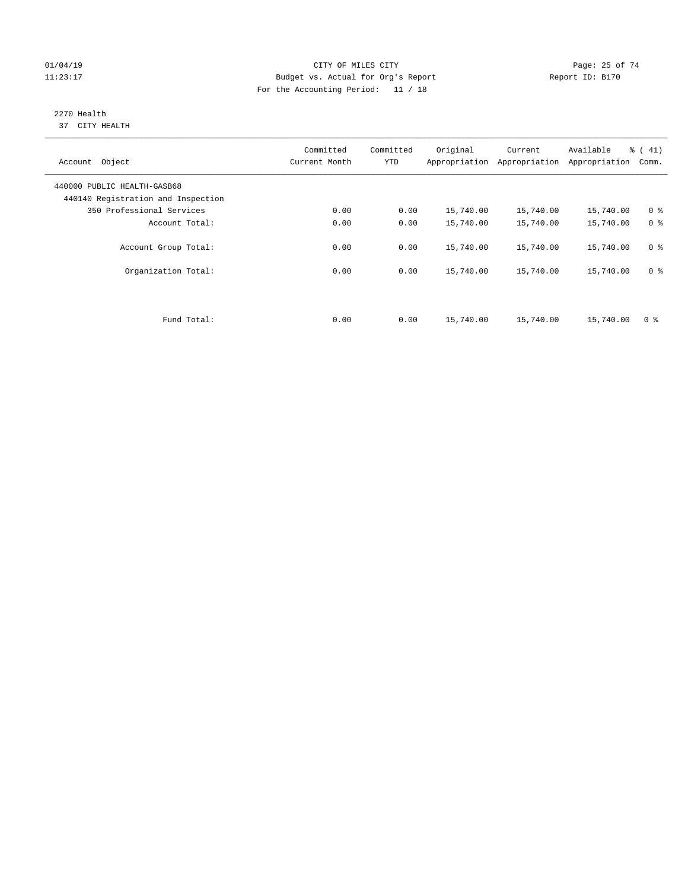CITY OF MILES CITY

Budget vs. Actual for Org's Report

For the Accounting Period: 11 / 18

01/04/19
11:23:17

Report ID: B170

2270 Health
37 CITY HEALTH

| Account Object | Committed Current Month | Committed YTD | Original Appropriation | Current Appropriation | Available Appropriation | % ( 41) Comm. |
|---|---|---|---|---|---|---|
| 440000 PUBLIC HEALTH-GASB68 | | | | | | |
| 440140 Registration and Inspection | | | | | | |
| 350 Professional Services | 0.00 | 0.00 | 15,740.00 | 15,740.00 | 15,740.00 | 0 % |
| Account Total: | 0.00 | 0.00 | 15,740.00 | 15,740.00 | 15,740.00 | 0 % |
| Account Group Total: | 0.00 | 0.00 | 15,740.00 | 15,740.00 | 15,740.00 | 0 % |
| Organization Total: | 0.00 | 0.00 | 15,740.00 | 15,740.00 | 15,740.00 | 0 % |
| Fund Total: | 0.00 | 0.00 | 15,740.00 | 15,740.00 | 15,740.00 | 0 % |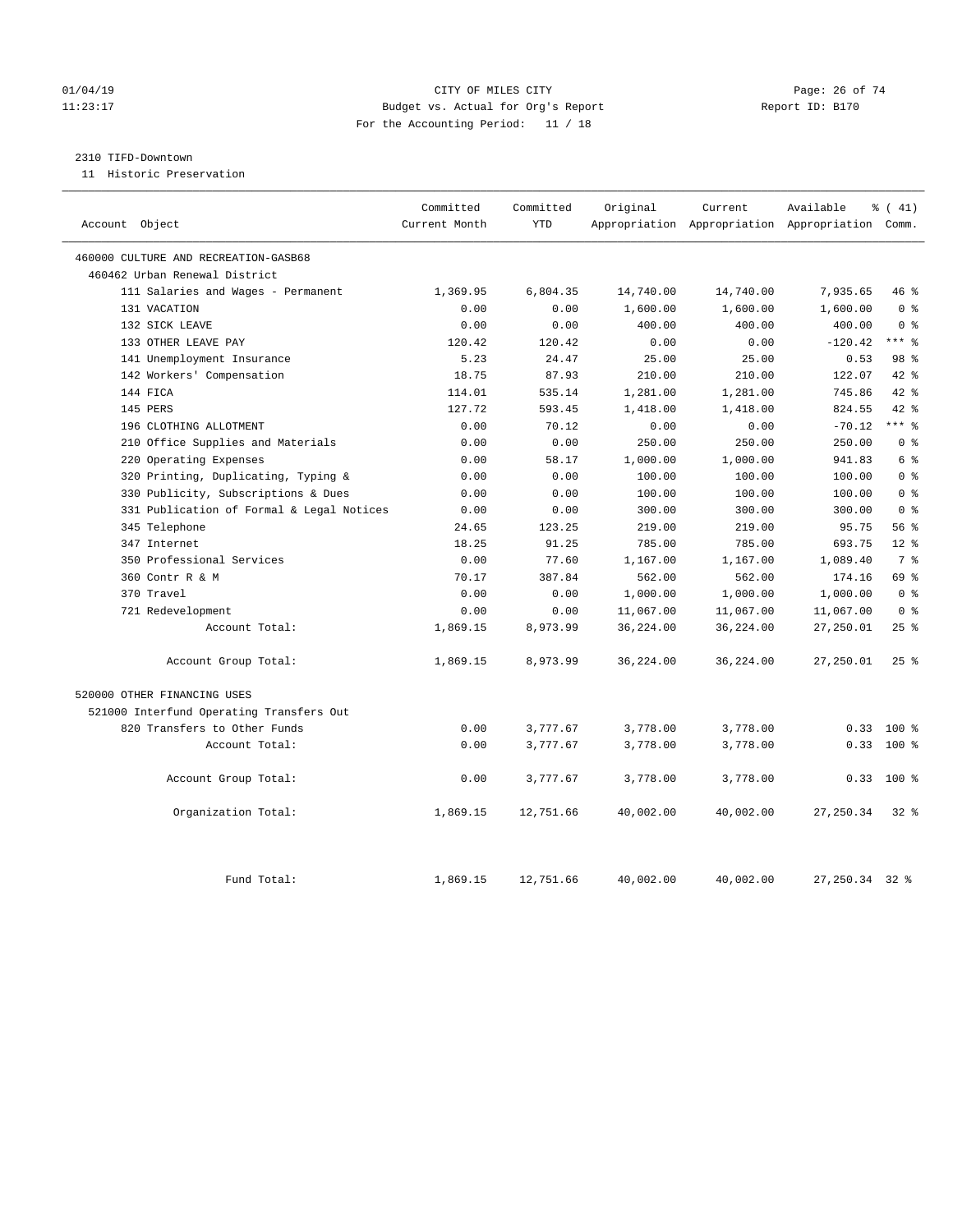01/04/19 CITY OF MILES CITY
11:23:17 Budget vs. Actual for Org's Report Report ID: B170
For the Accounting Period: 11 / 18

2310 TIFD-Downtown
11 Historic Preservation

| Account Object | Committed Current Month | Committed YTD | Original Appropriation | Current Appropriation | Available Appropriation | % ( 41) Comm. |
|---|---|---|---|---|---|---|
| 460000 CULTURE AND RECREATION-GASB68 | | | | | | |
| 460462 Urban Renewal District | | | | | | |
| 111 Salaries and Wages - Permanent | 1,369.95 | 6,804.35 | 14,740.00 | 14,740.00 | 7,935.65 | 46 % |
| 131 VACATION | 0.00 | 0.00 | 1,600.00 | 1,600.00 | 1,600.00 | 0 % |
| 132 SICK LEAVE | 0.00 | 0.00 | 400.00 | 400.00 | 400.00 | 0 % |
| 133 OTHER LEAVE PAY | 120.42 | 120.42 | 0.00 | 0.00 | -120.42 | *** % |
| 141 Unemployment Insurance | 5.23 | 24.47 | 25.00 | 25.00 | 0.53 | 98 % |
| 142 Workers' Compensation | 18.75 | 87.93 | 210.00 | 210.00 | 122.07 | 42 % |
| 144 FICA | 114.01 | 535.14 | 1,281.00 | 1,281.00 | 745.86 | 42 % |
| 145 PERS | 127.72 | 593.45 | 1,418.00 | 1,418.00 | 824.55 | 42 % |
| 196 CLOTHING ALLOTMENT | 0.00 | 70.12 | 0.00 | 0.00 | -70.12 | *** % |
| 210 Office Supplies and Materials | 0.00 | 0.00 | 250.00 | 250.00 | 250.00 | 0 % |
| 220 Operating Expenses | 0.00 | 58.17 | 1,000.00 | 1,000.00 | 941.83 | 6 % |
| 320 Printing, Duplicating, Typing & | 0.00 | 0.00 | 100.00 | 100.00 | 100.00 | 0 % |
| 330 Publicity, Subscriptions & Dues | 0.00 | 0.00 | 100.00 | 100.00 | 100.00 | 0 % |
| 331 Publication of Formal & Legal Notices | 0.00 | 0.00 | 300.00 | 300.00 | 300.00 | 0 % |
| 345 Telephone | 24.65 | 123.25 | 219.00 | 219.00 | 95.75 | 56 % |
| 347 Internet | 18.25 | 91.25 | 785.00 | 785.00 | 693.75 | 12 % |
| 350 Professional Services | 0.00 | 77.60 | 1,167.00 | 1,167.00 | 1,089.40 | 7 % |
| 360 Contr R & M | 70.17 | 387.84 | 562.00 | 562.00 | 174.16 | 69 % |
| 370 Travel | 0.00 | 0.00 | 1,000.00 | 1,000.00 | 1,000.00 | 0 % |
| 721 Redevelopment | 0.00 | 0.00 | 11,067.00 | 11,067.00 | 11,067.00 | 0 % |
| Account Total: | 1,869.15 | 8,973.99 | 36,224.00 | 36,224.00 | 27,250.01 | 25 % |
| Account Group Total: | 1,869.15 | 8,973.99 | 36,224.00 | 36,224.00 | 27,250.01 | 25 % |
| 520000 OTHER FINANCING USES | | | | | | |
| 521000 Interfund Operating Transfers Out | | | | | | |
| 820 Transfers to Other Funds | 0.00 | 3,777.67 | 3,778.00 | 3,778.00 | 0.33 | 100 % |
| Account Total: | 0.00 | 3,777.67 | 3,778.00 | 3,778.00 | 0.33 | 100 % |
| Account Group Total: | 0.00 | 3,777.67 | 3,778.00 | 3,778.00 | 0.33 | 100 % |
| Organization Total: | 1,869.15 | 12,751.66 | 40,002.00 | 40,002.00 | 27,250.34 | 32 % |
| Fund Total: | 1,869.15 | 12,751.66 | 40,002.00 | 40,002.00 | 27,250.34 | 32 % |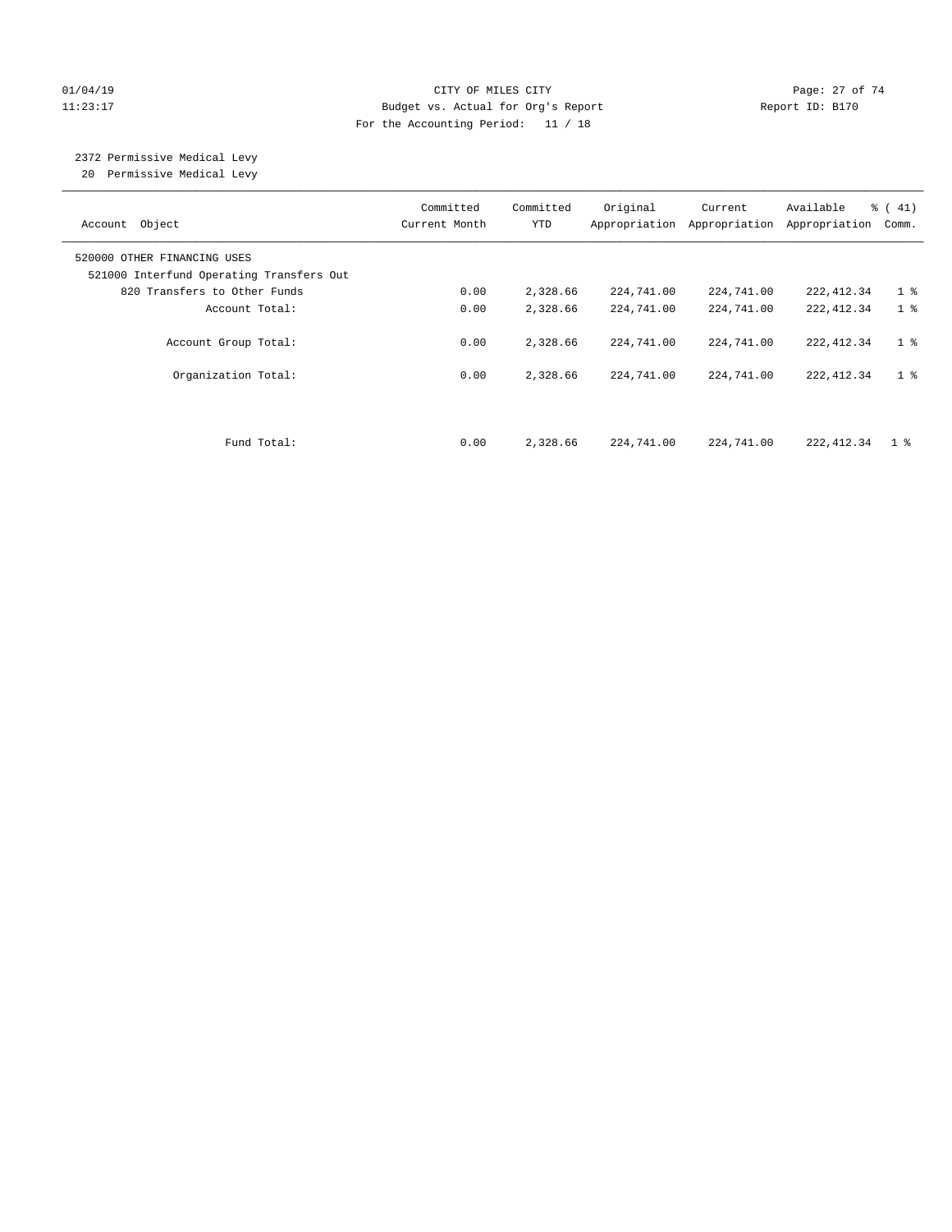CITY OF MILES CITY
Budget vs. Actual for Org's Report
For the Accounting Period: 11 / 18

01/04/19
11:23:17

Report ID: B170

2372 Permissive Medical Levy
20 Permissive Medical Levy

| Account Object | Committed Current Month | Committed YTD | Original Appropriation | Current Appropriation | Available Appropriation | % ( 41) Comm. |
|---|---|---|---|---|---|---|
| 520000 OTHER FINANCING USES | | | | | | |
| 521000 Interfund Operating Transfers Out | | | | | | |
| 820 Transfers to Other Funds | 0.00 | 2,328.66 | 224,741.00 | 224,741.00 | 222,412.34 | 1 % |
| Account Total: | 0.00 | 2,328.66 | 224,741.00 | 224,741.00 | 222,412.34 | 1 % |
| Account Group Total: | 0.00 | 2,328.66 | 224,741.00 | 224,741.00 | 222,412.34 | 1 % |
| Organization Total: | 0.00 | 2,328.66 | 224,741.00 | 224,741.00 | 222,412.34 | 1 % |
| Fund Total: | 0.00 | 2,328.66 | 224,741.00 | 224,741.00 | 222,412.34 | 1 % |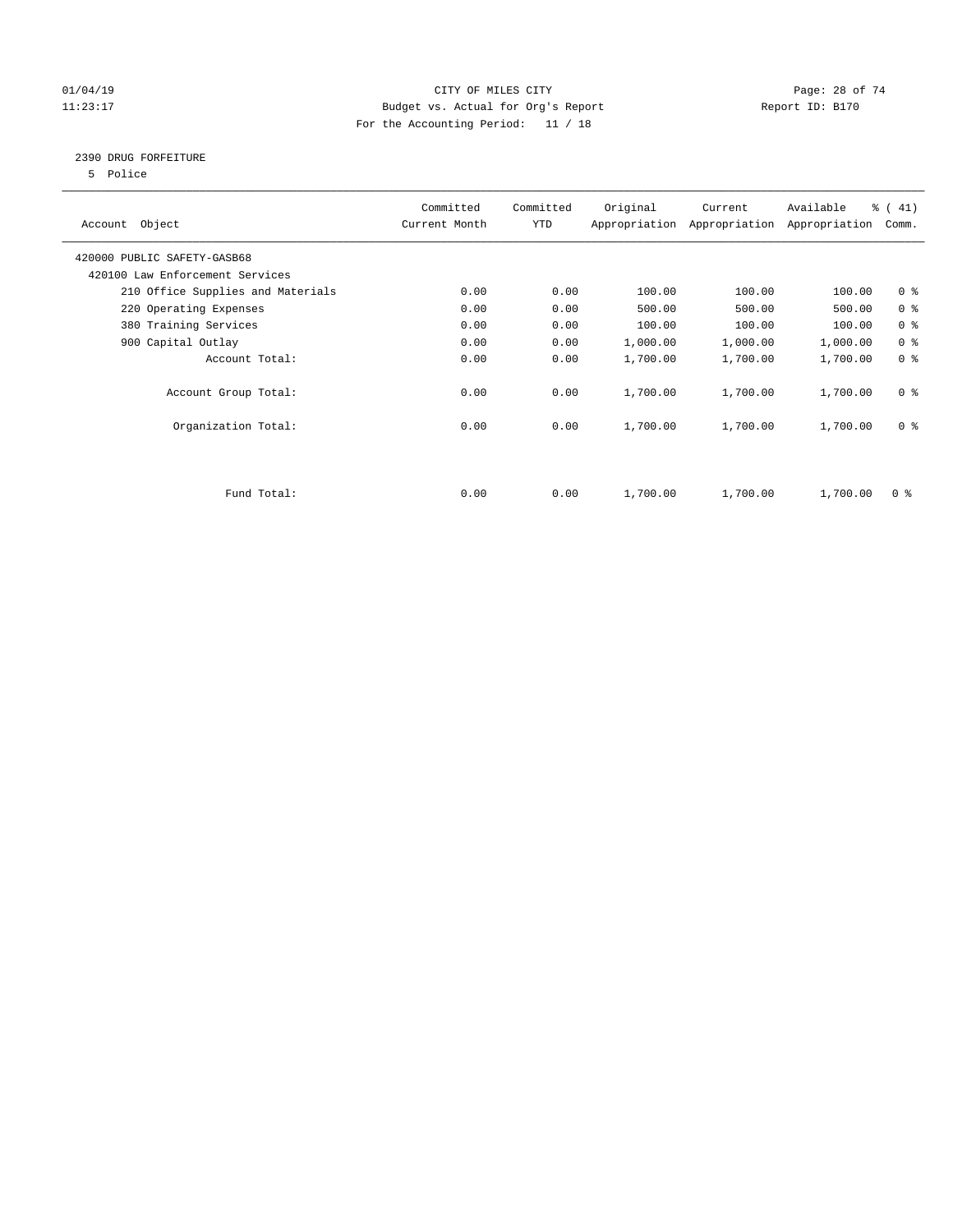CITY OF MILES CITY
Budget vs. Actual for Org's Report
For the Accounting Period: 11 / 18

## 2390 DRUG FORFEITURE

5 Police

| Account Object | Committed Current Month | Committed YTD | Original Appropriation | Current Appropriation | Available Appropriation | % ( 41) Comm. |
|---|---|---|---|---|---|---|
| 420000 PUBLIC SAFETY-GASB68 | | | | | | |
| 420100 Law Enforcement Services | | | | | | |
| 210 Office Supplies and Materials | 0.00 | 0.00 | 100.00 | 100.00 | 100.00 | 0 % |
| 220 Operating Expenses | 0.00 | 0.00 | 500.00 | 500.00 | 500.00 | 0 % |
| 380 Training Services | 0.00 | 0.00 | 100.00 | 100.00 | 100.00 | 0 % |
| 900 Capital Outlay | 0.00 | 0.00 | 1,000.00 | 1,000.00 | 1,000.00 | 0 % |
| Account Total: | 0.00 | 0.00 | 1,700.00 | 1,700.00 | 1,700.00 | 0 % |
| Account Group Total: | 0.00 | 0.00 | 1,700.00 | 1,700.00 | 1,700.00 | 0 % |
| Organization Total: | 0.00 | 0.00 | 1,700.00 | 1,700.00 | 1,700.00 | 0 % |
| Fund Total: | 0.00 | 0.00 | 1,700.00 | 1,700.00 | 1,700.00 | 0 % |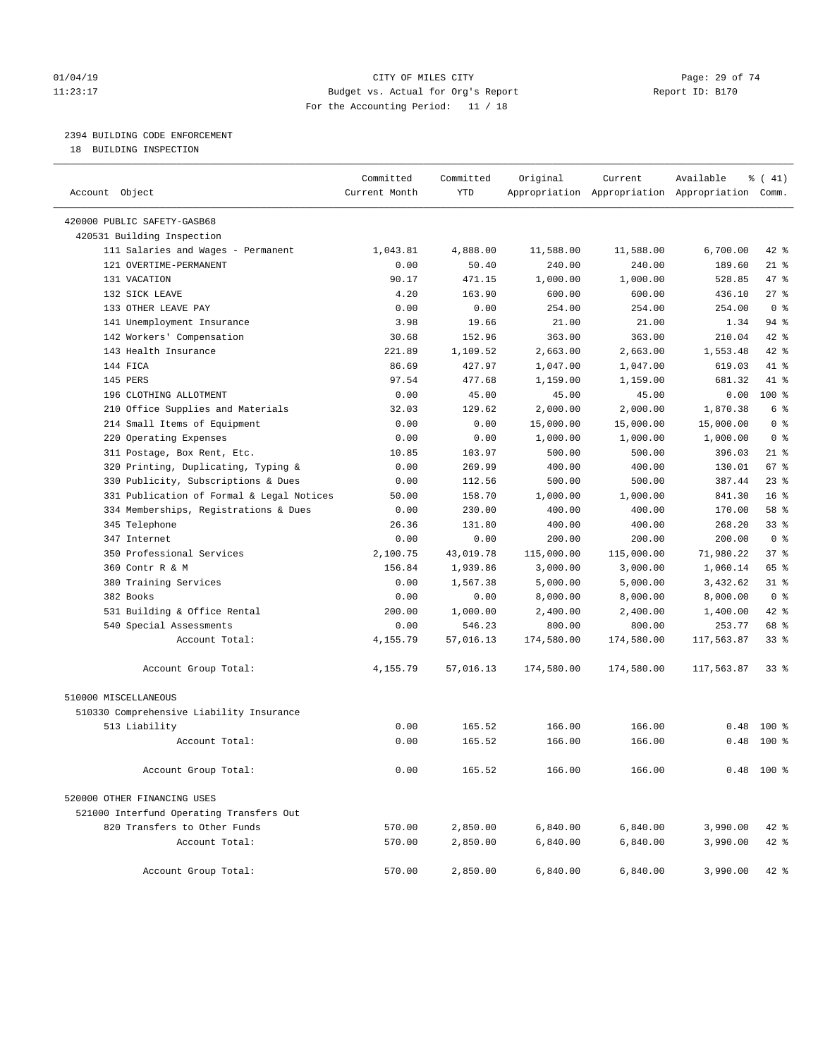CITY OF MILES CITY

Budget vs. Actual for Org's Report

For the Accounting Period: 11 / 18

2394 BUILDING CODE ENFORCEMENT

18 BUILDING INSPECTION

| Account Object | Committed Current Month | Committed YTD | Original Appropriation | Current Appropriation | Available Appropriation | % ( 41) Comm. |
|---|---|---|---|---|---|---|
| 420000 PUBLIC SAFETY-GASB68 | | | | | | |
| 420531 Building Inspection | | | | | | |
| 111 Salaries and Wages - Permanent | 1,043.81 | 4,888.00 | 11,588.00 | 11,588.00 | 6,700.00 | 42 % |
| 121 OVERTIME-PERMANENT | 0.00 | 50.40 | 240.00 | 240.00 | 189.60 | 21 % |
| 131 VACATION | 90.17 | 471.15 | 1,000.00 | 1,000.00 | 528.85 | 47 % |
| 132 SICK LEAVE | 4.20 | 163.90 | 600.00 | 600.00 | 436.10 | 27 % |
| 133 OTHER LEAVE PAY | 0.00 | 0.00 | 254.00 | 254.00 | 254.00 | 0 % |
| 141 Unemployment Insurance | 3.98 | 19.66 | 21.00 | 21.00 | 1.34 | 94 % |
| 142 Workers' Compensation | 30.68 | 152.96 | 363.00 | 363.00 | 210.04 | 42 % |
| 143 Health Insurance | 221.89 | 1,109.52 | 2,663.00 | 2,663.00 | 1,553.48 | 42 % |
| 144 FICA | 86.69 | 427.97 | 1,047.00 | 1,047.00 | 619.03 | 41 % |
| 145 PERS | 97.54 | 477.68 | 1,159.00 | 1,159.00 | 681.32 | 41 % |
| 196 CLOTHING ALLOTMENT | 0.00 | 45.00 | 45.00 | 45.00 | 0.00 | 100 % |
| 210 Office Supplies and Materials | 32.03 | 129.62 | 2,000.00 | 2,000.00 | 1,870.38 | 6 % |
| 214 Small Items of Equipment | 0.00 | 0.00 | 15,000.00 | 15,000.00 | 15,000.00 | 0 % |
| 220 Operating Expenses | 0.00 | 0.00 | 1,000.00 | 1,000.00 | 1,000.00 | 0 % |
| 311 Postage, Box Rent, Etc. | 10.85 | 103.97 | 500.00 | 500.00 | 396.03 | 21 % |
| 320 Printing, Duplicating, Typing & | 0.00 | 269.99 | 400.00 | 400.00 | 130.01 | 67 % |
| 330 Publicity, Subscriptions & Dues | 0.00 | 112.56 | 500.00 | 500.00 | 387.44 | 23 % |
| 331 Publication of Formal & Legal Notices | 50.00 | 158.70 | 1,000.00 | 1,000.00 | 841.30 | 16 % |
| 334 Memberships, Registrations & Dues | 0.00 | 230.00 | 400.00 | 400.00 | 170.00 | 58 % |
| 345 Telephone | 26.36 | 131.80 | 400.00 | 400.00 | 268.20 | 33 % |
| 347 Internet | 0.00 | 0.00 | 200.00 | 200.00 | 200.00 | 0 % |
| 350 Professional Services | 2,100.75 | 43,019.78 | 115,000.00 | 115,000.00 | 71,980.22 | 37 % |
| 360 Contr R & M | 156.84 | 1,939.86 | 3,000.00 | 3,000.00 | 1,060.14 | 65 % |
| 380 Training Services | 0.00 | 1,567.38 | 5,000.00 | 5,000.00 | 3,432.62 | 31 % |
| 382 Books | 0.00 | 0.00 | 8,000.00 | 8,000.00 | 8,000.00 | 0 % |
| 531 Building & Office Rental | 200.00 | 1,000.00 | 2,400.00 | 2,400.00 | 1,400.00 | 42 % |
| 540 Special Assessments | 0.00 | 546.23 | 800.00 | 800.00 | 253.77 | 68 % |
| Account Total: | 4,155.79 | 57,016.13 | 174,580.00 | 174,580.00 | 117,563.87 | 33 % |
| Account Group Total: | 4,155.79 | 57,016.13 | 174,580.00 | 174,580.00 | 117,563.87 | 33 % |
| 510000 MISCELLANEOUS | | | | | | |
| 510330 Comprehensive Liability Insurance | | | | | | |
| 513 Liability | 0.00 | 165.52 | 166.00 | 166.00 | 0.48 | 100 % |
| Account Total: | 0.00 | 165.52 | 166.00 | 166.00 | 0.48 | 100 % |
| Account Group Total: | 0.00 | 165.52 | 166.00 | 166.00 | 0.48 | 100 % |
| 520000 OTHER FINANCING USES | | | | | | |
| 521000 Interfund Operating Transfers Out | | | | | | |
| 820 Transfers to Other Funds | 570.00 | 2,850.00 | 6,840.00 | 6,840.00 | 3,990.00 | 42 % |
| Account Total: | 570.00 | 2,850.00 | 6,840.00 | 6,840.00 | 3,990.00 | 42 % |
| Account Group Total: | 570.00 | 2,850.00 | 6,840.00 | 6,840.00 | 3,990.00 | 42 % |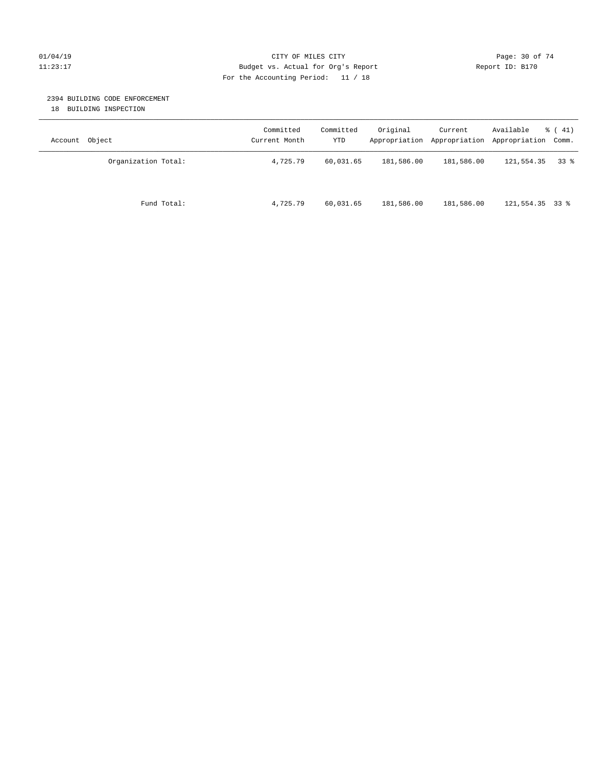CITY OF MILES CITY
Budget vs. Actual for Org's Report
For the Accounting Period: 11 / 18

01/04/19
11:23:17

Report ID: B170

## 2394 BUILDING CODE ENFORCEMENT

18 BUILDING INSPECTION

| Account Object | Committed Current Month | Committed YTD | Original Appropriation | Current Appropriation | Available Appropriation | % ( 41) Comm. |
|---|---|---|---|---|---|---|
| Organization Total: | 4,725.79 | 60,031.65 | 181,586.00 | 181,586.00 | 121,554.35 | 33 % |
| Fund Total: | 4,725.79 | 60,031.65 | 181,586.00 | 181,586.00 | 121,554.35 | 33 % |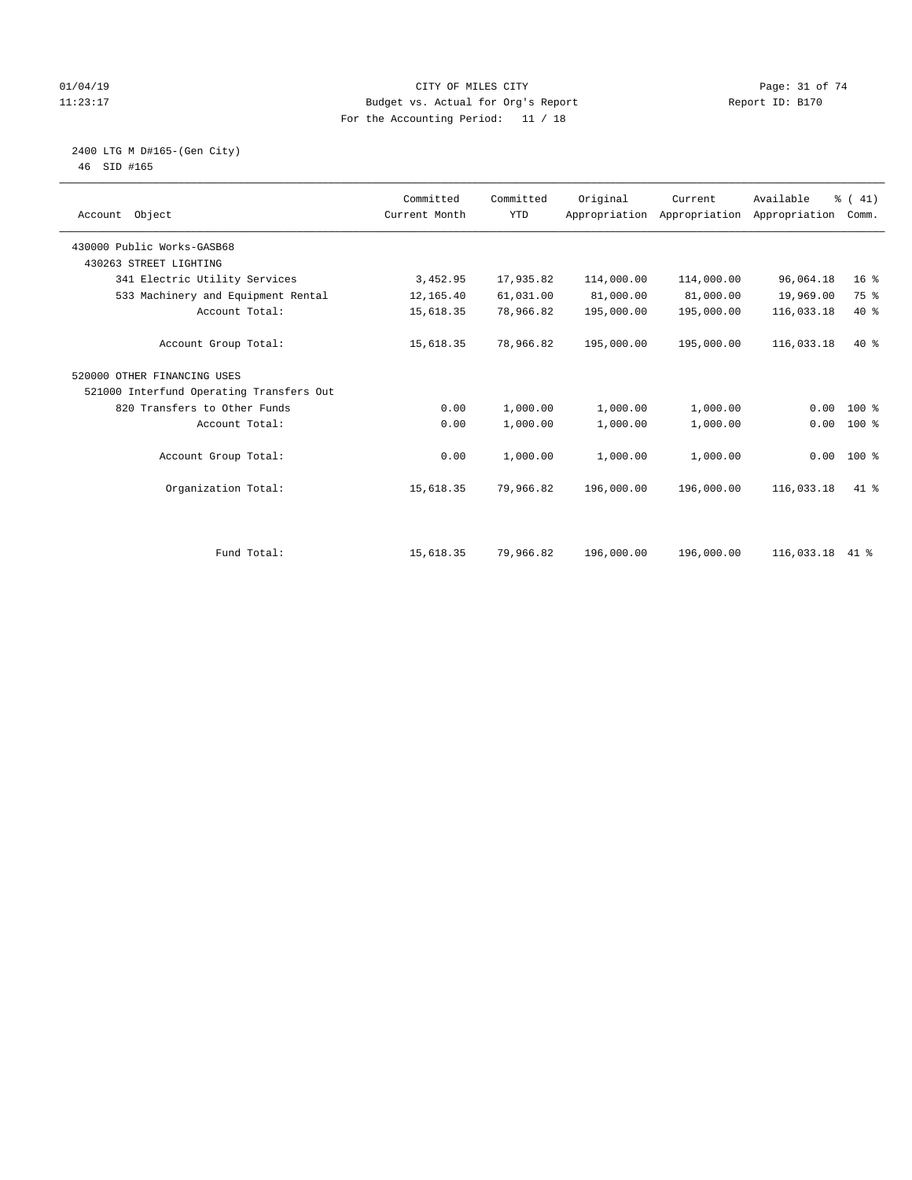CITY OF MILES CITY
Budget vs. Actual for Org's Report
For the Accounting Period: 11 / 18

01/04/19
11:23:17

Report ID: B170

2400 LTG M D#165-(Gen City)
46 SID #165

| Account Object | Committed Current Month | Committed YTD | Original Appropriation | Current Appropriation | Available Appropriation | % ( 41) Comm. |
|---|---|---|---|---|---|---|
| 430000 Public Works-GASB68 | | | | | | |
| 430263 STREET LIGHTING | | | | | | |
| 341 Electric Utility Services | 3,452.95 | 17,935.82 | 114,000.00 | 114,000.00 | 96,064.18 | 16 % |
| 533 Machinery and Equipment Rental | 12,165.40 | 61,031.00 | 81,000.00 | 81,000.00 | 19,969.00 | 75 % |
| Account Total: | 15,618.35 | 78,966.82 | 195,000.00 | 195,000.00 | 116,033.18 | 40 % |
| Account Group Total: | 15,618.35 | 78,966.82 | 195,000.00 | 195,000.00 | 116,033.18 | 40 % |
| 520000 OTHER FINANCING USES | | | | | | |
| 521000 Interfund Operating Transfers Out | | | | | | |
| 820 Transfers to Other Funds | 0.00 | 1,000.00 | 1,000.00 | 1,000.00 | 0.00 | 100 % |
| Account Total: | 0.00 | 1,000.00 | 1,000.00 | 1,000.00 | 0.00 | 100 % |
| Account Group Total: | 0.00 | 1,000.00 | 1,000.00 | 1,000.00 | 0.00 | 100 % |
| Organization Total: | 15,618.35 | 79,966.82 | 196,000.00 | 196,000.00 | 116,033.18 | 41 % |
| Fund Total: | 15,618.35 | 79,966.82 | 196,000.00 | 196,000.00 | 116,033.18 | 41 % |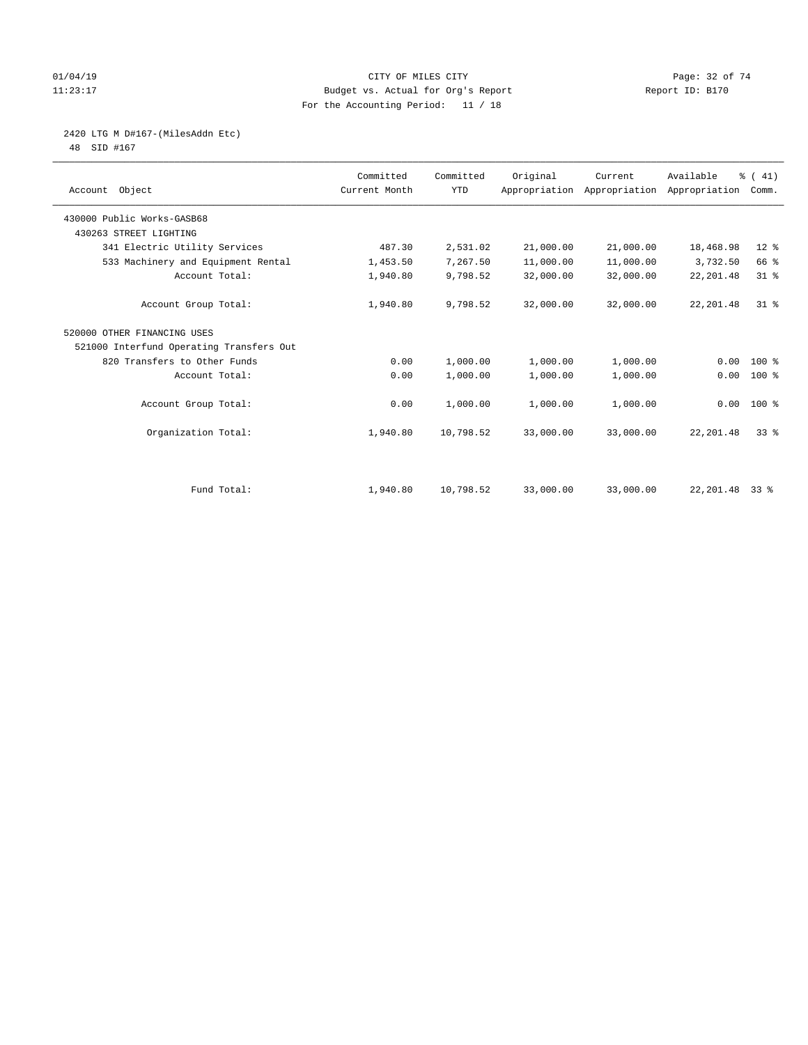CITY OF MILES CITY
Budget vs. Actual for Org's Report
For the Accounting Period: 11 / 18

01/04/19
11:23:17

Report ID: B170

2420 LTG M D#167-(MilesAddn Etc)
48 SID #167

| Account Object | Committed Current Month | Committed YTD | Original Appropriation | Current Appropriation | Available Appropriation | % ( 41) Comm. |
|---|---|---|---|---|---|---|
| 430000 Public Works-GASB68 | | | | | | |
| 430263 STREET LIGHTING | | | | | | |
| 341 Electric Utility Services | 487.30 | 2,531.02 | 21,000.00 | 21,000.00 | 18,468.98 | 12 % |
| 533 Machinery and Equipment Rental | 1,453.50 | 7,267.50 | 11,000.00 | 11,000.00 | 3,732.50 | 66 % |
| Account Total: | 1,940.80 | 9,798.52 | 32,000.00 | 32,000.00 | 22,201.48 | 31 % |
| Account Group Total: | 1,940.80 | 9,798.52 | 32,000.00 | 32,000.00 | 22,201.48 | 31 % |
| 520000 OTHER FINANCING USES | | | | | | |
| 521000 Interfund Operating Transfers Out | | | | | | |
| 820 Transfers to Other Funds | 0.00 | 1,000.00 | 1,000.00 | 1,000.00 | 0.00 | 100 % |
| Account Total: | 0.00 | 1,000.00 | 1,000.00 | 1,000.00 | 0.00 | 100 % |
| Account Group Total: | 0.00 | 1,000.00 | 1,000.00 | 1,000.00 | 0.00 | 100 % |
| Organization Total: | 1,940.80 | 10,798.52 | 33,000.00 | 33,000.00 | 22,201.48 | 33 % |
| Fund Total: | 1,940.80 | 10,798.52 | 33,000.00 | 33,000.00 | 22,201.48 | 33 % |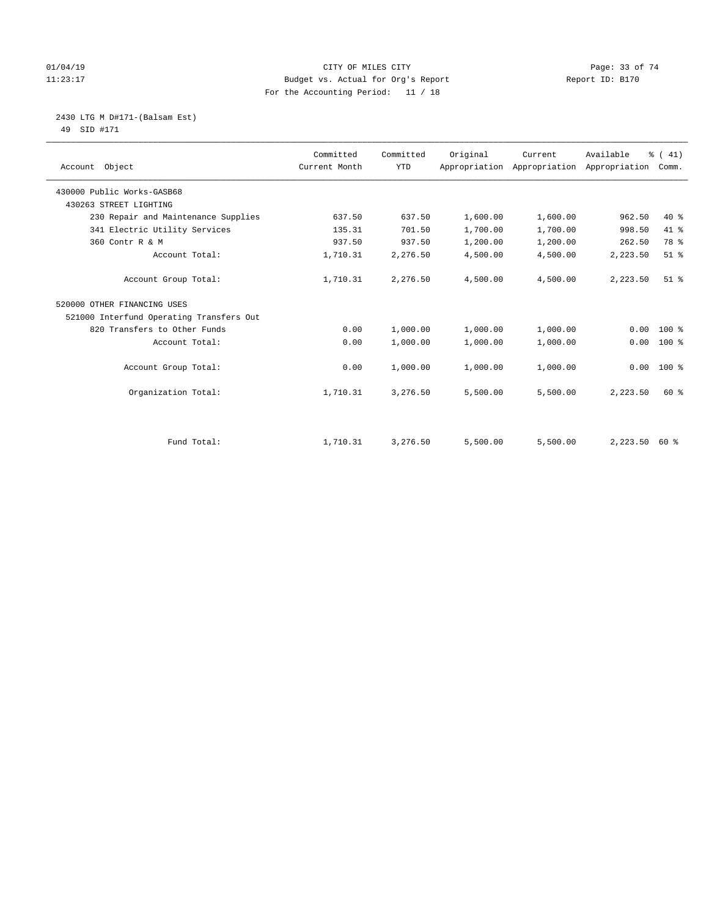CITY OF MILES CITY
Budget vs. Actual for Org's Report
For the Accounting Period: 11 / 18

Report ID: B170

2430 LTG M D#171-(Balsam Est)
49 SID #171

| Account Object | Committed Current Month | Committed YTD | Original Appropriation | Current Appropriation | Available Appropriation | % ( 41) Comm. |
|---|---|---|---|---|---|---|
| 430000 Public Works-GASB68 | | | | | | |
| 430263 STREET LIGHTING | | | | | | |
| 230 Repair and Maintenance Supplies | 637.50 | 637.50 | 1,600.00 | 1,600.00 | 962.50 | 40 % |
| 341 Electric Utility Services | 135.31 | 701.50 | 1,700.00 | 1,700.00 | 998.50 | 41 % |
| 360 Contr R & M | 937.50 | 937.50 | 1,200.00 | 1,200.00 | 262.50 | 78 % |
| Account Total: | 1,710.31 | 2,276.50 | 4,500.00 | 4,500.00 | 2,223.50 | 51 % |
| Account Group Total: | 1,710.31 | 2,276.50 | 4,500.00 | 4,500.00 | 2,223.50 | 51 % |
| 520000 OTHER FINANCING USES | | | | | | |
| 521000 Interfund Operating Transfers Out | | | | | | |
| 820 Transfers to Other Funds | 0.00 | 1,000.00 | 1,000.00 | 1,000.00 | 0.00 | 100 % |
| Account Total: | 0.00 | 1,000.00 | 1,000.00 | 1,000.00 | 0.00 | 100 % |
| Account Group Total: | 0.00 | 1,000.00 | 1,000.00 | 1,000.00 | 0.00 | 100 % |
| Organization Total: | 1,710.31 | 3,276.50 | 5,500.00 | 5,500.00 | 2,223.50 | 60 % |
| Fund Total: | 1,710.31 | 3,276.50 | 5,500.00 | 5,500.00 | 2,223.50 | 60 % |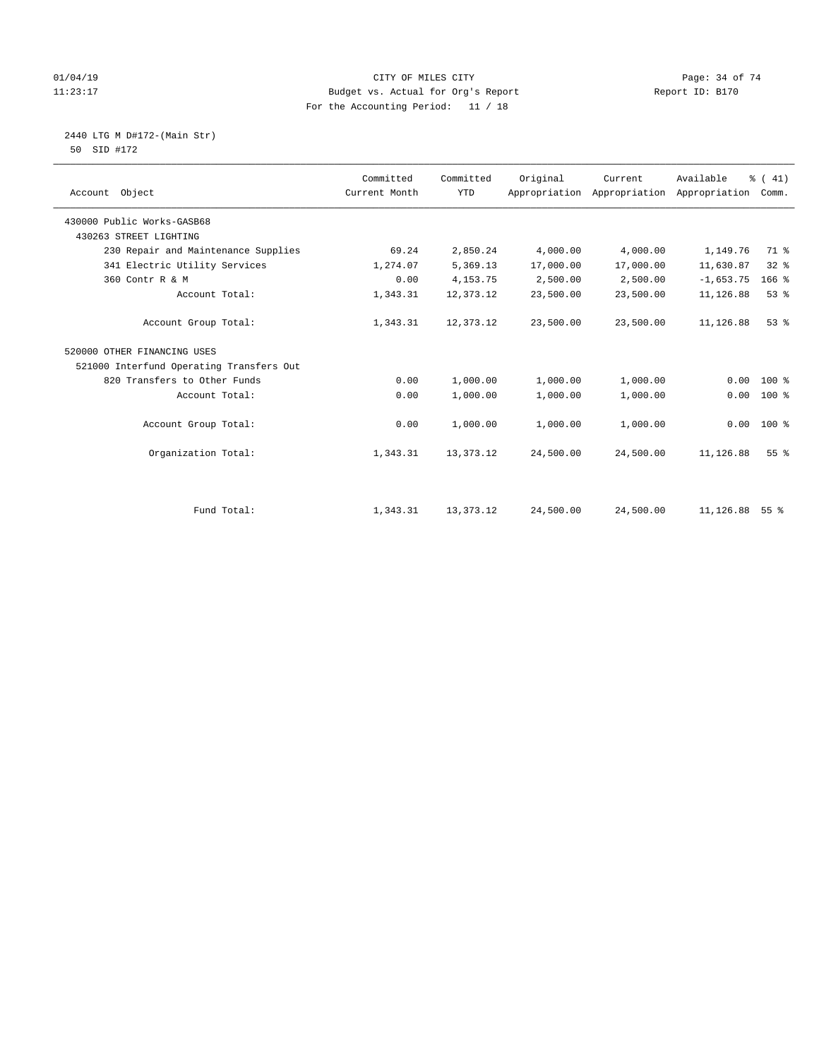CITY OF MILES CITY
Budget vs. Actual for Org's Report
For the Accounting Period: 11 / 18

01/04/19
11:23:17

Report ID: B170

2440 LTG M D#172-(Main Str)
50 SID #172

| Account Object | Committed Current Month | Committed YTD | Original Appropriation | Current Appropriation | Available Appropriation | % ( 41) Comm. |
|---|---|---|---|---|---|---|
| 430000 Public Works-GASB68 | | | | | | |
| 430263 STREET LIGHTING | | | | | | |
| 230 Repair and Maintenance Supplies | 69.24 | 2,850.24 | 4,000.00 | 4,000.00 | 1,149.76 | 71 % |
| 341 Electric Utility Services | 1,274.07 | 5,369.13 | 17,000.00 | 17,000.00 | 11,630.87 | 32 % |
| 360 Contr R & M | 0.00 | 4,153.75 | 2,500.00 | 2,500.00 | -1,653.75 | 166 % |
| Account Total: | 1,343.31 | 12,373.12 | 23,500.00 | 23,500.00 | 11,126.88 | 53 % |
| Account Group Total: | 1,343.31 | 12,373.12 | 23,500.00 | 23,500.00 | 11,126.88 | 53 % |
| 520000 OTHER FINANCING USES | | | | | | |
| 521000 Interfund Operating Transfers Out | | | | | | |
| 820 Transfers to Other Funds | 0.00 | 1,000.00 | 1,000.00 | 1,000.00 | 0.00 | 100 % |
| Account Total: | 0.00 | 1,000.00 | 1,000.00 | 1,000.00 | 0.00 | 100 % |
| Account Group Total: | 0.00 | 1,000.00 | 1,000.00 | 1,000.00 | 0.00 | 100 % |
| Organization Total: | 1,343.31 | 13,373.12 | 24,500.00 | 24,500.00 | 11,126.88 | 55 % |
| Fund Total: | 1,343.31 | 13,373.12 | 24,500.00 | 24,500.00 | 11,126.88 | 55 % |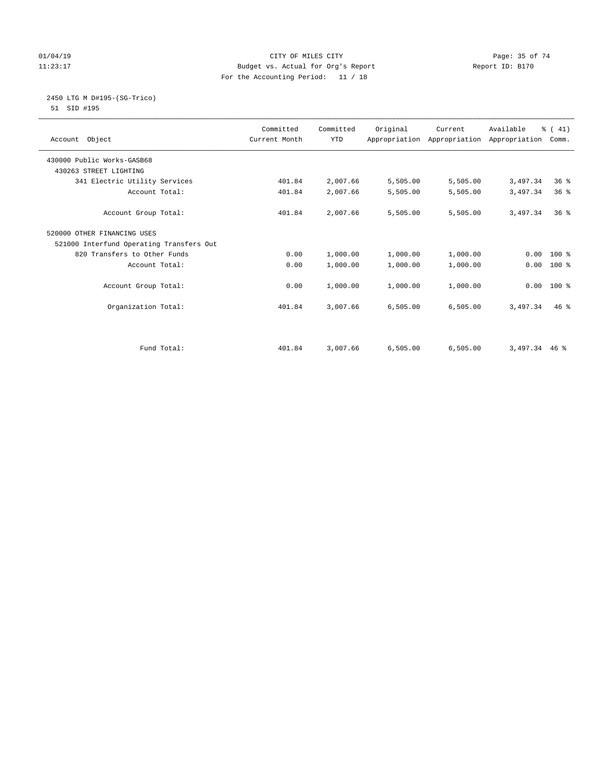CITY OF MILES CITY
Budget vs. Actual for Org's Report
For the Accounting Period: 11 / 18

01/04/19
11:23:17

Report ID: B170

2450 LTG M D#195-(SG-Trico)
51 SID #195

| Account Object | Committed Current Month | Committed YTD | Original Appropriation | Current Appropriation | Available Appropriation | % ( 41) Comm. |
|---|---|---|---|---|---|---|
| 430000 Public Works-GASB68 | | | | | | |
| 430263 STREET LIGHTING | | | | | | |
| 341 Electric Utility Services | 401.84 | 2,007.66 | 5,505.00 | 5,505.00 | 3,497.34 | 36 % |
| Account Total: | 401.84 | 2,007.66 | 5,505.00 | 5,505.00 | 3,497.34 | 36 % |
| Account Group Total: | 401.84 | 2,007.66 | 5,505.00 | 5,505.00 | 3,497.34 | 36 % |
| 520000 OTHER FINANCING USES | | | | | | |
| 521000 Interfund Operating Transfers Out | | | | | | |
| 820 Transfers to Other Funds | 0.00 | 1,000.00 | 1,000.00 | 1,000.00 | 0.00 | 100 % |
| Account Total: | 0.00 | 1,000.00 | 1,000.00 | 1,000.00 | 0.00 | 100 % |
| Account Group Total: | 0.00 | 1,000.00 | 1,000.00 | 1,000.00 | 0.00 | 100 % |
| Organization Total: | 401.84 | 3,007.66 | 6,505.00 | 6,505.00 | 3,497.34 | 46 % |
| Fund Total: | 401.84 | 3,007.66 | 6,505.00 | 6,505.00 | 3,497.34 | 46 % |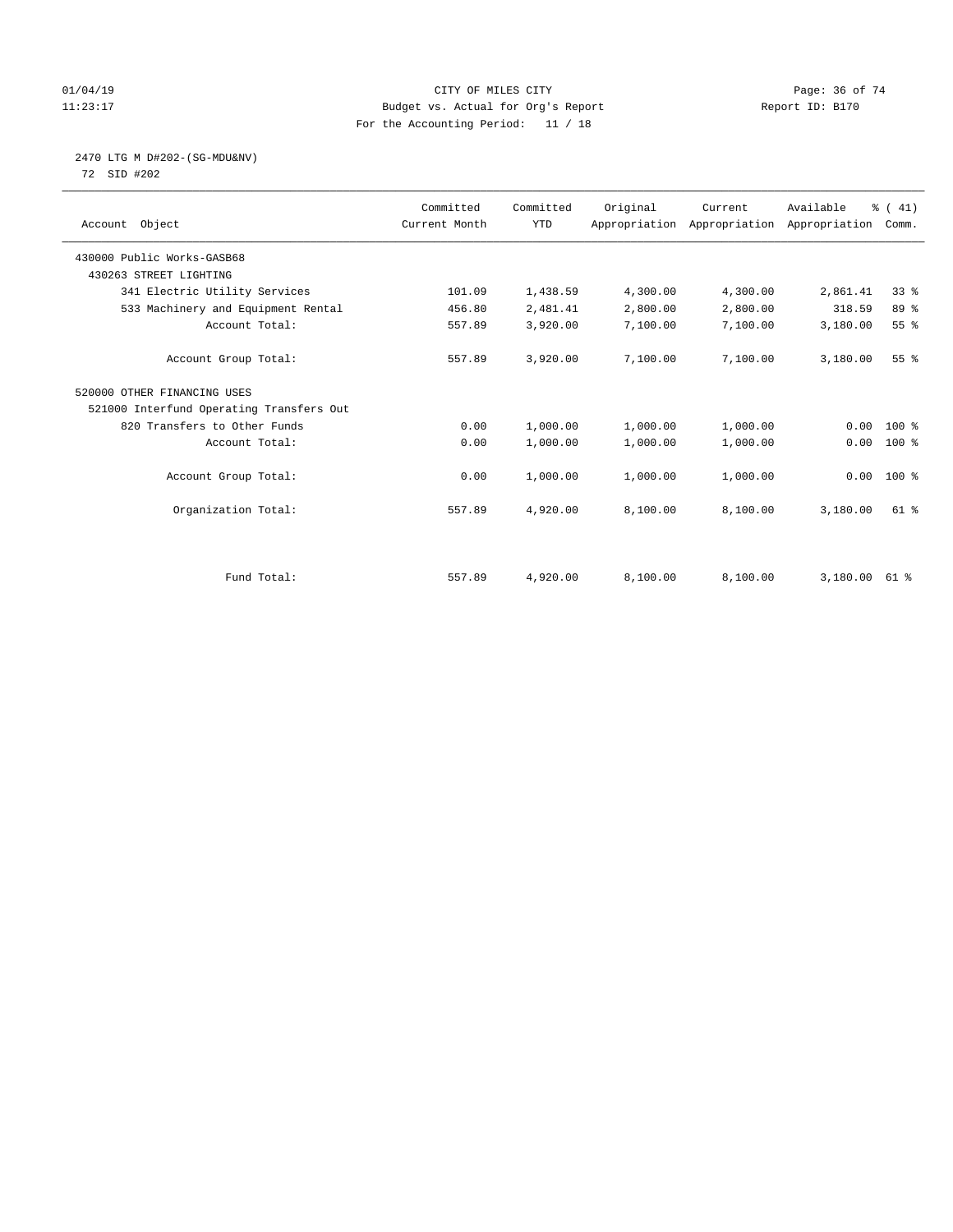CITY OF MILES CITY
Budget vs. Actual for Org's Report
For the Accounting Period: 11 / 18

01/04/19
11:23:17

Report ID: B170

## 2470 LTG M D#202-(SG-MDU&NV)

72 SID #202

| Account Object | Committed Current Month | Committed YTD | Original Appropriation | Current Appropriation | Available Appropriation | % ( 41) Comm. |
|---|---|---|---|---|---|---|
| 430000 Public Works-GASB68 | | | | | | |
| 430263 STREET LIGHTING | | | | | | |
| 341 Electric Utility Services | 101.09 | 1,438.59 | 4,300.00 | 4,300.00 | 2,861.41 | 33 % |
| 533 Machinery and Equipment Rental | 456.80 | 2,481.41 | 2,800.00 | 2,800.00 | 318.59 | 89 % |
| Account Total: | 557.89 | 3,920.00 | 7,100.00 | 7,100.00 | 3,180.00 | 55 % |
| Account Group Total: | 557.89 | 3,920.00 | 7,100.00 | 7,100.00 | 3,180.00 | 55 % |
| 520000 OTHER FINANCING USES | | | | | | |
| 521000 Interfund Operating Transfers Out | | | | | | |
| 820 Transfers to Other Funds | 0.00 | 1,000.00 | 1,000.00 | 1,000.00 | 0.00 | 100 % |
| Account Total: | 0.00 | 1,000.00 | 1,000.00 | 1,000.00 | 0.00 | 100 % |
| Account Group Total: | 0.00 | 1,000.00 | 1,000.00 | 1,000.00 | 0.00 | 100 % |
| Organization Total: | 557.89 | 4,920.00 | 8,100.00 | 8,100.00 | 3,180.00 | 61 % |
| Fund Total: | 557.89 | 4,920.00 | 8,100.00 | 8,100.00 | 3,180.00 | 61 % |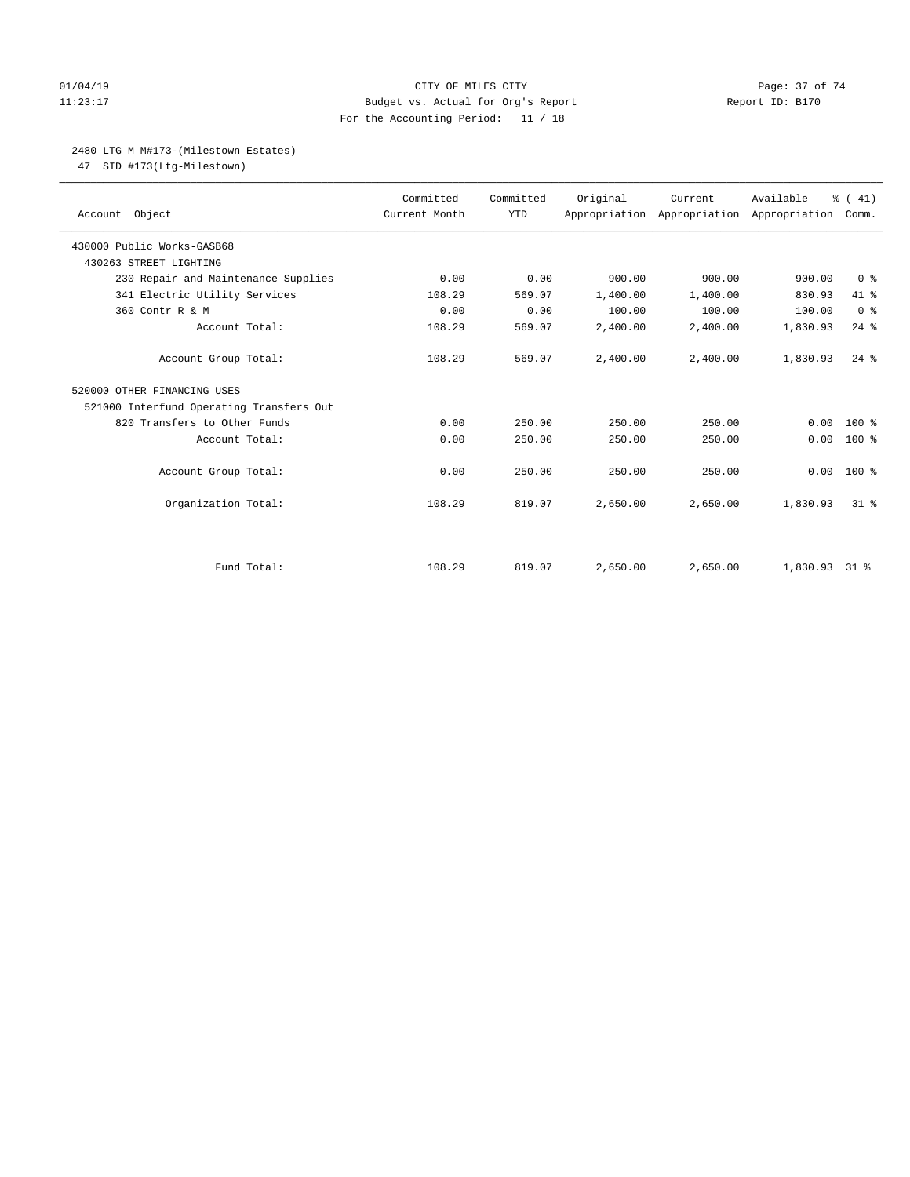CITY OF MILES CITY
Budget vs. Actual for Org's Report
For the Accounting Period: 11 / 18

Report ID: B170

## 2480 LTG M M#173-(Milestown Estates)

47 SID #173(Ltg-Milestown)

| Account Object | Committed Current Month | Committed YTD | Original Appropriation | Current Appropriation | Available Appropriation | % ( 41) Comm. |
|---|---|---|---|---|---|---|
| 430000 Public Works-GASB68 | | | | | | |
| 430263 STREET LIGHTING | | | | | | |
| 230 Repair and Maintenance Supplies | 0.00 | 0.00 | 900.00 | 900.00 | 900.00 | 0 % |
| 341 Electric Utility Services | 108.29 | 569.07 | 1,400.00 | 1,400.00 | 830.93 | 41 % |
| 360 Contr R & M | 0.00 | 0.00 | 100.00 | 100.00 | 100.00 | 0 % |
| Account Total: | 108.29 | 569.07 | 2,400.00 | 2,400.00 | 1,830.93 | 24 % |
| Account Group Total: | 108.29 | 569.07 | 2,400.00 | 2,400.00 | 1,830.93 | 24 % |
| 520000 OTHER FINANCING USES | | | | | | |
| 521000 Interfund Operating Transfers Out | | | | | | |
| 820 Transfers to Other Funds | 0.00 | 250.00 | 250.00 | 250.00 | 0.00 | 100 % |
| Account Total: | 0.00 | 250.00 | 250.00 | 250.00 | 0.00 | 100 % |
| Account Group Total: | 0.00 | 250.00 | 250.00 | 250.00 | 0.00 | 100 % |
| Organization Total: | 108.29 | 819.07 | 2,650.00 | 2,650.00 | 1,830.93 | 31 % |
| Fund Total: | 108.29 | 819.07 | 2,650.00 | 2,650.00 | 1,830.93 | 31 % |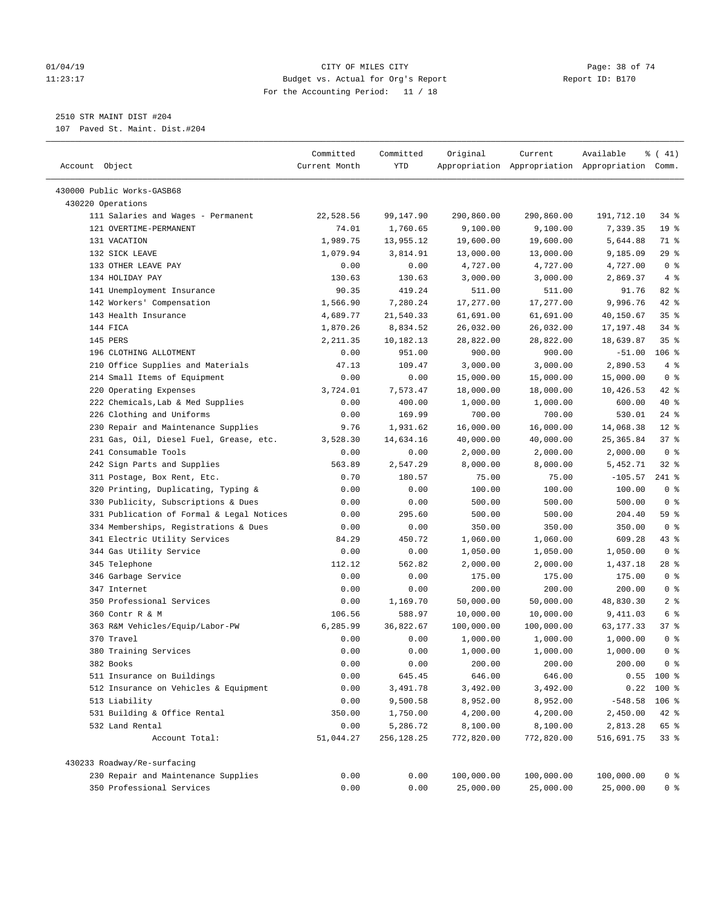2510 STR MAINT DIST #204

107 Paved St. Maint. Dist.#204

| Account Object | Committed Current Month | Committed YTD | Original Appropriation | Current Appropriation | Available Appropriation | % ( 41) Comm. |
|---|---|---|---|---|---|---|
| 430000 Public Works-GASB68 | | | | | | |
| 430220 Operations | | | | | | |
| 111 Salaries and Wages - Permanent | 22,528.56 | 99,147.90 | 290,860.00 | 290,860.00 | 191,712.10 | 34 % |
| 121 OVERTIME-PERMANENT | 74.01 | 1,760.65 | 9,100.00 | 9,100.00 | 7,339.35 | 19 % |
| 131 VACATION | 1,989.75 | 13,955.12 | 19,600.00 | 19,600.00 | 5,644.88 | 71 % |
| 132 SICK LEAVE | 1,079.94 | 3,814.91 | 13,000.00 | 13,000.00 | 9,185.09 | 29 % |
| 133 OTHER LEAVE PAY | 0.00 | 0.00 | 4,727.00 | 4,727.00 | 4,727.00 | 0 % |
| 134 HOLIDAY PAY | 130.63 | 130.63 | 3,000.00 | 3,000.00 | 2,869.37 | 4 % |
| 141 Unemployment Insurance | 90.35 | 419.24 | 511.00 | 511.00 | 91.76 | 82 % |
| 142 Workers' Compensation | 1,566.90 | 7,280.24 | 17,277.00 | 17,277.00 | 9,996.76 | 42 % |
| 143 Health Insurance | 4,689.77 | 21,540.33 | 61,691.00 | 61,691.00 | 40,150.67 | 35 % |
| 144 FICA | 1,870.26 | 8,834.52 | 26,032.00 | 26,032.00 | 17,197.48 | 34 % |
| 145 PERS | 2,211.35 | 10,182.13 | 28,822.00 | 28,822.00 | 18,639.87 | 35 % |
| 196 CLOTHING ALLOTMENT | 0.00 | 951.00 | 900.00 | 900.00 | -51.00 | 106 % |
| 210 Office Supplies and Materials | 47.13 | 109.47 | 3,000.00 | 3,000.00 | 2,890.53 | 4 % |
| 214 Small Items of Equipment | 0.00 | 0.00 | 15,000.00 | 15,000.00 | 15,000.00 | 0 % |
| 220 Operating Expenses | 3,724.01 | 7,573.47 | 18,000.00 | 18,000.00 | 10,426.53 | 42 % |
| 222 Chemicals,Lab & Med Supplies | 0.00 | 400.00 | 1,000.00 | 1,000.00 | 600.00 | 40 % |
| 226 Clothing and Uniforms | 0.00 | 169.99 | 700.00 | 700.00 | 530.01 | 24 % |
| 230 Repair and Maintenance Supplies | 9.76 | 1,931.62 | 16,000.00 | 16,000.00 | 14,068.38 | 12 % |
| 231 Gas, Oil, Diesel Fuel, Grease, etc. | 3,528.30 | 14,634.16 | 40,000.00 | 40,000.00 | 25,365.84 | 37 % |
| 241 Consumable Tools | 0.00 | 0.00 | 2,000.00 | 2,000.00 | 2,000.00 | 0 % |
| 242 Sign Parts and Supplies | 563.89 | 2,547.29 | 8,000.00 | 8,000.00 | 5,452.71 | 32 % |
| 311 Postage, Box Rent, Etc. | 0.70 | 180.57 | 75.00 | 75.00 | -105.57 | 241 % |
| 320 Printing, Duplicating, Typing & | 0.00 | 0.00 | 100.00 | 100.00 | 100.00 | 0 % |
| 330 Publicity, Subscriptions & Dues | 0.00 | 0.00 | 500.00 | 500.00 | 500.00 | 0 % |
| 331 Publication of Formal & Legal Notices | 0.00 | 295.60 | 500.00 | 500.00 | 204.40 | 59 % |
| 334 Memberships, Registrations & Dues | 0.00 | 0.00 | 350.00 | 350.00 | 350.00 | 0 % |
| 341 Electric Utility Services | 84.29 | 450.72 | 1,060.00 | 1,060.00 | 609.28 | 43 % |
| 344 Gas Utility Service | 0.00 | 0.00 | 1,050.00 | 1,050.00 | 1,050.00 | 0 % |
| 345 Telephone | 112.12 | 562.82 | 2,000.00 | 2,000.00 | 1,437.18 | 28 % |
| 346 Garbage Service | 0.00 | 0.00 | 175.00 | 175.00 | 175.00 | 0 % |
| 347 Internet | 0.00 | 0.00 | 200.00 | 200.00 | 200.00 | 0 % |
| 350 Professional Services | 0.00 | 1,169.70 | 50,000.00 | 50,000.00 | 48,830.30 | 2 % |
| 360 Contr R & M | 106.56 | 588.97 | 10,000.00 | 10,000.00 | 9,411.03 | 6 % |
| 363 R&M Vehicles/Equip/Labor-PW | 6,285.99 | 36,822.67 | 100,000.00 | 100,000.00 | 63,177.33 | 37 % |
| 370 Travel | 0.00 | 0.00 | 1,000.00 | 1,000.00 | 1,000.00 | 0 % |
| 380 Training Services | 0.00 | 0.00 | 1,000.00 | 1,000.00 | 1,000.00 | 0 % |
| 382 Books | 0.00 | 0.00 | 200.00 | 200.00 | 200.00 | 0 % |
| 511 Insurance on Buildings | 0.00 | 645.45 | 646.00 | 646.00 | 0.55 | 100 % |
| 512 Insurance on Vehicles & Equipment | 0.00 | 3,491.78 | 3,492.00 | 3,492.00 | 0.22 | 100 % |
| 513 Liability | 0.00 | 9,500.58 | 8,952.00 | 8,952.00 | -548.58 | 106 % |
| 531 Building & Office Rental | 350.00 | 1,750.00 | 4,200.00 | 4,200.00 | 2,450.00 | 42 % |
| 532 Land Rental | 0.00 | 5,286.72 | 8,100.00 | 8,100.00 | 2,813.28 | 65 % |
| Account Total: | 51,044.27 | 256,128.25 | 772,820.00 | 772,820.00 | 516,691.75 | 33 % |
| 430233 Roadway/Re-surfacing | | | | | | |
| 230 Repair and Maintenance Supplies | 0.00 | 0.00 | 100,000.00 | 100,000.00 | 100,000.00 | 0 % |
| 350 Professional Services | 0.00 | 0.00 | 25,000.00 | 25,000.00 | 25,000.00 | 0 % |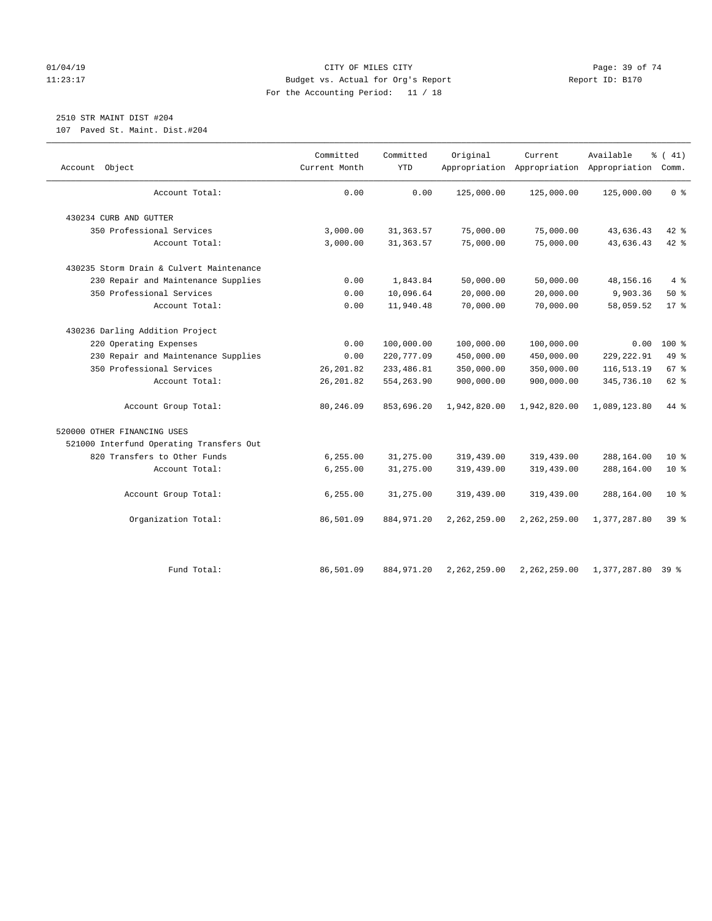CITY OF MILES CITY
Budget vs. Actual for Org's Report
For the Accounting Period: 11 / 18

01/04/19
11:23:17

Report ID: B170

2510 STR MAINT DIST #204
107 Paved St. Maint. Dist.#204

| Account Object | Committed Current Month | Committed YTD | Original Appropriation | Current Appropriation | Available Appropriation | % ( 41) Comm. |
|---|---|---|---|---|---|---|
| Account Total: | 0.00 | 0.00 | 125,000.00 | 125,000.00 | 125,000.00 | 0 % |
| 430234 CURB AND GUTTER | | | | | | |
| 350 Professional Services | 3,000.00 | 31,363.57 | 75,000.00 | 75,000.00 | 43,636.43 | 42 % |
| Account Total: | 3,000.00 | 31,363.57 | 75,000.00 | 75,000.00 | 43,636.43 | 42 % |
| 430235 Storm Drain & Culvert Maintenance | | | | | | |
| 230 Repair and Maintenance Supplies | 0.00 | 1,843.84 | 50,000.00 | 50,000.00 | 48,156.16 | 4 % |
| 350 Professional Services | 0.00 | 10,096.64 | 20,000.00 | 20,000.00 | 9,903.36 | 50 % |
| Account Total: | 0.00 | 11,940.48 | 70,000.00 | 70,000.00 | 58,059.52 | 17 % |
| 430236 Darling Addition Project | | | | | | |
| 220 Operating Expenses | 0.00 | 100,000.00 | 100,000.00 | 100,000.00 | 0.00 | 100 % |
| 230 Repair and Maintenance Supplies | 0.00 | 220,777.09 | 450,000.00 | 450,000.00 | 229,222.91 | 49 % |
| 350 Professional Services | 26,201.82 | 233,486.81 | 350,000.00 | 350,000.00 | 116,513.19 | 67 % |
| Account Total: | 26,201.82 | 554,263.90 | 900,000.00 | 900,000.00 | 345,736.10 | 62 % |
| Account Group Total: | 80,246.09 | 853,696.20 | 1,942,820.00 | 1,942,820.00 | 1,089,123.80 | 44 % |
| 520000 OTHER FINANCING USES | | | | | | |
| 521000 Interfund Operating Transfers Out | | | | | | |
| 820 Transfers to Other Funds | 6,255.00 | 31,275.00 | 319,439.00 | 319,439.00 | 288,164.00 | 10 % |
| Account Total: | 6,255.00 | 31,275.00 | 319,439.00 | 319,439.00 | 288,164.00 | 10 % |
| Account Group Total: | 6,255.00 | 31,275.00 | 319,439.00 | 319,439.00 | 288,164.00 | 10 % |
| Organization Total: | 86,501.09 | 884,971.20 | 2,262,259.00 | 2,262,259.00 | 1,377,287.80 | 39 % |
| Fund Total: | 86,501.09 | 884,971.20 | 2,262,259.00 | 2,262,259.00 | 1,377,287.80 | 39 % |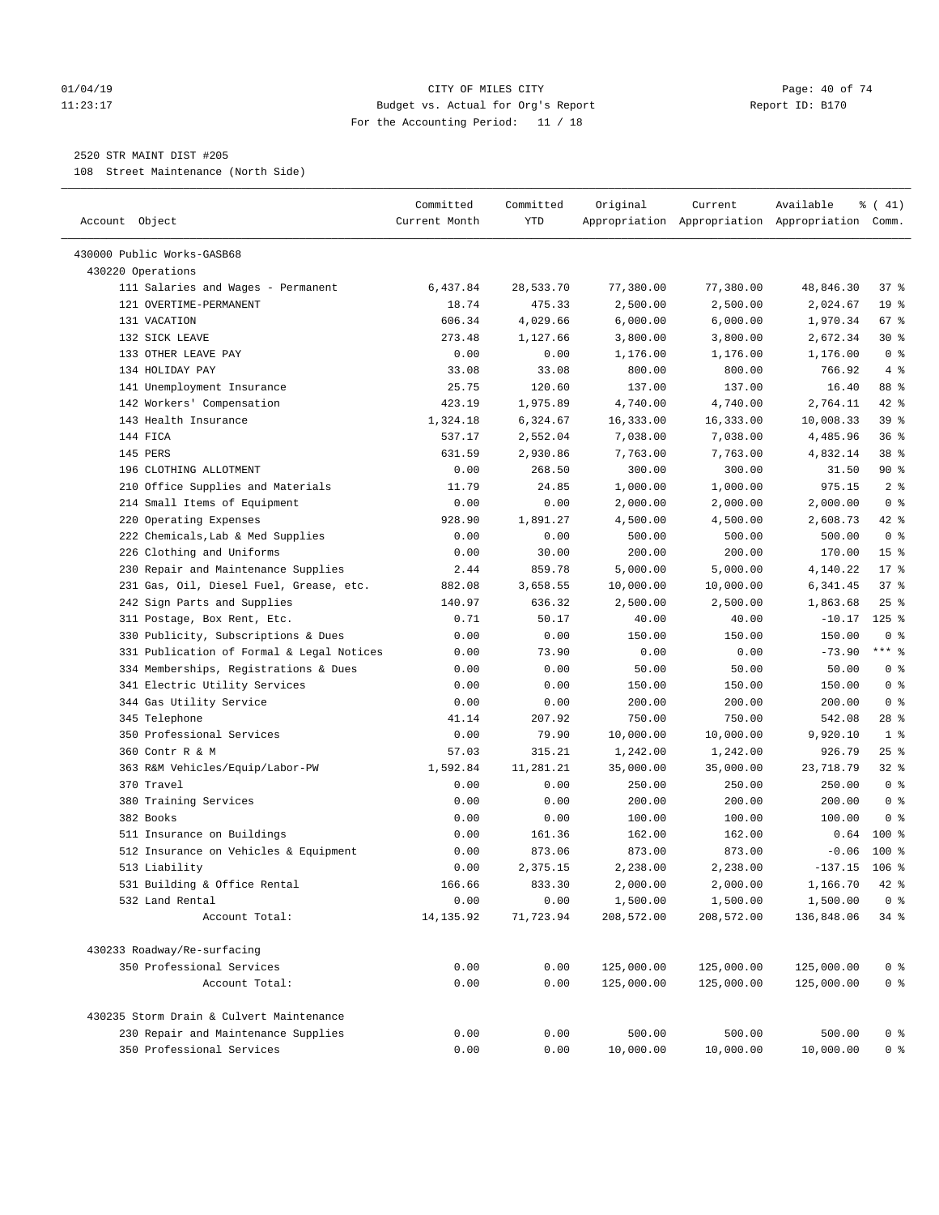2520 STR MAINT DIST #205

108 Street Maintenance (North Side)

| Account Object | Committed Current Month | Committed YTD | Original Appropriation | Current Appropriation | Available Appropriation | % ( 41) Comm. |
|---|---|---|---|---|---|---|
| 430000 Public Works-GASB68 | | | | | | |
| 430220 Operations | | | | | | |
| 111 Salaries and Wages - Permanent | 6,437.84 | 28,533.70 | 77,380.00 | 77,380.00 | 48,846.30 | 37 % |
| 121 OVERTIME-PERMANENT | 18.74 | 475.33 | 2,500.00 | 2,500.00 | 2,024.67 | 19 % |
| 131 VACATION | 606.34 | 4,029.66 | 6,000.00 | 6,000.00 | 1,970.34 | 67 % |
| 132 SICK LEAVE | 273.48 | 1,127.66 | 3,800.00 | 3,800.00 | 2,672.34 | 30 % |
| 133 OTHER LEAVE PAY | 0.00 | 0.00 | 1,176.00 | 1,176.00 | 1,176.00 | 0 % |
| 134 HOLIDAY PAY | 33.08 | 33.08 | 800.00 | 800.00 | 766.92 | 4 % |
| 141 Unemployment Insurance | 25.75 | 120.60 | 137.00 | 137.00 | 16.40 | 88 % |
| 142 Workers' Compensation | 423.19 | 1,975.89 | 4,740.00 | 4,740.00 | 2,764.11 | 42 % |
| 143 Health Insurance | 1,324.18 | 6,324.67 | 16,333.00 | 16,333.00 | 10,008.33 | 39 % |
| 144 FICA | 537.17 | 2,552.04 | 7,038.00 | 7,038.00 | 4,485.96 | 36 % |
| 145 PERS | 631.59 | 2,930.86 | 7,763.00 | 7,763.00 | 4,832.14 | 38 % |
| 196 CLOTHING ALLOTMENT | 0.00 | 268.50 | 300.00 | 300.00 | 31.50 | 90 % |
| 210 Office Supplies and Materials | 11.79 | 24.85 | 1,000.00 | 1,000.00 | 975.15 | 2 % |
| 214 Small Items of Equipment | 0.00 | 0.00 | 2,000.00 | 2,000.00 | 2,000.00 | 0 % |
| 220 Operating Expenses | 928.90 | 1,891.27 | 4,500.00 | 4,500.00 | 2,608.73 | 42 % |
| 222 Chemicals,Lab & Med Supplies | 0.00 | 0.00 | 500.00 | 500.00 | 500.00 | 0 % |
| 226 Clothing and Uniforms | 0.00 | 30.00 | 200.00 | 200.00 | 170.00 | 15 % |
| 230 Repair and Maintenance Supplies | 2.44 | 859.78 | 5,000.00 | 5,000.00 | 4,140.22 | 17 % |
| 231 Gas, Oil, Diesel Fuel, Grease, etc. | 882.08 | 3,658.55 | 10,000.00 | 10,000.00 | 6,341.45 | 37 % |
| 242 Sign Parts and Supplies | 140.97 | 636.32 | 2,500.00 | 2,500.00 | 1,863.68 | 25 % |
| 311 Postage, Box Rent, Etc. | 0.71 | 50.17 | 40.00 | 40.00 | -10.17 | 125 % |
| 330 Publicity, Subscriptions & Dues | 0.00 | 0.00 | 150.00 | 150.00 | 150.00 | 0 % |
| 331 Publication of Formal & Legal Notices | 0.00 | 73.90 | 0.00 | 0.00 | -73.90 | *** % |
| 334 Memberships, Registrations & Dues | 0.00 | 0.00 | 50.00 | 50.00 | 50.00 | 0 % |
| 341 Electric Utility Services | 0.00 | 0.00 | 150.00 | 150.00 | 150.00 | 0 % |
| 344 Gas Utility Service | 0.00 | 0.00 | 200.00 | 200.00 | 200.00 | 0 % |
| 345 Telephone | 41.14 | 207.92 | 750.00 | 750.00 | 542.08 | 28 % |
| 350 Professional Services | 0.00 | 79.90 | 10,000.00 | 10,000.00 | 9,920.10 | 1 % |
| 360 Contr R & M | 57.03 | 315.21 | 1,242.00 | 1,242.00 | 926.79 | 25 % |
| 363 R&M Vehicles/Equip/Labor-PW | 1,592.84 | 11,281.21 | 35,000.00 | 35,000.00 | 23,718.79 | 32 % |
| 370 Travel | 0.00 | 0.00 | 250.00 | 250.00 | 250.00 | 0 % |
| 380 Training Services | 0.00 | 0.00 | 200.00 | 200.00 | 200.00 | 0 % |
| 382 Books | 0.00 | 0.00 | 100.00 | 100.00 | 100.00 | 0 % |
| 511 Insurance on Buildings | 0.00 | 161.36 | 162.00 | 162.00 | 0.64 | 100 % |
| 512 Insurance on Vehicles & Equipment | 0.00 | 873.06 | 873.00 | 873.00 | -0.06 | 100 % |
| 513 Liability | 0.00 | 2,375.15 | 2,238.00 | 2,238.00 | -137.15 | 106 % |
| 531 Building & Office Rental | 166.66 | 833.30 | 2,000.00 | 2,000.00 | 1,166.70 | 42 % |
| 532 Land Rental | 0.00 | 0.00 | 1,500.00 | 1,500.00 | 1,500.00 | 0 % |
| Account Total: | 14,135.92 | 71,723.94 | 208,572.00 | 208,572.00 | 136,848.06 | 34 % |
| 430233 Roadway/Re-surfacing | | | | | | |
| 350 Professional Services | 0.00 | 0.00 | 125,000.00 | 125,000.00 | 125,000.00 | 0 % |
| Account Total: | 0.00 | 0.00 | 125,000.00 | 125,000.00 | 125,000.00 | 0 % |
| 430235 Storm Drain & Culvert Maintenance | | | | | | |
| 230 Repair and Maintenance Supplies | 0.00 | 0.00 | 500.00 | 500.00 | 500.00 | 0 % |
| 350 Professional Services | 0.00 | 0.00 | 10,000.00 | 10,000.00 | 10,000.00 | 0 % |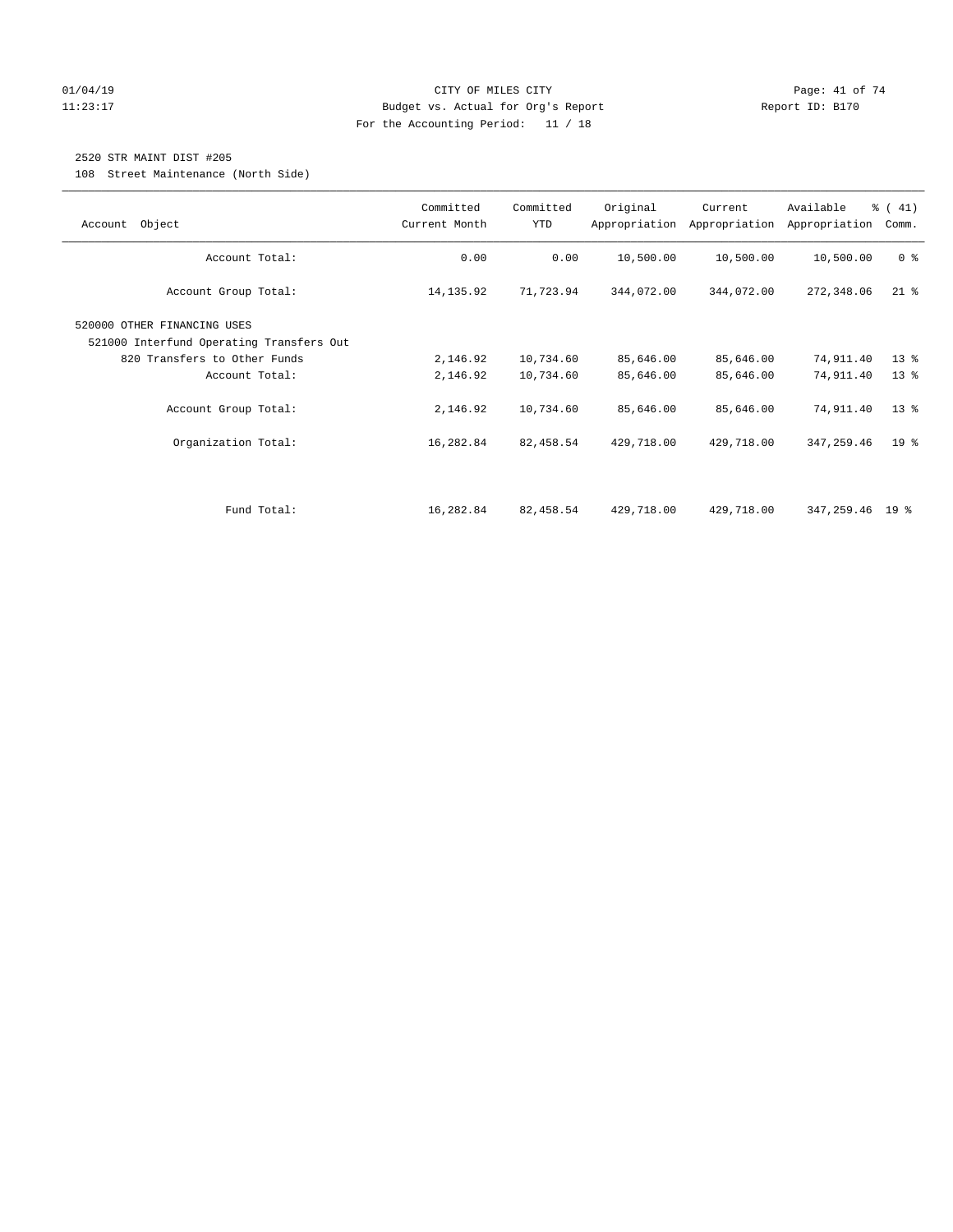CITY OF MILES CITY
Budget vs. Actual for Org's Report
For the Accounting Period: 11 / 18

01/04/19
11:23:17

Report ID: B170

2520 STR MAINT DIST #205

108 Street Maintenance (North Side)

| Account Object | Committed Current Month | Committed YTD | Original Appropriation | Current Appropriation | Available Appropriation | % ( 41) Comm. |
|---|---|---|---|---|---|---|
| Account Total: | 0.00 | 0.00 | 10,500.00 | 10,500.00 | 10,500.00 | 0 % |
| Account Group Total: | 14,135.92 | 71,723.94 | 344,072.00 | 344,072.00 | 272,348.06 | 21 % |
| 520000 OTHER FINANCING USES | | | | | | |
| 521000 Interfund Operating Transfers Out | | | | | | |
| 820 Transfers to Other Funds | 2,146.92 | 10,734.60 | 85,646.00 | 85,646.00 | 74,911.40 | 13 % |
| Account Total: | 2,146.92 | 10,734.60 | 85,646.00 | 85,646.00 | 74,911.40 | 13 % |
| Account Group Total: | 2,146.92 | 10,734.60 | 85,646.00 | 85,646.00 | 74,911.40 | 13 % |
| Organization Total: | 16,282.84 | 82,458.54 | 429,718.00 | 429,718.00 | 347,259.46 | 19 % |
| Fund Total: | 16,282.84 | 82,458.54 | 429,718.00 | 429,718.00 | 347,259.46 | 19 % |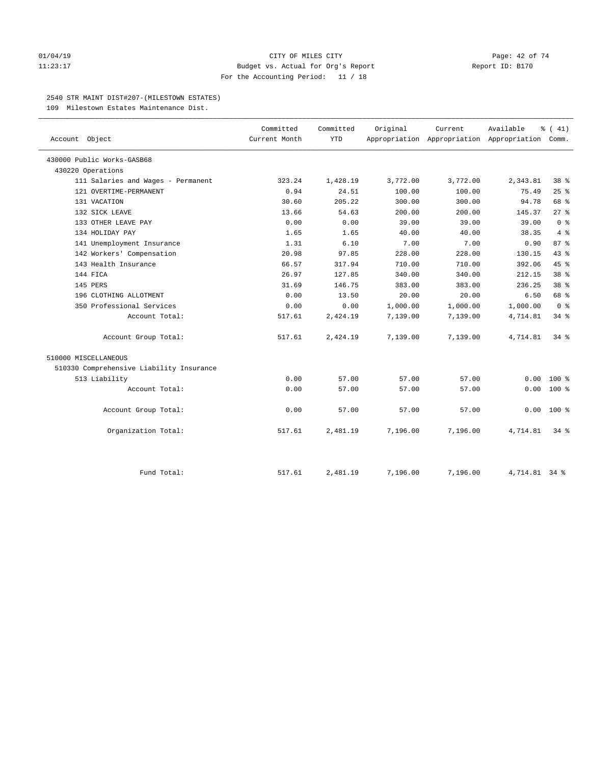CITY OF MILES CITY
Budget vs. Actual for Org's Report
For the Accounting Period: 11 / 18

Report ID: B170

01/04/19
11:23:17

2540 STR MAINT DIST#207-(MILESTOWN ESTATES)

109 Milestown Estates Maintenance Dist.

| Account Object | Committed Current Month | Committed YTD | Original Appropriation | Current Appropriation | Available Appropriation | % ( 41) Comm. |
|---|---|---|---|---|---|---|
| 430000 Public Works-GASB68 | | | | | | |
| 430220 Operations | | | | | | |
| 111 Salaries and Wages - Permanent | 323.24 | 1,428.19 | 3,772.00 | 3,772.00 | 2,343.81 | 38 % |
| 121 OVERTIME-PERMANENT | 0.94 | 24.51 | 100.00 | 100.00 | 75.49 | 25 % |
| 131 VACATION | 30.60 | 205.22 | 300.00 | 300.00 | 94.78 | 68 % |
| 132 SICK LEAVE | 13.66 | 54.63 | 200.00 | 200.00 | 145.37 | 27 % |
| 133 OTHER LEAVE PAY | 0.00 | 0.00 | 39.00 | 39.00 | 39.00 | 0 % |
| 134 HOLIDAY PAY | 1.65 | 1.65 | 40.00 | 40.00 | 38.35 | 4 % |
| 141 Unemployment Insurance | 1.31 | 6.10 | 7.00 | 7.00 | 0.90 | 87 % |
| 142 Workers' Compensation | 20.98 | 97.85 | 228.00 | 228.00 | 130.15 | 43 % |
| 143 Health Insurance | 66.57 | 317.94 | 710.00 | 710.00 | 392.06 | 45 % |
| 144 FICA | 26.97 | 127.85 | 340.00 | 340.00 | 212.15 | 38 % |
| 145 PERS | 31.69 | 146.75 | 383.00 | 383.00 | 236.25 | 38 % |
| 196 CLOTHING ALLOTMENT | 0.00 | 13.50 | 20.00 | 20.00 | 6.50 | 68 % |
| 350 Professional Services | 0.00 | 0.00 | 1,000.00 | 1,000.00 | 1,000.00 | 0 % |
| Account Total: | 517.61 | 2,424.19 | 7,139.00 | 7,139.00 | 4,714.81 | 34 % |
| Account Group Total: | 517.61 | 2,424.19 | 7,139.00 | 7,139.00 | 4,714.81 | 34 % |
| 510000 MISCELLANEOUS | | | | | | |
| 510330 Comprehensive Liability Insurance | | | | | | |
| 513 Liability | 0.00 | 57.00 | 57.00 | 57.00 | 0.00 | 100 % |
| Account Total: | 0.00 | 57.00 | 57.00 | 57.00 | 0.00 | 100 % |
| Account Group Total: | 0.00 | 57.00 | 57.00 | 57.00 | 0.00 | 100 % |
| Organization Total: | 517.61 | 2,481.19 | 7,196.00 | 7,196.00 | 4,714.81 | 34 % |
| Fund Total: | 517.61 | 2,481.19 | 7,196.00 | 7,196.00 | 4,714.81 | 34 % |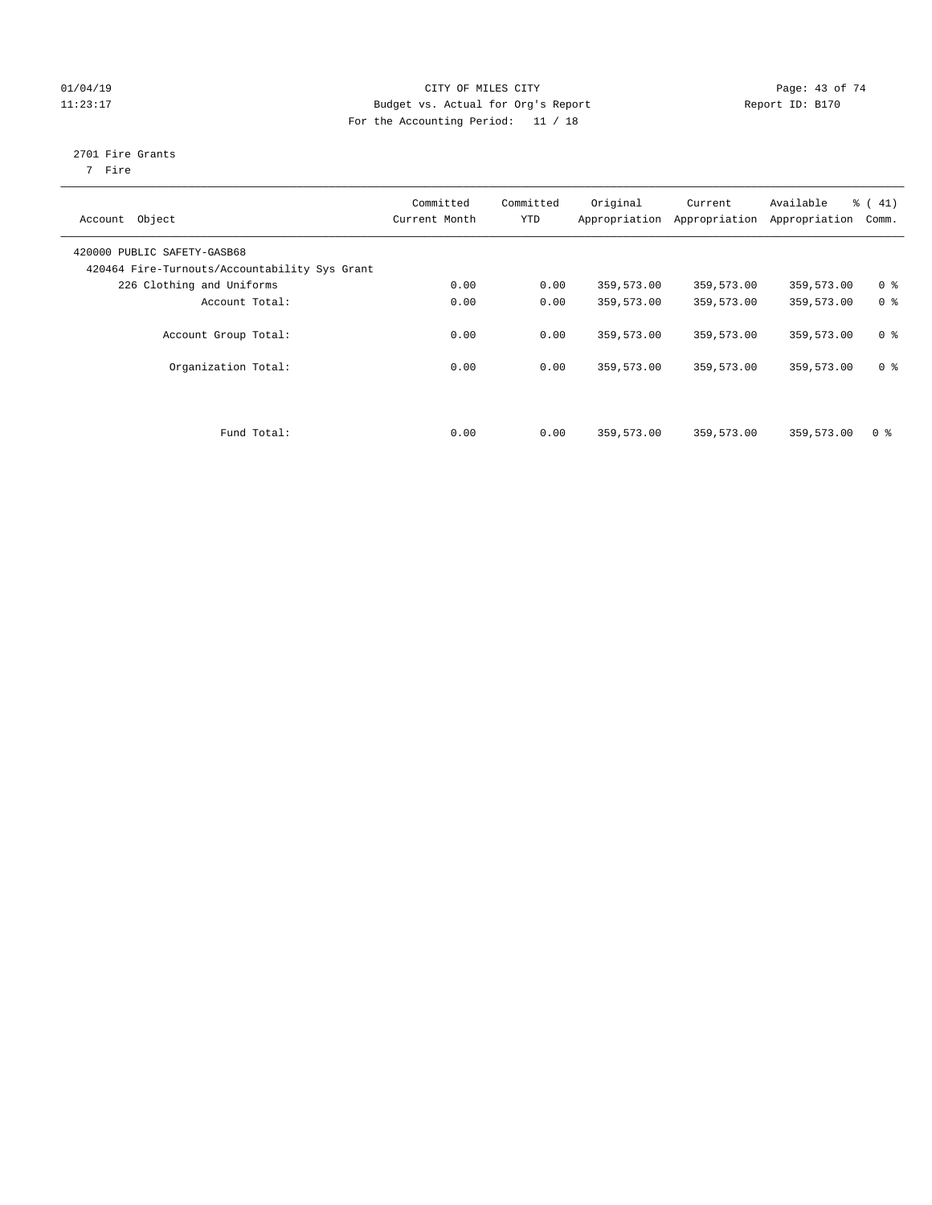CITY OF MILES CITY
Budget vs. Actual for Org's Report
For the Accounting Period: 11 / 18

2701 Fire Grants
7 Fire

| Account Object | Committed Current Month | Committed YTD | Original Appropriation | Current Appropriation | Available Appropriation | % ( 41) Comm. |
|---|---|---|---|---|---|---|
| 420000 PUBLIC SAFETY-GASB68 | | | | | | |
| 420464 Fire-Turnouts/Accountability Sys Grant | | | | | | |
| 226 Clothing and Uniforms | 0.00 | 0.00 | 359,573.00 | 359,573.00 | 359,573.00 | 0 % |
| Account Total: | 0.00 | 0.00 | 359,573.00 | 359,573.00 | 359,573.00 | 0 % |
| Account Group Total: | 0.00 | 0.00 | 359,573.00 | 359,573.00 | 359,573.00 | 0 % |
| Organization Total: | 0.00 | 0.00 | 359,573.00 | 359,573.00 | 359,573.00 | 0 % |
| Fund Total: | 0.00 | 0.00 | 359,573.00 | 359,573.00 | 359,573.00 | 0 % |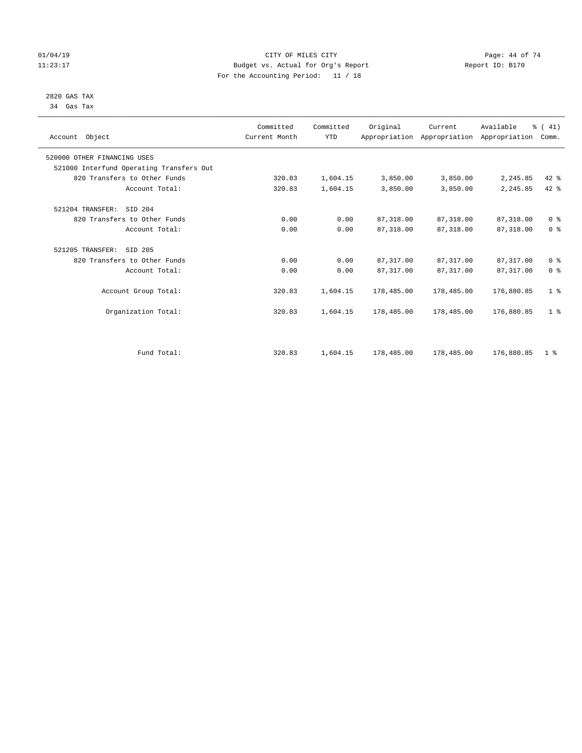CITY OF MILES CITY
Budget vs. Actual for Org's Report
For the Accounting Period: 11 / 18

01/04/19
11:23:17

Report ID: B170

2820 GAS TAX
34 Gas Tax

| Account Object | Committed Current Month | Committed YTD | Original Appropriation | Current Appropriation | Available Appropriation | % ( 41) Comm. |
|---|---|---|---|---|---|---|
| 520000 OTHER FINANCING USES | | | | | | |
| 521000 Interfund Operating Transfers Out | | | | | | |
| 820 Transfers to Other Funds | 320.83 | 1,604.15 | 3,850.00 | 3,850.00 | 2,245.85 | 42 % |
| Account Total: | 320.83 | 1,604.15 | 3,850.00 | 3,850.00 | 2,245.85 | 42 % |
| 521204 TRANSFER: SID 204 | | | | | | |
| 820 Transfers to Other Funds | 0.00 | 0.00 | 87,318.00 | 87,318.00 | 87,318.00 | 0 % |
| Account Total: | 0.00 | 0.00 | 87,318.00 | 87,318.00 | 87,318.00 | 0 % |
| 521205 TRANSFER: SID 205 | | | | | | |
| 820 Transfers to Other Funds | 0.00 | 0.00 | 87,317.00 | 87,317.00 | 87,317.00 | 0 % |
| Account Total: | 0.00 | 0.00 | 87,317.00 | 87,317.00 | 87,317.00 | 0 % |
| Account Group Total: | 320.83 | 1,604.15 | 178,485.00 | 178,485.00 | 176,880.85 | 1 % |
| Organization Total: | 320.83 | 1,604.15 | 178,485.00 | 178,485.00 | 176,880.85 | 1 % |
| Fund Total: | 320.83 | 1,604.15 | 178,485.00 | 178,485.00 | 176,880.85 | 1 % |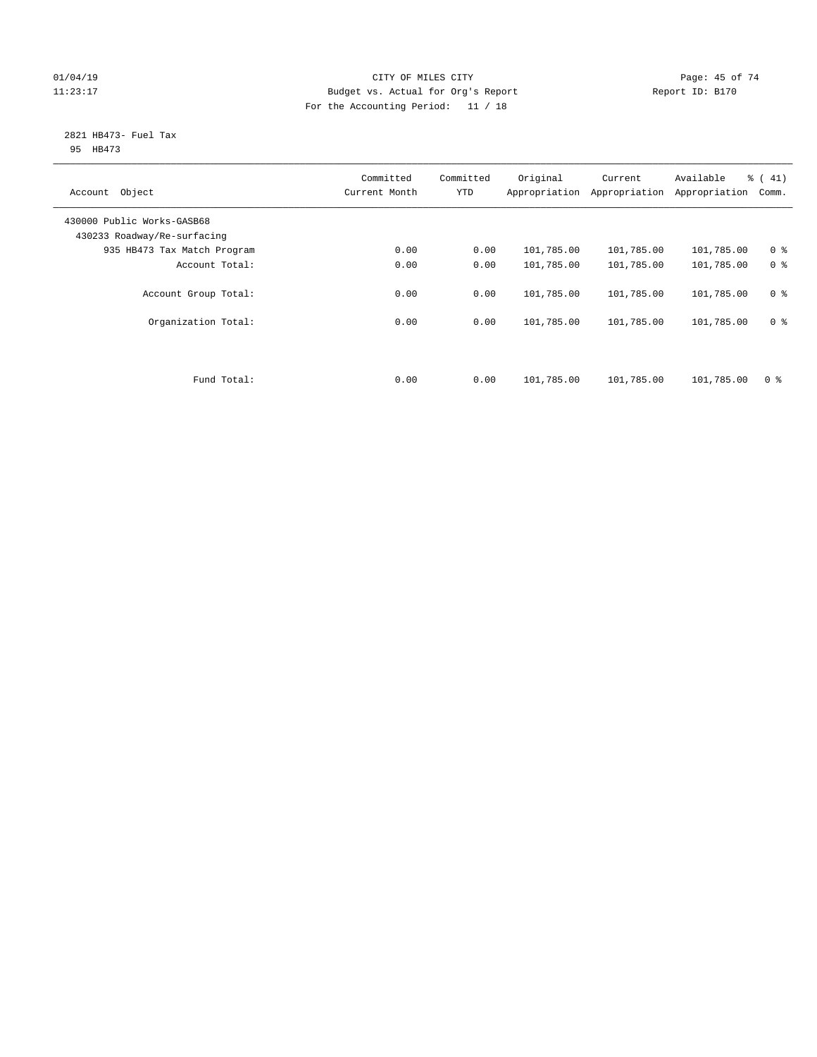CITY OF MILES CITY
Budget vs. Actual for Org's Report
For the Accounting Period: 11 / 18

01/04/19
11:23:17

Report ID: B170

2821 HB473- Fuel Tax
95 HB473

| Account Object | Committed Current Month | Committed YTD | Original Appropriation | Current Appropriation | Available Appropriation | % ( 41) Comm. |
|---|---|---|---|---|---|---|
| 430000 Public Works-GASB68 | | | | | | |
| 430233 Roadway/Re-surfacing | | | | | | |
| 935 HB473 Tax Match Program | 0.00 | 0.00 | 101,785.00 | 101,785.00 | 101,785.00 | 0 % |
| Account Total: | 0.00 | 0.00 | 101,785.00 | 101,785.00 | 101,785.00 | 0 % |
| Account Group Total: | 0.00 | 0.00 | 101,785.00 | 101,785.00 | 101,785.00 | 0 % |
| Organization Total: | 0.00 | 0.00 | 101,785.00 | 101,785.00 | 101,785.00 | 0 % |
| Fund Total: | 0.00 | 0.00 | 101,785.00 | 101,785.00 | 101,785.00 | 0 % |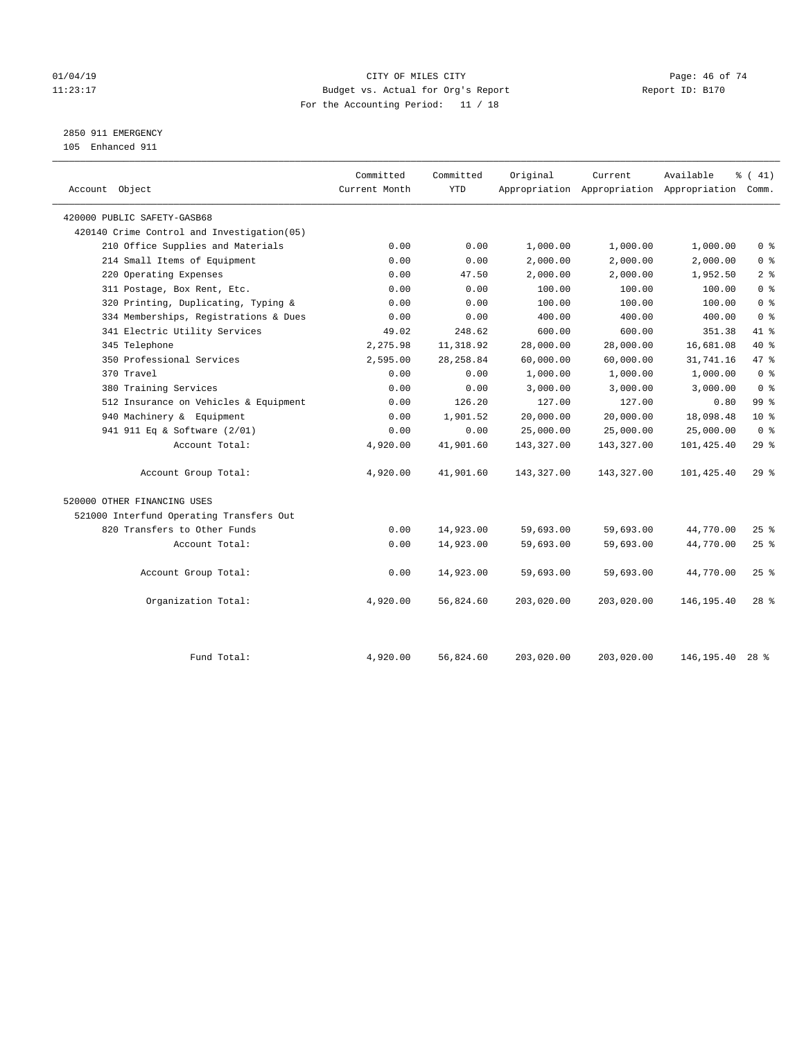CITY OF MILES CITY
Budget vs. Actual for Org's Report
For the Accounting Period: 11 / 18

01/04/19
11:23:17

Report ID: B170

2850 911 EMERGENCY
105 Enhanced 911

| Account Object | Committed Current Month | Committed YTD | Original Appropriation | Current Appropriation | Available Appropriation | % ( 41) Comm. |
|---|---|---|---|---|---|---|
| 420000 PUBLIC SAFETY-GASB68 | | | | | | |
| 420140 Crime Control and Investigation(05) | | | | | | |
| 210 Office Supplies and Materials | 0.00 | 0.00 | 1,000.00 | 1,000.00 | 1,000.00 | 0 % |
| 214 Small Items of Equipment | 0.00 | 0.00 | 2,000.00 | 2,000.00 | 2,000.00 | 0 % |
| 220 Operating Expenses | 0.00 | 47.50 | 2,000.00 | 2,000.00 | 1,952.50 | 2 % |
| 311 Postage, Box Rent, Etc. | 0.00 | 0.00 | 100.00 | 100.00 | 100.00 | 0 % |
| 320 Printing, Duplicating, Typing & | 0.00 | 0.00 | 100.00 | 100.00 | 100.00 | 0 % |
| 334 Memberships, Registrations & Dues | 0.00 | 0.00 | 400.00 | 400.00 | 400.00 | 0 % |
| 341 Electric Utility Services | 49.02 | 248.62 | 600.00 | 600.00 | 351.38 | 41 % |
| 345 Telephone | 2,275.98 | 11,318.92 | 28,000.00 | 28,000.00 | 16,681.08 | 40 % |
| 350 Professional Services | 2,595.00 | 28,258.84 | 60,000.00 | 60,000.00 | 31,741.16 | 47 % |
| 370 Travel | 0.00 | 0.00 | 1,000.00 | 1,000.00 | 1,000.00 | 0 % |
| 380 Training Services | 0.00 | 0.00 | 3,000.00 | 3,000.00 | 3,000.00 | 0 % |
| 512 Insurance on Vehicles & Equipment | 0.00 | 126.20 | 127.00 | 127.00 | 0.80 | 99 % |
| 940 Machinery & Equipment | 0.00 | 1,901.52 | 20,000.00 | 20,000.00 | 18,098.48 | 10 % |
| 941 911 Eq & Software (2/01) | 0.00 | 0.00 | 25,000.00 | 25,000.00 | 25,000.00 | 0 % |
| Account Total: | 4,920.00 | 41,901.60 | 143,327.00 | 143,327.00 | 101,425.40 | 29 % |
| Account Group Total: | 4,920.00 | 41,901.60 | 143,327.00 | 143,327.00 | 101,425.40 | 29 % |
| 520000 OTHER FINANCING USES | | | | | | |
| 521000 Interfund Operating Transfers Out | | | | | | |
| 820 Transfers to Other Funds | 0.00 | 14,923.00 | 59,693.00 | 59,693.00 | 44,770.00 | 25 % |
| Account Total: | 0.00 | 14,923.00 | 59,693.00 | 59,693.00 | 44,770.00 | 25 % |
| Account Group Total: | 0.00 | 14,923.00 | 59,693.00 | 59,693.00 | 44,770.00 | 25 % |
| Organization Total: | 4,920.00 | 56,824.60 | 203,020.00 | 203,020.00 | 146,195.40 | 28 % |
| Fund Total: | 4,920.00 | 56,824.60 | 203,020.00 | 203,020.00 | 146,195.40 | 28 % |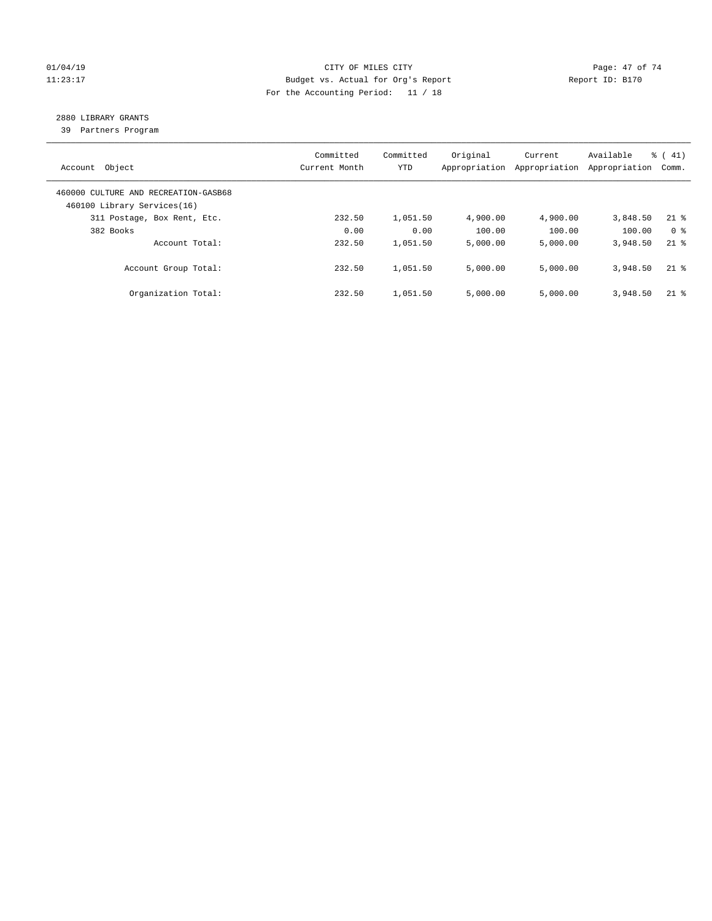01/04/19 CITY OF MILES CITY
11:23:17 Budget vs. Actual for Org's Report Report ID: B170
For the Accounting Period: 11 / 18

## 2880 LIBRARY GRANTS

39 Partners Program

| Account Object | Committed Current Month | Committed YTD | Original Appropriation | Current Appropriation | Available Appropriation | % ( 41) Comm. |
|---|---|---|---|---|---|---|
| 460000 CULTURE AND RECREATION-GASB68 | | | | | | |
| 460100 Library Services(16) | | | | | | |
| 311 Postage, Box Rent, Etc. | 232.50 | 1,051.50 | 4,900.00 | 4,900.00 | 3,848.50 | 21 % |
| 382 Books | 0.00 | 0.00 | 100.00 | 100.00 | 100.00 | 0 % |
| Account Total: | 232.50 | 1,051.50 | 5,000.00 | 5,000.00 | 3,948.50 | 21 % |
| Account Group Total: | 232.50 | 1,051.50 | 5,000.00 | 5,000.00 | 3,948.50 | 21 % |
| Organization Total: | 232.50 | 1,051.50 | 5,000.00 | 5,000.00 | 3,948.50 | 21 % |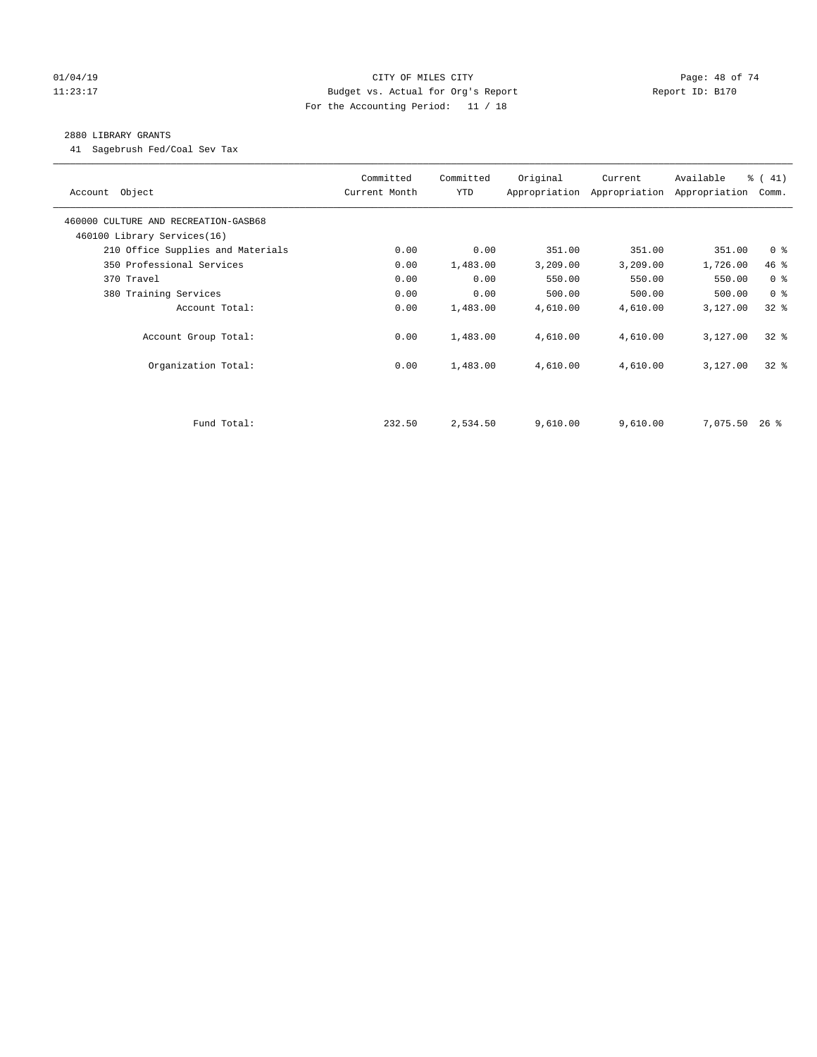CITY OF MILES CITY
Budget vs. Actual for Org's Report
For the Accounting Period: 11 / 18

01/04/19
11:23:17

Report ID: B170

2880 LIBRARY GRANTS

41 Sagebrush Fed/Coal Sev Tax

| Account Object | Committed Current Month | Committed YTD | Original Appropriation | Current Appropriation | Available Appropriation | % ( 41) Comm. |
|---|---|---|---|---|---|---|
| 460000 CULTURE AND RECREATION-GASB68 | | | | | | |
| 460100 Library Services(16) | | | | | | |
| 210 Office Supplies and Materials | 0.00 | 0.00 | 351.00 | 351.00 | 351.00 | 0 % |
| 350 Professional Services | 0.00 | 1,483.00 | 3,209.00 | 3,209.00 | 1,726.00 | 46 % |
| 370 Travel | 0.00 | 0.00 | 550.00 | 550.00 | 550.00 | 0 % |
| 380 Training Services | 0.00 | 0.00 | 500.00 | 500.00 | 500.00 | 0 % |
| Account Total: | 0.00 | 1,483.00 | 4,610.00 | 4,610.00 | 3,127.00 | 32 % |
| Account Group Total: | 0.00 | 1,483.00 | 4,610.00 | 4,610.00 | 3,127.00 | 32 % |
| Organization Total: | 0.00 | 1,483.00 | 4,610.00 | 4,610.00 | 3,127.00 | 32 % |
| Fund Total: | 232.50 | 2,534.50 | 9,610.00 | 9,610.00 | 7,075.50 | 26 % |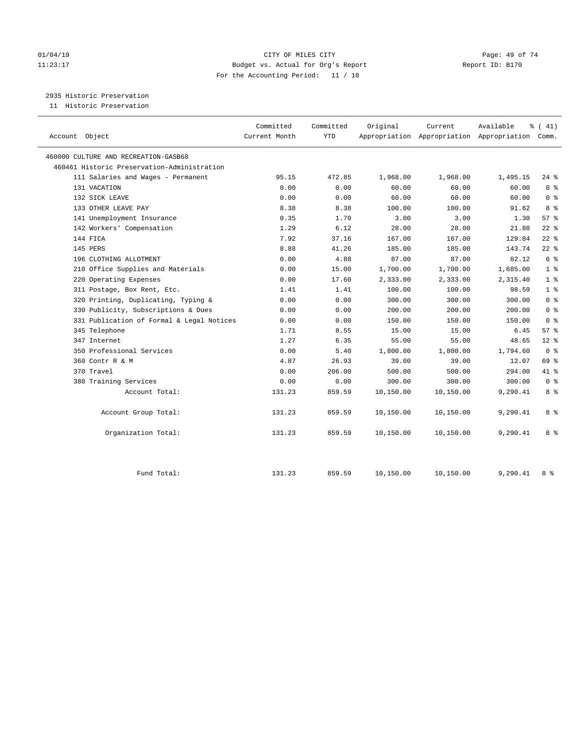# CITY OF MILES CITY

## Budget vs. Actual for Org's Report

For the Accounting Period: 11 / 18

01/04/19 11:23:17 — Report ID: B170

### 2935 Historic Preservation

11 Historic Preservation

| Account Object | Committed Current Month | Committed YTD | Original Appropriation | Current Appropriation | Available Appropriation | % ( 41) Comm. |
|---|---|---|---|---|---|---|
| 460000 CULTURE AND RECREATION-GASB68 | | | | | | |
| 460461 Historic Preservation-Administration | | | | | | |
| 111 Salaries and Wages - Permanent | 95.15 | 472.85 | 1,968.00 | 1,968.00 | 1,495.15 | 24 % |
| 131 VACATION | 0.00 | 0.00 | 60.00 | 60.00 | 60.00 | 0 % |
| 132 SICK LEAVE | 0.00 | 0.00 | 60.00 | 60.00 | 60.00 | 0 % |
| 133 OTHER LEAVE PAY | 8.38 | 8.38 | 100.00 | 100.00 | 91.62 | 8 % |
| 141 Unemployment Insurance | 0.35 | 1.70 | 3.00 | 3.00 | 1.30 | 57 % |
| 142 Workers' Compensation | 1.29 | 6.12 | 28.00 | 28.00 | 21.88 | 22 % |
| 144 FICA | 7.92 | 37.16 | 167.00 | 167.00 | 129.84 | 22 % |
| 145 PERS | 8.88 | 41.26 | 185.00 | 185.00 | 143.74 | 22 % |
| 196 CLOTHING ALLOTMENT | 0.00 | 4.88 | 87.00 | 87.00 | 82.12 | 6 % |
| 210 Office Supplies and Materials | 0.00 | 15.00 | 1,700.00 | 1,700.00 | 1,685.00 | 1 % |
| 220 Operating Expenses | 0.00 | 17.60 | 2,333.00 | 2,333.00 | 2,315.40 | 1 % |
| 311 Postage, Box Rent, Etc. | 1.41 | 1.41 | 100.00 | 100.00 | 98.59 | 1 % |
| 320 Printing, Duplicating, Typing & | 0.00 | 0.00 | 300.00 | 300.00 | 300.00 | 0 % |
| 330 Publicity, Subscriptions & Dues | 0.00 | 0.00 | 200.00 | 200.00 | 200.00 | 0 % |
| 331 Publication of Formal & Legal Notices | 0.00 | 0.00 | 150.00 | 150.00 | 150.00 | 0 % |
| 345 Telephone | 1.71 | 8.55 | 15.00 | 15.00 | 6.45 | 57 % |
| 347 Internet | 1.27 | 6.35 | 55.00 | 55.00 | 48.65 | 12 % |
| 350 Professional Services | 0.00 | 5.40 | 1,800.00 | 1,800.00 | 1,794.60 | 0 % |
| 360 Contr R & M | 4.87 | 26.93 | 39.00 | 39.00 | 12.07 | 69 % |
| 370 Travel | 0.00 | 206.00 | 500.00 | 500.00 | 294.00 | 41 % |
| 380 Training Services | 0.00 | 0.00 | 300.00 | 300.00 | 300.00 | 0 % |
| Account Total: | 131.23 | 859.59 | 10,150.00 | 10,150.00 | 9,290.41 | 8 % |
| Account Group Total: | 131.23 | 859.59 | 10,150.00 | 10,150.00 | 9,290.41 | 8 % |
| Organization Total: | 131.23 | 859.59 | 10,150.00 | 10,150.00 | 9,290.41 | 8 % |
| Fund Total: | 131.23 | 859.59 | 10,150.00 | 10,150.00 | 9,290.41 | 8 % |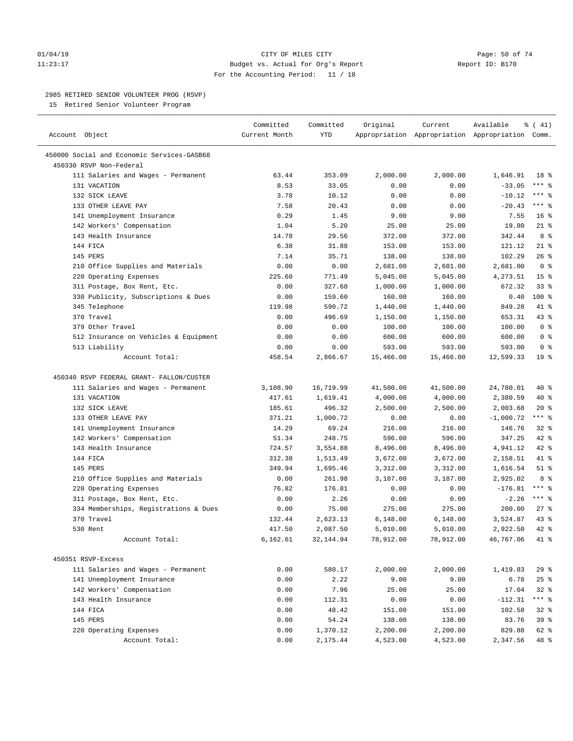CITY OF MILES CITY
Budget vs. Actual for Org's Report
For the Accounting Period: 11 / 18

Report ID: B170

01/04/19
11:23:17

## 2985 RETIRED SENIOR VOLUNTEER PROG (RSVP)

15 Retired Senior Volunteer Program

| Account Object | Committed Current Month | Committed YTD | Original Appropriation | Current Appropriation | Available Appropriation | % ( 41) Comm. |
|---|---|---|---|---|---|---|
| 450000 Social and Economic Services-GASB68 | | | | | | |
| 450330 RSVP Non-Federal | | | | | | |
| 111 Salaries and Wages - Permanent | 63.44 | 353.09 | 2,000.00 | 2,000.00 | 1,646.91 | 18 % |
| 131 VACATION | 8.53 | 33.05 | 0.00 | 0.00 | -33.05 | *** % |
| 132 SICK LEAVE | 3.78 | 10.12 | 0.00 | 0.00 | -10.12 | *** % |
| 133 OTHER LEAVE PAY | 7.58 | 20.43 | 0.00 | 0.00 | -20.43 | *** % |
| 141 Unemployment Insurance | 0.29 | 1.45 | 9.00 | 9.00 | 7.55 | 16 % |
| 142 Workers' Compensation | 1.04 | 5.20 | 25.00 | 25.00 | 19.80 | 21 % |
| 143 Health Insurance | 14.78 | 29.56 | 372.00 | 372.00 | 342.44 | 8 % |
| 144 FICA | 6.38 | 31.88 | 153.00 | 153.00 | 121.12 | 21 % |
| 145 PERS | 7.14 | 35.71 | 138.00 | 138.00 | 102.29 | 26 % |
| 210 Office Supplies and Materials | 0.00 | 0.00 | 2,681.00 | 2,681.00 | 2,681.00 | 0 % |
| 220 Operating Expenses | 225.60 | 771.49 | 5,045.00 | 5,045.00 | 4,273.51 | 15 % |
| 311 Postage, Box Rent, Etc. | 0.00 | 327.68 | 1,000.00 | 1,000.00 | 672.32 | 33 % |
| 330 Publicity, Subscriptions & Dues | 0.00 | 159.60 | 160.00 | 160.00 | 0.40 | 100 % |
| 345 Telephone | 119.98 | 590.72 | 1,440.00 | 1,440.00 | 849.28 | 41 % |
| 370 Travel | 0.00 | 496.69 | 1,150.00 | 1,150.00 | 653.31 | 43 % |
| 379 Other Travel | 0.00 | 0.00 | 100.00 | 100.00 | 100.00 | 0 % |
| 512 Insurance on Vehicles & Equipment | 0.00 | 0.00 | 600.00 | 600.00 | 600.00 | 0 % |
| 513 Liability | 0.00 | 0.00 | 593.00 | 593.00 | 593.00 | 0 % |
| Account Total: | 458.54 | 2,866.67 | 15,466.00 | 15,466.00 | 12,599.33 | 19 % |
| 450340 RSVP FEDERAL GRANT- FALLON/CUSTER | | | | | | |
| 111 Salaries and Wages - Permanent | 3,108.90 | 16,719.99 | 41,500.00 | 41,500.00 | 24,780.01 | 40 % |
| 131 VACATION | 417.61 | 1,619.41 | 4,000.00 | 4,000.00 | 2,380.59 | 40 % |
| 132 SICK LEAVE | 185.61 | 496.32 | 2,500.00 | 2,500.00 | 2,003.68 | 20 % |
| 133 OTHER LEAVE PAY | 371.21 | 1,000.72 | 0.00 | 0.00 | -1,000.72 | *** % |
| 141 Unemployment Insurance | 14.29 | 69.24 | 216.00 | 216.00 | 146.76 | 32 % |
| 142 Workers' Compensation | 51.34 | 248.75 | 596.00 | 596.00 | 347.25 | 42 % |
| 143 Health Insurance | 724.57 | 3,554.88 | 8,496.00 | 8,496.00 | 4,941.12 | 42 % |
| 144 FICA | 312.38 | 1,513.49 | 3,672.00 | 3,672.00 | 2,158.51 | 41 % |
| 145 PERS | 349.94 | 1,695.46 | 3,312.00 | 3,312.00 | 1,616.54 | 51 % |
| 210 Office Supplies and Materials | 0.00 | 261.98 | 3,187.00 | 3,187.00 | 2,925.02 | 8 % |
| 220 Operating Expenses | 76.82 | 176.81 | 0.00 | 0.00 | -176.81 | *** % |
| 311 Postage, Box Rent, Etc. | 0.00 | 2.26 | 0.00 | 0.00 | -2.26 | *** % |
| 334 Memberships, Registrations & Dues | 0.00 | 75.00 | 275.00 | 275.00 | 200.00 | 27 % |
| 370 Travel | 132.44 | 2,623.13 | 6,148.00 | 6,148.00 | 3,524.87 | 43 % |
| 530 Rent | 417.50 | 2,087.50 | 5,010.00 | 5,010.00 | 2,922.50 | 42 % |
| Account Total: | 6,162.61 | 32,144.94 | 78,912.00 | 78,912.00 | 46,767.06 | 41 % |
| 450351 RSVP-Excess | | | | | | |
| 111 Salaries and Wages - Permanent | 0.00 | 580.17 | 2,000.00 | 2,000.00 | 1,419.83 | 29 % |
| 141 Unemployment Insurance | 0.00 | 2.22 | 9.00 | 9.00 | 6.78 | 25 % |
| 142 Workers' Compensation | 0.00 | 7.96 | 25.00 | 25.00 | 17.04 | 32 % |
| 143 Health Insurance | 0.00 | 112.31 | 0.00 | 0.00 | -112.31 | *** % |
| 144 FICA | 0.00 | 48.42 | 151.00 | 151.00 | 102.58 | 32 % |
| 145 PERS | 0.00 | 54.24 | 138.00 | 138.00 | 83.76 | 39 % |
| 220 Operating Expenses | 0.00 | 1,370.12 | 2,200.00 | 2,200.00 | 829.88 | 62 % |
| Account Total: | 0.00 | 2,175.44 | 4,523.00 | 4,523.00 | 2,347.56 | 48 % |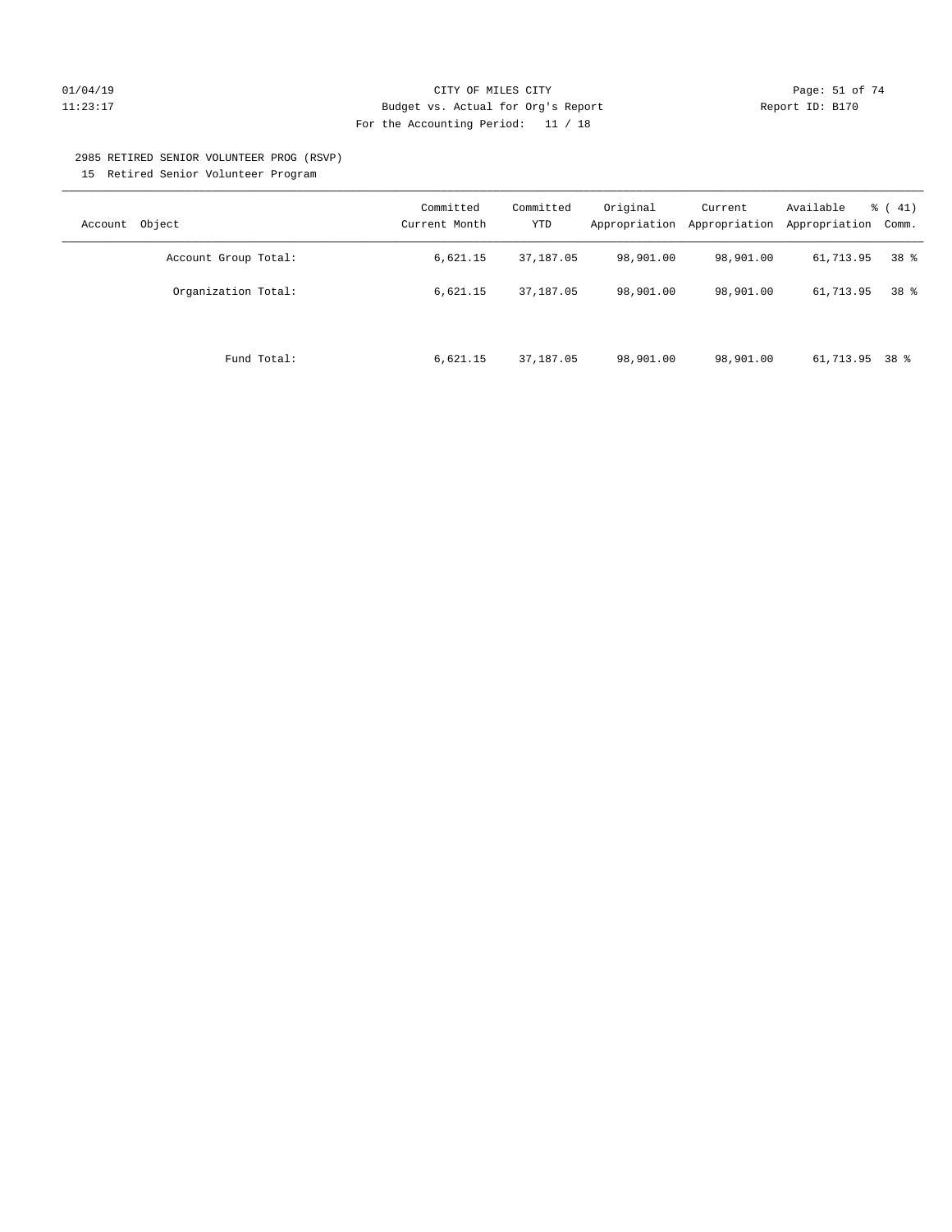CITY OF MILES CITY
Budget vs. Actual for Org's Report
For the Accounting Period: 11 / 18

01/04/19
11:23:17

Report ID: B170

2985 RETIRED SENIOR VOLUNTEER PROG (RSVP)
15 Retired Senior Volunteer Program

| Account Object | Committed Current Month | Committed YTD | Original Appropriation | Current Appropriation | Available Appropriation | % ( 41) Comm. |
|---|---|---|---|---|---|---|
| Account Group Total: | 6,621.15 | 37,187.05 | 98,901.00 | 98,901.00 | 61,713.95 | 38 % |
| Organization Total: | 6,621.15 | 37,187.05 | 98,901.00 | 98,901.00 | 61,713.95 | 38 % |
| Fund Total: | 6,621.15 | 37,187.05 | 98,901.00 | 98,901.00 | 61,713.95 | 38 % |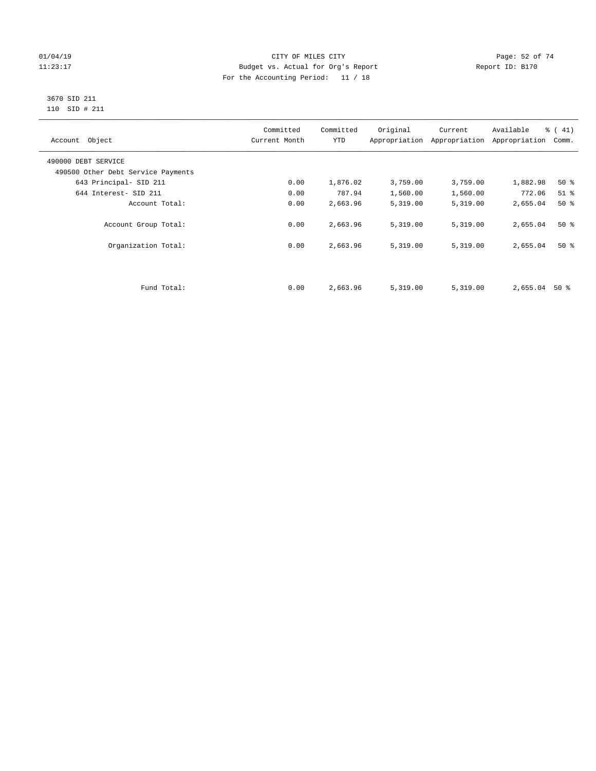CITY OF MILES CITY
Budget vs. Actual for Org's Report
For the Accounting Period: 11 / 18

3670 SID 211
110 SID # 211

| Account Object | Committed Current Month | Committed YTD | Original Appropriation | Current Appropriation | Available Appropriation | % ( 41) Comm. |
|---|---|---|---|---|---|---|
| 490000 DEBT SERVICE | | | | | | |
| 490500 Other Debt Service Payments | | | | | | |
| 643 Principal- SID 211 | 0.00 | 1,876.02 | 3,759.00 | 3,759.00 | 1,882.98 | 50 % |
| 644 Interest- SID 211 | 0.00 | 787.94 | 1,560.00 | 1,560.00 | 772.06 | 51 % |
| Account Total: | 0.00 | 2,663.96 | 5,319.00 | 5,319.00 | 2,655.04 | 50 % |
| Account Group Total: | 0.00 | 2,663.96 | 5,319.00 | 5,319.00 | 2,655.04 | 50 % |
| Organization Total: | 0.00 | 2,663.96 | 5,319.00 | 5,319.00 | 2,655.04 | 50 % |
| Fund Total: | 0.00 | 2,663.96 | 5,319.00 | 5,319.00 | 2,655.04 | 50 % |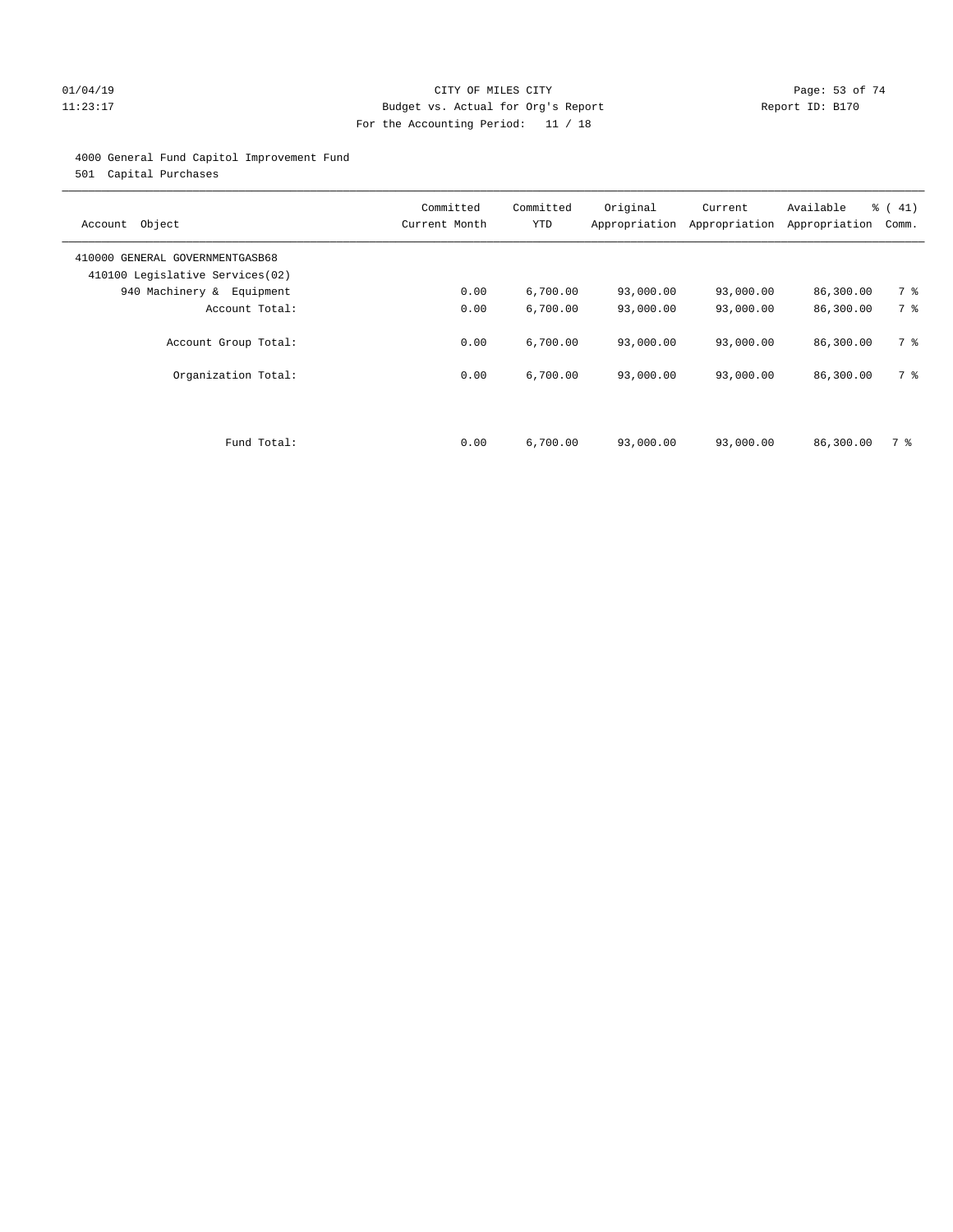CITY OF MILES CITY

Budget vs. Actual for Org's Report

For the Accounting Period: 11 / 18

4000 General Fund Capitol Improvement Fund

501 Capital Purchases

| Account Object | Committed Current Month | Committed YTD | Original Appropriation | Current Appropriation | Available Appropriation | % ( 41) Comm. |
|---|---|---|---|---|---|---|
| 410000 GENERAL GOVERNMENTGASB68 | | | | | | |
| 410100 Legislative Services(02) | | | | | | |
| 940 Machinery & Equipment | 0.00 | 6,700.00 | 93,000.00 | 93,000.00 | 86,300.00 | 7 % |
| Account Total: | 0.00 | 6,700.00 | 93,000.00 | 93,000.00 | 86,300.00 | 7 % |
| Account Group Total: | 0.00 | 6,700.00 | 93,000.00 | 93,000.00 | 86,300.00 | 7 % |
| Organization Total: | 0.00 | 6,700.00 | 93,000.00 | 93,000.00 | 86,300.00 | 7 % |
| Fund Total: | 0.00 | 6,700.00 | 93,000.00 | 93,000.00 | 86,300.00 | 7 % |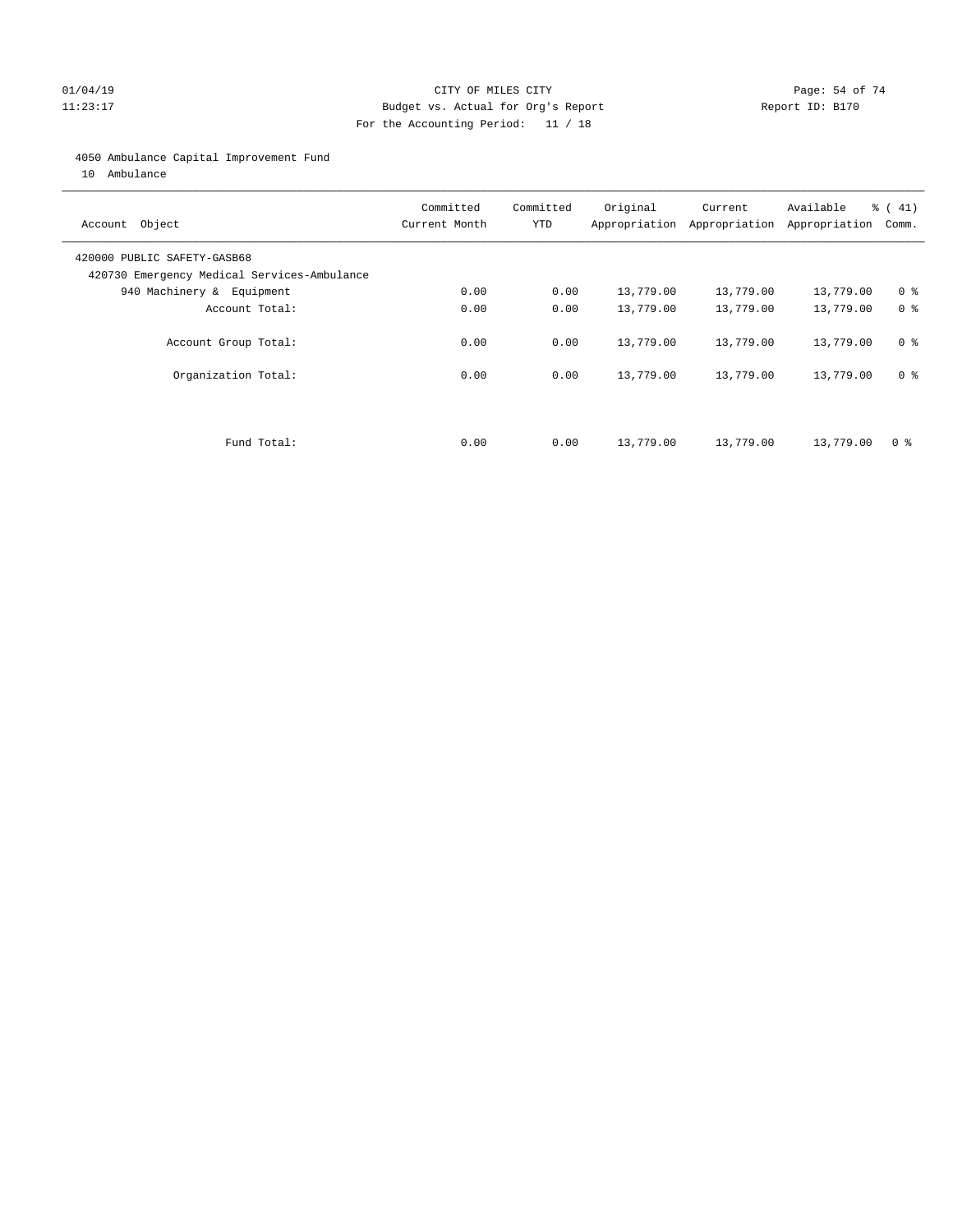CITY OF MILES CITY
Budget vs. Actual for Org's Report
For the Accounting Period: 11 / 18

01/04/19
11:23:17

Report ID: B170

## 4050 Ambulance Capital Improvement Fund

10 Ambulance

| Account Object | Committed Current Month | Committed YTD | Original Appropriation | Current Appropriation | Available Appropriation | % ( 41) Comm. |
|---|---|---|---|---|---|---|
| 420000 PUBLIC SAFETY-GASB68 | | | | | | |
| 420730 Emergency Medical Services-Ambulance | | | | | | |
| 940 Machinery & Equipment | 0.00 | 0.00 | 13,779.00 | 13,779.00 | 13,779.00 | 0 % |
| Account Total: | 0.00 | 0.00 | 13,779.00 | 13,779.00 | 13,779.00 | 0 % |
| Account Group Total: | 0.00 | 0.00 | 13,779.00 | 13,779.00 | 13,779.00 | 0 % |
| Organization Total: | 0.00 | 0.00 | 13,779.00 | 13,779.00 | 13,779.00 | 0 % |
| Fund Total: | 0.00 | 0.00 | 13,779.00 | 13,779.00 | 13,779.00 | 0 % |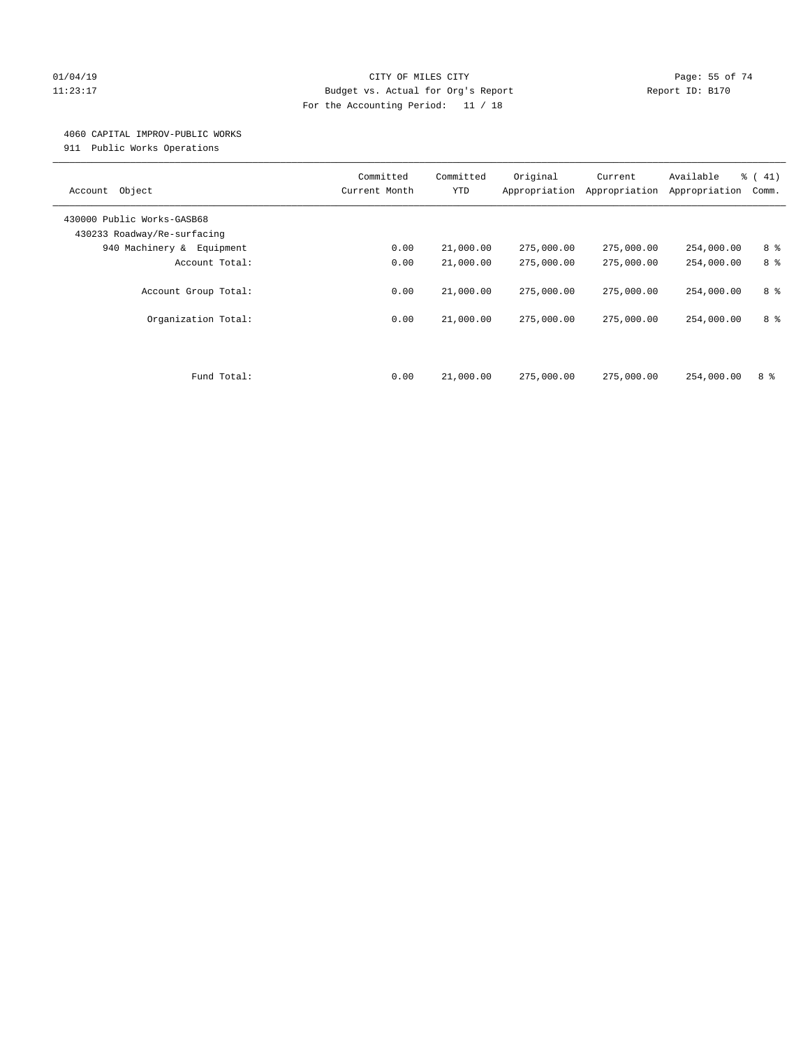CITY OF MILES CITY

Budget vs. Actual for Org's Report

For the Accounting Period: 11 / 18

4060 CAPITAL IMPROV-PUBLIC WORKS

911 Public Works Operations

| Account Object | Committed Current Month | Committed YTD | Original Appropriation | Current Appropriation | Available Appropriation | % ( 41) Comm. |
|---|---|---|---|---|---|---|
| 430000 Public Works-GASB68 | | | | | | |
| 430233 Roadway/Re-surfacing | | | | | | |
| 940 Machinery & Equipment | 0.00 | 21,000.00 | 275,000.00 | 275,000.00 | 254,000.00 | 8 % |
| Account Total: | 0.00 | 21,000.00 | 275,000.00 | 275,000.00 | 254,000.00 | 8 % |
| Account Group Total: | 0.00 | 21,000.00 | 275,000.00 | 275,000.00 | 254,000.00 | 8 % |
| Organization Total: | 0.00 | 21,000.00 | 275,000.00 | 275,000.00 | 254,000.00 | 8 % |
| Fund Total: | 0.00 | 21,000.00 | 275,000.00 | 275,000.00 | 254,000.00 | 8 % |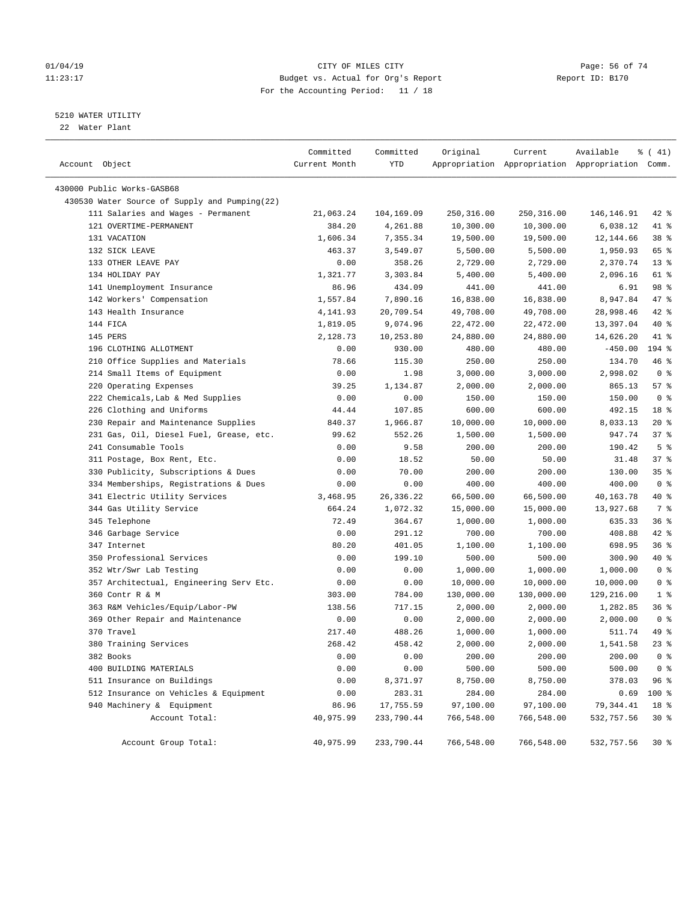CITY OF MILES CITY
Budget vs. Actual for Org's Report
For the Accounting Period: 11 / 18

01/04/19
11:23:17

Report ID: B170

5210 WATER UTILITY
22 Water Plant

| Account Object | Committed Current Month | Committed YTD | Original Appropriation | Current Appropriation | Available Appropriation | % ( 41) Comm. |
|---|---|---|---|---|---|---|
| 430000 Public Works-GASB68 | | | | | | |
| 430530 Water Source of Supply and Pumping(22) | | | | | | |
| 111 Salaries and Wages - Permanent | 21,063.24 | 104,169.09 | 250,316.00 | 250,316.00 | 146,146.91 | 42 % |
| 121 OVERTIME-PERMANENT | 384.20 | 4,261.88 | 10,300.00 | 10,300.00 | 6,038.12 | 41 % |
| 131 VACATION | 1,606.34 | 7,355.34 | 19,500.00 | 19,500.00 | 12,144.66 | 38 % |
| 132 SICK LEAVE | 463.37 | 3,549.07 | 5,500.00 | 5,500.00 | 1,950.93 | 65 % |
| 133 OTHER LEAVE PAY | 0.00 | 358.26 | 2,729.00 | 2,729.00 | 2,370.74 | 13 % |
| 134 HOLIDAY PAY | 1,321.77 | 3,303.84 | 5,400.00 | 5,400.00 | 2,096.16 | 61 % |
| 141 Unemployment Insurance | 86.96 | 434.09 | 441.00 | 441.00 | 6.91 | 98 % |
| 142 Workers' Compensation | 1,557.84 | 7,890.16 | 16,838.00 | 16,838.00 | 8,947.84 | 47 % |
| 143 Health Insurance | 4,141.93 | 20,709.54 | 49,708.00 | 49,708.00 | 28,998.46 | 42 % |
| 144 FICA | 1,819.05 | 9,074.96 | 22,472.00 | 22,472.00 | 13,397.04 | 40 % |
| 145 PERS | 2,128.73 | 10,253.80 | 24,880.00 | 24,880.00 | 14,626.20 | 41 % |
| 196 CLOTHING ALLOTMENT | 0.00 | 930.00 | 480.00 | 480.00 | -450.00 | 194 % |
| 210 Office Supplies and Materials | 78.66 | 115.30 | 250.00 | 250.00 | 134.70 | 46 % |
| 214 Small Items of Equipment | 0.00 | 1.98 | 3,000.00 | 3,000.00 | 2,998.02 | 0 % |
| 220 Operating Expenses | 39.25 | 1,134.87 | 2,000.00 | 2,000.00 | 865.13 | 57 % |
| 222 Chemicals,Lab & Med Supplies | 0.00 | 0.00 | 150.00 | 150.00 | 150.00 | 0 % |
| 226 Clothing and Uniforms | 44.44 | 107.85 | 600.00 | 600.00 | 492.15 | 18 % |
| 230 Repair and Maintenance Supplies | 840.37 | 1,966.87 | 10,000.00 | 10,000.00 | 8,033.13 | 20 % |
| 231 Gas, Oil, Diesel Fuel, Grease, etc. | 99.62 | 552.26 | 1,500.00 | 1,500.00 | 947.74 | 37 % |
| 241 Consumable Tools | 0.00 | 9.58 | 200.00 | 200.00 | 190.42 | 5 % |
| 311 Postage, Box Rent, Etc. | 0.00 | 18.52 | 50.00 | 50.00 | 31.48 | 37 % |
| 330 Publicity, Subscriptions & Dues | 0.00 | 70.00 | 200.00 | 200.00 | 130.00 | 35 % |
| 334 Memberships, Registrations & Dues | 0.00 | 0.00 | 400.00 | 400.00 | 400.00 | 0 % |
| 341 Electric Utility Services | 3,468.95 | 26,336.22 | 66,500.00 | 66,500.00 | 40,163.78 | 40 % |
| 344 Gas Utility Service | 664.24 | 1,072.32 | 15,000.00 | 15,000.00 | 13,927.68 | 7 % |
| 345 Telephone | 72.49 | 364.67 | 1,000.00 | 1,000.00 | 635.33 | 36 % |
| 346 Garbage Service | 0.00 | 291.12 | 700.00 | 700.00 | 408.88 | 42 % |
| 347 Internet | 80.20 | 401.05 | 1,100.00 | 1,100.00 | 698.95 | 36 % |
| 350 Professional Services | 0.00 | 199.10 | 500.00 | 500.00 | 300.90 | 40 % |
| 352 Wtr/Swr Lab Testing | 0.00 | 0.00 | 1,000.00 | 1,000.00 | 1,000.00 | 0 % |
| 357 Architectual, Engineering Serv Etc. | 0.00 | 0.00 | 10,000.00 | 10,000.00 | 10,000.00 | 0 % |
| 360 Contr R & M | 303.00 | 784.00 | 130,000.00 | 130,000.00 | 129,216.00 | 1 % |
| 363 R&M Vehicles/Equip/Labor-PW | 138.56 | 717.15 | 2,000.00 | 2,000.00 | 1,282.85 | 36 % |
| 369 Other Repair and Maintenance | 0.00 | 0.00 | 2,000.00 | 2,000.00 | 2,000.00 | 0 % |
| 370 Travel | 217.40 | 488.26 | 1,000.00 | 1,000.00 | 511.74 | 49 % |
| 380 Training Services | 268.42 | 458.42 | 2,000.00 | 2,000.00 | 1,541.58 | 23 % |
| 382 Books | 0.00 | 0.00 | 200.00 | 200.00 | 200.00 | 0 % |
| 400 BUILDING MATERIALS | 0.00 | 0.00 | 500.00 | 500.00 | 500.00 | 0 % |
| 511 Insurance on Buildings | 0.00 | 8,371.97 | 8,750.00 | 8,750.00 | 378.03 | 96 % |
| 512 Insurance on Vehicles & Equipment | 0.00 | 283.31 | 284.00 | 284.00 | 0.69 | 100 % |
| 940 Machinery & Equipment | 86.96 | 17,755.59 | 97,100.00 | 97,100.00 | 79,344.41 | 18 % |
| Account Total: | 40,975.99 | 233,790.44 | 766,548.00 | 766,548.00 | 532,757.56 | 30 % |
| Account Group Total: | 40,975.99 | 233,790.44 | 766,548.00 | 766,548.00 | 532,757.56 | 30 % |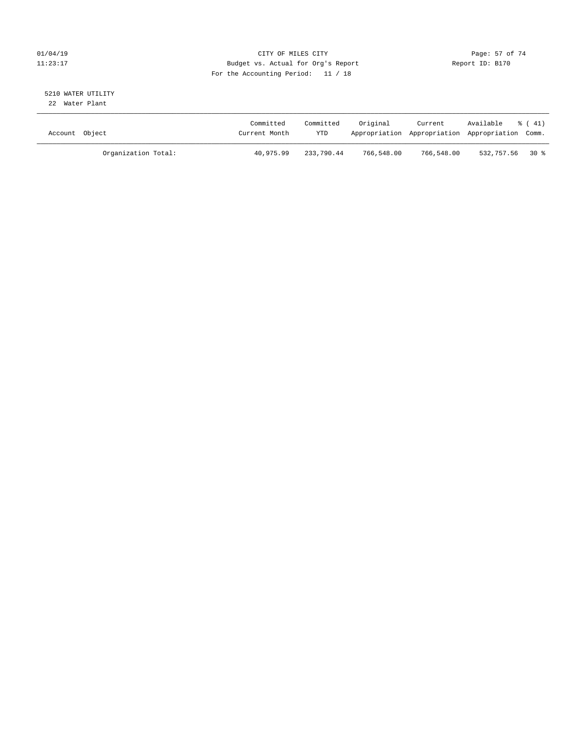CITY OF MILES CITY
Budget vs. Actual for Org's Report
For the Accounting Period: 11 / 18

01/04/19
11:23:17

Report ID: B170

5210 WATER UTILITY
22 Water Plant

| Account Object | Committed Current Month | Committed YTD | Original Appropriation | Current Appropriation | Available Appropriation | % ( 41) Comm. |
|---|---|---|---|---|---|---|
| Organization Total: | 40,975.99 | 233,790.44 | 766,548.00 | 766,548.00 | 532,757.56 | 30 % |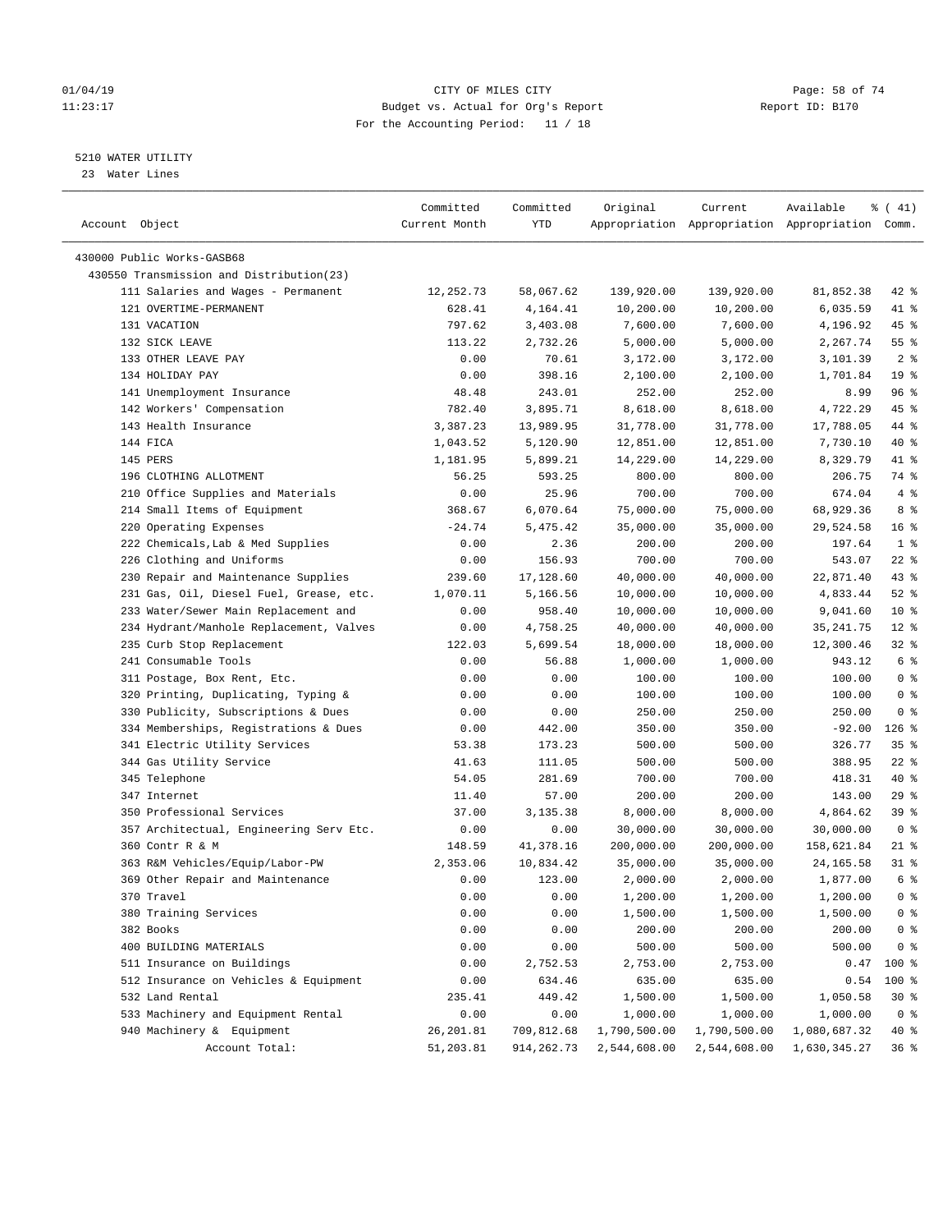01/04/19 CITY OF MILES CITY
11:23:17 Budget vs. Actual for Org's Report Report ID: B170
For the Accounting Period: 11 / 18

5210 WATER UTILITY
23 Water Lines

| Account Object | Committed Current Month | Committed YTD | Original Appropriation | Current Appropriation | Available Appropriation | % ( 41) Comm. |
|---|---|---|---|---|---|---|
| 430000 Public Works-GASB68 | | | | | | |
| 430550 Transmission and Distribution(23) | | | | | | |
| 111 Salaries and Wages - Permanent | 12,252.73 | 58,067.62 | 139,920.00 | 139,920.00 | 81,852.38 | 42 % |
| 121 OVERTIME-PERMANENT | 628.41 | 4,164.41 | 10,200.00 | 10,200.00 | 6,035.59 | 41 % |
| 131 VACATION | 797.62 | 3,403.08 | 7,600.00 | 7,600.00 | 4,196.92 | 45 % |
| 132 SICK LEAVE | 113.22 | 2,732.26 | 5,000.00 | 5,000.00 | 2,267.74 | 55 % |
| 133 OTHER LEAVE PAY | 0.00 | 70.61 | 3,172.00 | 3,172.00 | 3,101.39 | 2 % |
| 134 HOLIDAY PAY | 0.00 | 398.16 | 2,100.00 | 2,100.00 | 1,701.84 | 19 % |
| 141 Unemployment Insurance | 48.48 | 243.01 | 252.00 | 252.00 | 8.99 | 96 % |
| 142 Workers' Compensation | 782.40 | 3,895.71 | 8,618.00 | 8,618.00 | 4,722.29 | 45 % |
| 143 Health Insurance | 3,387.23 | 13,989.95 | 31,778.00 | 31,778.00 | 17,788.05 | 44 % |
| 144 FICA | 1,043.52 | 5,120.90 | 12,851.00 | 12,851.00 | 7,730.10 | 40 % |
| 145 PERS | 1,181.95 | 5,899.21 | 14,229.00 | 14,229.00 | 8,329.79 | 41 % |
| 196 CLOTHING ALLOTMENT | 56.25 | 593.25 | 800.00 | 800.00 | 206.75 | 74 % |
| 210 Office Supplies and Materials | 0.00 | 25.96 | 700.00 | 700.00 | 674.04 | 4 % |
| 214 Small Items of Equipment | 368.67 | 6,070.64 | 75,000.00 | 75,000.00 | 68,929.36 | 8 % |
| 220 Operating Expenses | -24.74 | 5,475.42 | 35,000.00 | 35,000.00 | 29,524.58 | 16 % |
| 222 Chemicals,Lab & Med Supplies | 0.00 | 2.36 | 200.00 | 200.00 | 197.64 | 1 % |
| 226 Clothing and Uniforms | 0.00 | 156.93 | 700.00 | 700.00 | 543.07 | 22 % |
| 230 Repair and Maintenance Supplies | 239.60 | 17,128.60 | 40,000.00 | 40,000.00 | 22,871.40 | 43 % |
| 231 Gas, Oil, Diesel Fuel, Grease, etc. | 1,070.11 | 5,166.56 | 10,000.00 | 10,000.00 | 4,833.44 | 52 % |
| 233 Water/Sewer Main Replacement and | 0.00 | 958.40 | 10,000.00 | 10,000.00 | 9,041.60 | 10 % |
| 234 Hydrant/Manhole Replacement, Valves | 0.00 | 4,758.25 | 40,000.00 | 40,000.00 | 35,241.75 | 12 % |
| 235 Curb Stop Replacement | 122.03 | 5,699.54 | 18,000.00 | 18,000.00 | 12,300.46 | 32 % |
| 241 Consumable Tools | 0.00 | 56.88 | 1,000.00 | 1,000.00 | 943.12 | 6 % |
| 311 Postage, Box Rent, Etc. | 0.00 | 0.00 | 100.00 | 100.00 | 100.00 | 0 % |
| 320 Printing, Duplicating, Typing & | 0.00 | 0.00 | 100.00 | 100.00 | 100.00 | 0 % |
| 330 Publicity, Subscriptions & Dues | 0.00 | 0.00 | 250.00 | 250.00 | 250.00 | 0 % |
| 334 Memberships, Registrations & Dues | 0.00 | 442.00 | 350.00 | 350.00 | -92.00 | 126 % |
| 341 Electric Utility Services | 53.38 | 173.23 | 500.00 | 500.00 | 326.77 | 35 % |
| 344 Gas Utility Service | 41.63 | 111.05 | 500.00 | 500.00 | 388.95 | 22 % |
| 345 Telephone | 54.05 | 281.69 | 700.00 | 700.00 | 418.31 | 40 % |
| 347 Internet | 11.40 | 57.00 | 200.00 | 200.00 | 143.00 | 29 % |
| 350 Professional Services | 37.00 | 3,135.38 | 8,000.00 | 8,000.00 | 4,864.62 | 39 % |
| 357 Architectual, Engineering Serv Etc. | 0.00 | 0.00 | 30,000.00 | 30,000.00 | 30,000.00 | 0 % |
| 360 Contr R & M | 148.59 | 41,378.16 | 200,000.00 | 200,000.00 | 158,621.84 | 21 % |
| 363 R&M Vehicles/Equip/Labor-PW | 2,353.06 | 10,834.42 | 35,000.00 | 35,000.00 | 24,165.58 | 31 % |
| 369 Other Repair and Maintenance | 0.00 | 123.00 | 2,000.00 | 2,000.00 | 1,877.00 | 6 % |
| 370 Travel | 0.00 | 0.00 | 1,200.00 | 1,200.00 | 1,200.00 | 0 % |
| 380 Training Services | 0.00 | 0.00 | 1,500.00 | 1,500.00 | 1,500.00 | 0 % |
| 382 Books | 0.00 | 0.00 | 200.00 | 200.00 | 200.00 | 0 % |
| 400 BUILDING MATERIALS | 0.00 | 0.00 | 500.00 | 500.00 | 500.00 | 0 % |
| 511 Insurance on Buildings | 0.00 | 2,752.53 | 2,753.00 | 2,753.00 | 0.47 | 100 % |
| 512 Insurance on Vehicles & Equipment | 0.00 | 634.46 | 635.00 | 635.00 | 0.54 | 100 % |
| 532 Land Rental | 235.41 | 449.42 | 1,500.00 | 1,500.00 | 1,050.58 | 30 % |
| 533 Machinery and Equipment Rental | 0.00 | 0.00 | 1,000.00 | 1,000.00 | 1,000.00 | 0 % |
| 940 Machinery & Equipment | 26,201.81 | 709,812.68 | 1,790,500.00 | 1,790,500.00 | 1,080,687.32 | 40 % |
| Account Total: | 51,203.81 | 914,262.73 | 2,544,608.00 | 2,544,608.00 | 1,630,345.27 | 36 % |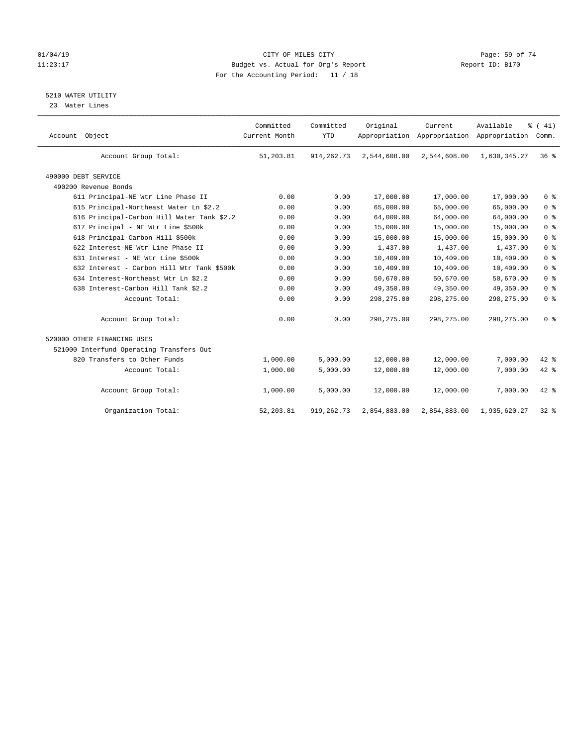CITY OF MILES CITY
Budget vs. Actual for Org's Report
For the Accounting Period: 11 / 18

## 5210 WATER UTILITY

23 Water Lines

| Account Object | Committed Current Month | Committed YTD | Original Appropriation | Current Appropriation | Available Appropriation | % ( 41) Comm. |
|---|---|---|---|---|---|---|
| Account Group Total: | 51,203.81 | 914,262.73 | 2,544,608.00 | 2,544,608.00 | 1,630,345.27 | 36 % |
| 490000 DEBT SERVICE | | | | | | |
| 490200 Revenue Bonds | | | | | | |
| 611 Principal-NE Wtr Line Phase II | 0.00 | 0.00 | 17,000.00 | 17,000.00 | 17,000.00 | 0 % |
| 615 Principal-Northeast Water Ln $2.2 | 0.00 | 0.00 | 65,000.00 | 65,000.00 | 65,000.00 | 0 % |
| 616 Principal-Carbon Hill Water Tank $2.2 | 0.00 | 0.00 | 64,000.00 | 64,000.00 | 64,000.00 | 0 % |
| 617 Principal - NE Wtr Line $500k | 0.00 | 0.00 | 15,000.00 | 15,000.00 | 15,000.00 | 0 % |
| 618 Principal-Carbon Hill $500k | 0.00 | 0.00 | 15,000.00 | 15,000.00 | 15,000.00 | 0 % |
| 622 Interest-NE Wtr Line Phase II | 0.00 | 0.00 | 1,437.00 | 1,437.00 | 1,437.00 | 0 % |
| 631 Interest - NE Wtr Line $500k | 0.00 | 0.00 | 10,409.00 | 10,409.00 | 10,409.00 | 0 % |
| 632 Interest - Carbon Hill Wtr Tank $500k | 0.00 | 0.00 | 10,409.00 | 10,409.00 | 10,409.00 | 0 % |
| 634 Interest-Northeast Wtr Ln $2.2 | 0.00 | 0.00 | 50,670.00 | 50,670.00 | 50,670.00 | 0 % |
| 638 Interest-Carbon Hill Tank $2.2 | 0.00 | 0.00 | 49,350.00 | 49,350.00 | 49,350.00 | 0 % |
| Account Total: | 0.00 | 0.00 | 298,275.00 | 298,275.00 | 298,275.00 | 0 % |
| Account Group Total: | 0.00 | 0.00 | 298,275.00 | 298,275.00 | 298,275.00 | 0 % |
| 520000 OTHER FINANCING USES | | | | | | |
| 521000 Interfund Operating Transfers Out | | | | | | |
| 820 Transfers to Other Funds | 1,000.00 | 5,000.00 | 12,000.00 | 12,000.00 | 7,000.00 | 42 % |
| Account Total: | 1,000.00 | 5,000.00 | 12,000.00 | 12,000.00 | 7,000.00 | 42 % |
| Account Group Total: | 1,000.00 | 5,000.00 | 12,000.00 | 12,000.00 | 7,000.00 | 42 % |
| Organization Total: | 52,203.81 | 919,262.73 | 2,854,883.00 | 2,854,883.00 | 1,935,620.27 | 32 % |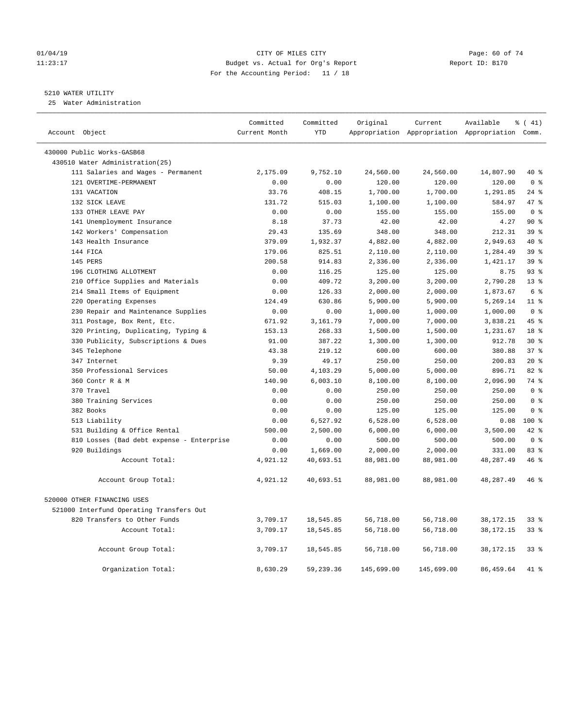01/04/19 CITY OF MILES CITY
11:23:17 Budget vs. Actual for Org's Report Report ID: B170
For the Accounting Period: 11 / 18

5210 WATER UTILITY
25 Water Administration

| Account Object | Committed Current Month | Committed YTD | Original Appropriation | Current Appropriation | Available Appropriation | % ( 41) Comm. |
|---|---|---|---|---|---|---|
| 430000 Public Works-GASB68 | | | | | | |
| 430510 Water Administration(25) | | | | | | |
| 111 Salaries and Wages - Permanent | 2,175.09 | 9,752.10 | 24,560.00 | 24,560.00 | 14,807.90 | 40 % |
| 121 OVERTIME-PERMANENT | 0.00 | 0.00 | 120.00 | 120.00 | 120.00 | 0 % |
| 131 VACATION | 33.76 | 408.15 | 1,700.00 | 1,700.00 | 1,291.85 | 24 % |
| 132 SICK LEAVE | 131.72 | 515.03 | 1,100.00 | 1,100.00 | 584.97 | 47 % |
| 133 OTHER LEAVE PAY | 0.00 | 0.00 | 155.00 | 155.00 | 155.00 | 0 % |
| 141 Unemployment Insurance | 8.18 | 37.73 | 42.00 | 42.00 | 4.27 | 90 % |
| 142 Workers' Compensation | 29.43 | 135.69 | 348.00 | 348.00 | 212.31 | 39 % |
| 143 Health Insurance | 379.09 | 1,932.37 | 4,882.00 | 4,882.00 | 2,949.63 | 40 % |
| 144 FICA | 179.06 | 825.51 | 2,110.00 | 2,110.00 | 1,284.49 | 39 % |
| 145 PERS | 200.58 | 914.83 | 2,336.00 | 2,336.00 | 1,421.17 | 39 % |
| 196 CLOTHING ALLOTMENT | 0.00 | 116.25 | 125.00 | 125.00 | 8.75 | 93 % |
| 210 Office Supplies and Materials | 0.00 | 409.72 | 3,200.00 | 3,200.00 | 2,790.28 | 13 % |
| 214 Small Items of Equipment | 0.00 | 126.33 | 2,000.00 | 2,000.00 | 1,873.67 | 6 % |
| 220 Operating Expenses | 124.49 | 630.86 | 5,900.00 | 5,900.00 | 5,269.14 | 11 % |
| 230 Repair and Maintenance Supplies | 0.00 | 0.00 | 1,000.00 | 1,000.00 | 1,000.00 | 0 % |
| 311 Postage, Box Rent, Etc. | 671.92 | 3,161.79 | 7,000.00 | 7,000.00 | 3,838.21 | 45 % |
| 320 Printing, Duplicating, Typing & | 153.13 | 268.33 | 1,500.00 | 1,500.00 | 1,231.67 | 18 % |
| 330 Publicity, Subscriptions & Dues | 91.00 | 387.22 | 1,300.00 | 1,300.00 | 912.78 | 30 % |
| 345 Telephone | 43.38 | 219.12 | 600.00 | 600.00 | 380.88 | 37 % |
| 347 Internet | 9.39 | 49.17 | 250.00 | 250.00 | 200.83 | 20 % |
| 350 Professional Services | 50.00 | 4,103.29 | 5,000.00 | 5,000.00 | 896.71 | 82 % |
| 360 Contr R & M | 140.90 | 6,003.10 | 8,100.00 | 8,100.00 | 2,096.90 | 74 % |
| 370 Travel | 0.00 | 0.00 | 250.00 | 250.00 | 250.00 | 0 % |
| 380 Training Services | 0.00 | 0.00 | 250.00 | 250.00 | 250.00 | 0 % |
| 382 Books | 0.00 | 0.00 | 125.00 | 125.00 | 125.00 | 0 % |
| 513 Liability | 0.00 | 6,527.92 | 6,528.00 | 6,528.00 | 0.08 | 100 % |
| 531 Building & Office Rental | 500.00 | 2,500.00 | 6,000.00 | 6,000.00 | 3,500.00 | 42 % |
| 810 Losses (Bad debt expense - Enterprise | 0.00 | 0.00 | 500.00 | 500.00 | 500.00 | 0 % |
| 920 Buildings | 0.00 | 1,669.00 | 2,000.00 | 2,000.00 | 331.00 | 83 % |
| Account Total: | 4,921.12 | 40,693.51 | 88,981.00 | 88,981.00 | 48,287.49 | 46 % |
| Account Group Total: | 4,921.12 | 40,693.51 | 88,981.00 | 88,981.00 | 48,287.49 | 46 % |
| 520000 OTHER FINANCING USES | | | | | | |
| 521000 Interfund Operating Transfers Out | | | | | | |
| 820 Transfers to Other Funds | 3,709.17 | 18,545.85 | 56,718.00 | 56,718.00 | 38,172.15 | 33 % |
| Account Total: | 3,709.17 | 18,545.85 | 56,718.00 | 56,718.00 | 38,172.15 | 33 % |
| Account Group Total: | 3,709.17 | 18,545.85 | 56,718.00 | 56,718.00 | 38,172.15 | 33 % |
| Organization Total: | 8,630.29 | 59,239.36 | 145,699.00 | 145,699.00 | 86,459.64 | 41 % |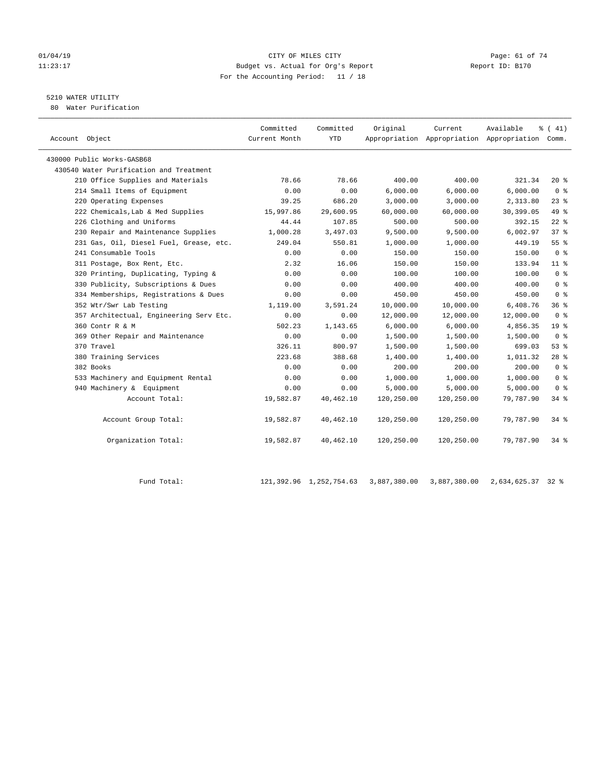01/04/19 CITY OF MILES CITY
11:23:17 Budget vs. Actual for Org's Report Report ID: B170
For the Accounting Period: 11 / 18

5210 WATER UTILITY
80 Water Purification

| Account Object | Committed Current Month | Committed YTD | Original Appropriation | Current Appropriation | Available Appropriation | % ( 41) Comm. |
|---|---|---|---|---|---|---|
| 430000 Public Works-GASB68 | | | | | | |
| 430540 Water Purification and Treatment | | | | | | |
| 210 Office Supplies and Materials | 78.66 | 78.66 | 400.00 | 400.00 | 321.34 | 20 % |
| 214 Small Items of Equipment | 0.00 | 0.00 | 6,000.00 | 6,000.00 | 6,000.00 | 0 % |
| 220 Operating Expenses | 39.25 | 686.20 | 3,000.00 | 3,000.00 | 2,313.80 | 23 % |
| 222 Chemicals,Lab & Med Supplies | 15,997.86 | 29,600.95 | 60,000.00 | 60,000.00 | 30,399.05 | 49 % |
| 226 Clothing and Uniforms | 44.44 | 107.85 | 500.00 | 500.00 | 392.15 | 22 % |
| 230 Repair and Maintenance Supplies | 1,000.28 | 3,497.03 | 9,500.00 | 9,500.00 | 6,002.97 | 37 % |
| 231 Gas, Oil, Diesel Fuel, Grease, etc. | 249.04 | 550.81 | 1,000.00 | 1,000.00 | 449.19 | 55 % |
| 241 Consumable Tools | 0.00 | 0.00 | 150.00 | 150.00 | 150.00 | 0 % |
| 311 Postage, Box Rent, Etc. | 2.32 | 16.06 | 150.00 | 150.00 | 133.94 | 11 % |
| 320 Printing, Duplicating, Typing & | 0.00 | 0.00 | 100.00 | 100.00 | 100.00 | 0 % |
| 330 Publicity, Subscriptions & Dues | 0.00 | 0.00 | 400.00 | 400.00 | 400.00 | 0 % |
| 334 Memberships, Registrations & Dues | 0.00 | 0.00 | 450.00 | 450.00 | 450.00 | 0 % |
| 352 Wtr/Swr Lab Testing | 1,119.00 | 3,591.24 | 10,000.00 | 10,000.00 | 6,408.76 | 36 % |
| 357 Architectual, Engineering Serv Etc. | 0.00 | 0.00 | 12,000.00 | 12,000.00 | 12,000.00 | 0 % |
| 360 Contr R & M | 502.23 | 1,143.65 | 6,000.00 | 6,000.00 | 4,856.35 | 19 % |
| 369 Other Repair and Maintenance | 0.00 | 0.00 | 1,500.00 | 1,500.00 | 1,500.00 | 0 % |
| 370 Travel | 326.11 | 800.97 | 1,500.00 | 1,500.00 | 699.03 | 53 % |
| 380 Training Services | 223.68 | 388.68 | 1,400.00 | 1,400.00 | 1,011.32 | 28 % |
| 382 Books | 0.00 | 0.00 | 200.00 | 200.00 | 200.00 | 0 % |
| 533 Machinery and Equipment Rental | 0.00 | 0.00 | 1,000.00 | 1,000.00 | 1,000.00 | 0 % |
| 940 Machinery & Equipment | 0.00 | 0.00 | 5,000.00 | 5,000.00 | 5,000.00 | 0 % |
| Account Total: | 19,582.87 | 40,462.10 | 120,250.00 | 120,250.00 | 79,787.90 | 34 % |
| Account Group Total: | 19,582.87 | 40,462.10 | 120,250.00 | 120,250.00 | 79,787.90 | 34 % |
| Organization Total: | 19,582.87 | 40,462.10 | 120,250.00 | 120,250.00 | 79,787.90 | 34 % |
| Fund Total: | 121,392.96 | 1,252,754.63 | 3,887,380.00 | 3,887,380.00 | 2,634,625.37 | 32 % |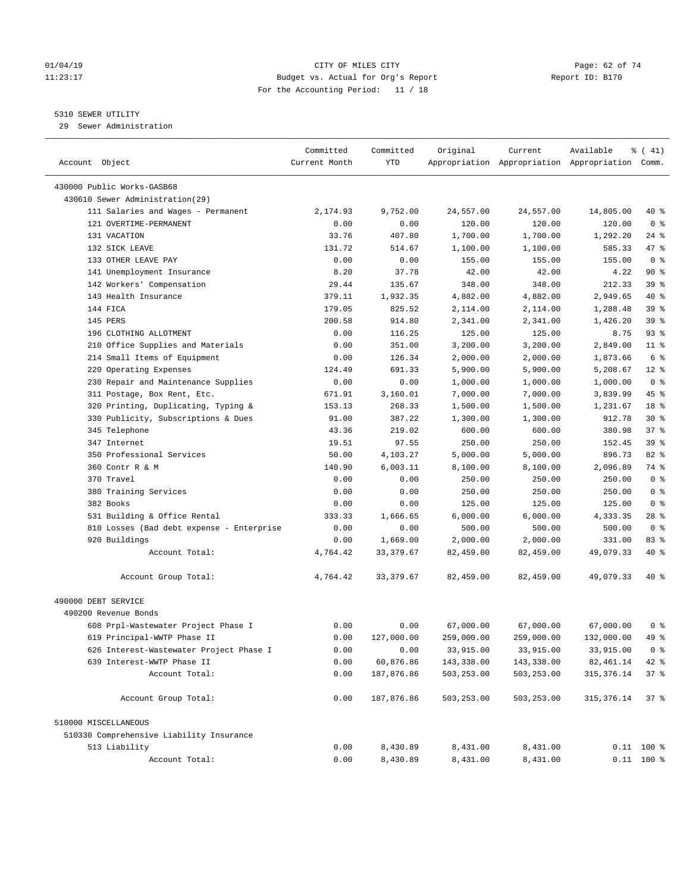CITY OF MILES CITY
Budget vs. Actual for Org's Report
For the Accounting Period: 11 / 18

01/04/19
11:23:17

Report ID: B170

5310 SEWER UTILITY
29 Sewer Administration

| Account Object | Committed Current Month | Committed YTD | Original Appropriation | Current Appropriation | Available Appropriation | % ( 41) Comm. |
|---|---|---|---|---|---|---|
| 430000 Public Works-GASB68 | | | | | | |
| 430610 Sewer Administration(29) | | | | | | |
| 111 Salaries and Wages - Permanent | 2,174.93 | 9,752.00 | 24,557.00 | 24,557.00 | 14,805.00 | 40 % |
| 121 OVERTIME-PERMANENT | 0.00 | 0.00 | 120.00 | 120.00 | 120.00 | 0 % |
| 131 VACATION | 33.76 | 407.80 | 1,700.00 | 1,700.00 | 1,292.20 | 24 % |
| 132 SICK LEAVE | 131.72 | 514.67 | 1,100.00 | 1,100.00 | 585.33 | 47 % |
| 133 OTHER LEAVE PAY | 0.00 | 0.00 | 155.00 | 155.00 | 155.00 | 0 % |
| 141 Unemployment Insurance | 8.20 | 37.78 | 42.00 | 42.00 | 4.22 | 90 % |
| 142 Workers' Compensation | 29.44 | 135.67 | 348.00 | 348.00 | 212.33 | 39 % |
| 143 Health Insurance | 379.11 | 1,932.35 | 4,882.00 | 4,882.00 | 2,949.65 | 40 % |
| 144 FICA | 179.05 | 825.52 | 2,114.00 | 2,114.00 | 1,288.48 | 39 % |
| 145 PERS | 200.58 | 914.80 | 2,341.00 | 2,341.00 | 1,426.20 | 39 % |
| 196 CLOTHING ALLOTMENT | 0.00 | 116.25 | 125.00 | 125.00 | 8.75 | 93 % |
| 210 Office Supplies and Materials | 0.00 | 351.00 | 3,200.00 | 3,200.00 | 2,849.00 | 11 % |
| 214 Small Items of Equipment | 0.00 | 126.34 | 2,000.00 | 2,000.00 | 1,873.66 | 6 % |
| 220 Operating Expenses | 124.49 | 691.33 | 5,900.00 | 5,900.00 | 5,208.67 | 12 % |
| 230 Repair and Maintenance Supplies | 0.00 | 0.00 | 1,000.00 | 1,000.00 | 1,000.00 | 0 % |
| 311 Postage, Box Rent, Etc. | 671.91 | 3,160.01 | 7,000.00 | 7,000.00 | 3,839.99 | 45 % |
| 320 Printing, Duplicating, Typing & | 153.13 | 268.33 | 1,500.00 | 1,500.00 | 1,231.67 | 18 % |
| 330 Publicity, Subscriptions & Dues | 91.00 | 387.22 | 1,300.00 | 1,300.00 | 912.78 | 30 % |
| 345 Telephone | 43.36 | 219.02 | 600.00 | 600.00 | 380.98 | 37 % |
| 347 Internet | 19.51 | 97.55 | 250.00 | 250.00 | 152.45 | 39 % |
| 350 Professional Services | 50.00 | 4,103.27 | 5,000.00 | 5,000.00 | 896.73 | 82 % |
| 360 Contr R & M | 140.90 | 6,003.11 | 8,100.00 | 8,100.00 | 2,096.89 | 74 % |
| 370 Travel | 0.00 | 0.00 | 250.00 | 250.00 | 250.00 | 0 % |
| 380 Training Services | 0.00 | 0.00 | 250.00 | 250.00 | 250.00 | 0 % |
| 382 Books | 0.00 | 0.00 | 125.00 | 125.00 | 125.00 | 0 % |
| 531 Building & Office Rental | 333.33 | 1,666.65 | 6,000.00 | 6,000.00 | 4,333.35 | 28 % |
| 810 Losses (Bad debt expense - Enterprise | 0.00 | 0.00 | 500.00 | 500.00 | 500.00 | 0 % |
| 920 Buildings | 0.00 | 1,669.00 | 2,000.00 | 2,000.00 | 331.00 | 83 % |
| Account Total: | 4,764.42 | 33,379.67 | 82,459.00 | 82,459.00 | 49,079.33 | 40 % |
| Account Group Total: | 4,764.42 | 33,379.67 | 82,459.00 | 82,459.00 | 49,079.33 | 40 % |
| 490000 DEBT SERVICE | | | | | | |
| 490200 Revenue Bonds | | | | | | |
| 608 Prpl-Wastewater Project Phase I | 0.00 | 0.00 | 67,000.00 | 67,000.00 | 67,000.00 | 0 % |
| 619 Principal-WWTP Phase II | 0.00 | 127,000.00 | 259,000.00 | 259,000.00 | 132,000.00 | 49 % |
| 626 Interest-Wastewater Project Phase I | 0.00 | 0.00 | 33,915.00 | 33,915.00 | 33,915.00 | 0 % |
| 639 Interest-WWTP Phase II | 0.00 | 60,876.86 | 143,338.00 | 143,338.00 | 82,461.14 | 42 % |
| Account Total: | 0.00 | 187,876.86 | 503,253.00 | 503,253.00 | 315,376.14 | 37 % |
| Account Group Total: | 0.00 | 187,876.86 | 503,253.00 | 503,253.00 | 315,376.14 | 37 % |
| 510000 MISCELLANEOUS | | | | | | |
| 510330 Comprehensive Liability Insurance | | | | | | |
| 513 Liability | 0.00 | 8,430.89 | 8,431.00 | 8,431.00 | 0.11 | 100 % |
| Account Total: | 0.00 | 8,430.89 | 8,431.00 | 8,431.00 | 0.11 | 100 % |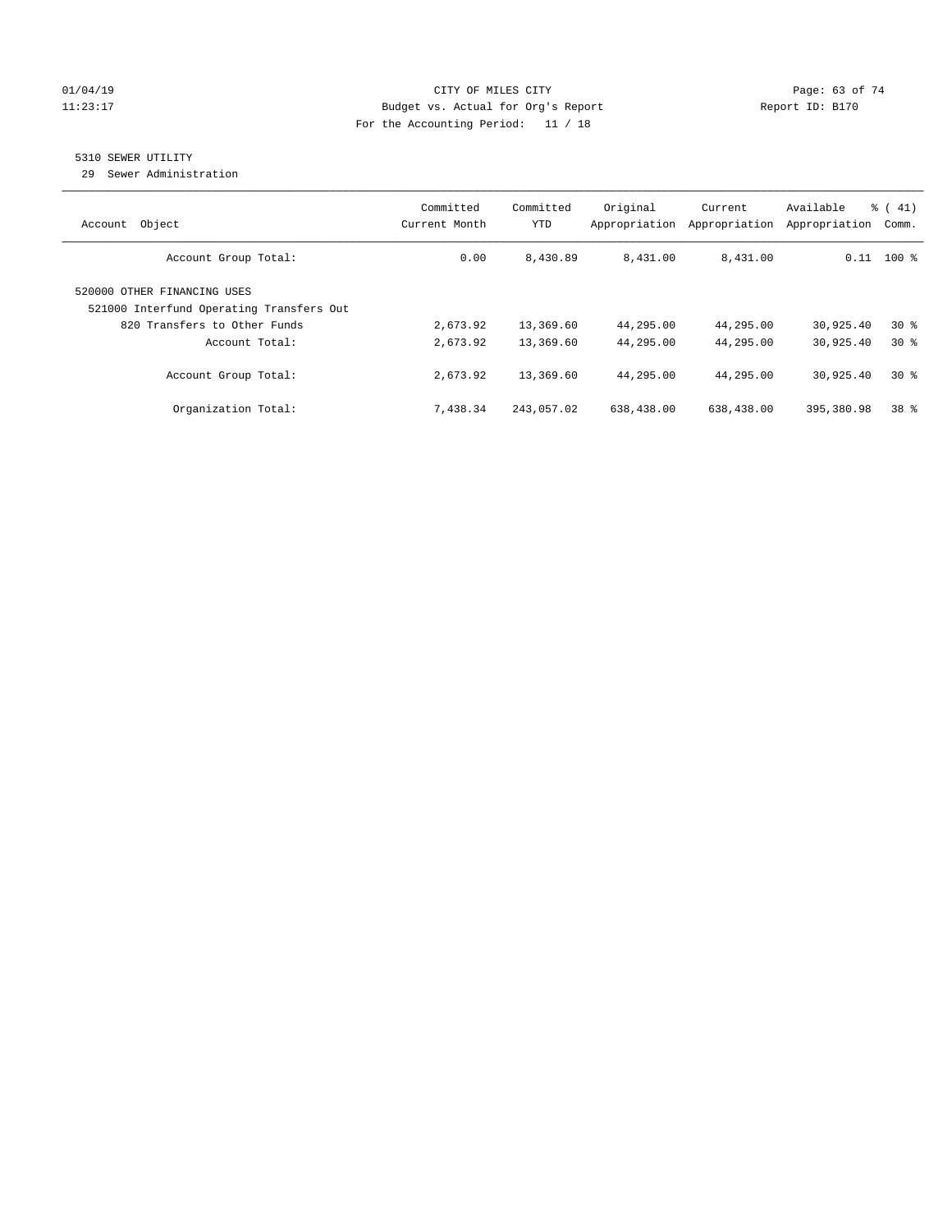CITY OF MILES CITY
Budget vs. Actual for Org's Report
For the Accounting Period: 11 / 18

01/04/19
11:23:17

Report ID: B170

## 5310 SEWER UTILITY

29 Sewer Administration

| Account Object | Committed Current Month | Committed YTD | Original Appropriation | Current Appropriation | Available Appropriation | % ( 41) Comm. |
|---|---|---|---|---|---|---|
| Account Group Total: | 0.00 | 8,430.89 | 8,431.00 | 8,431.00 | 0.11 | 100 % |
| 520000 OTHER FINANCING USES | | | | | | |
| 521000 Interfund Operating Transfers Out | | | | | | |
| 820 Transfers to Other Funds | 2,673.92 | 13,369.60 | 44,295.00 | 44,295.00 | 30,925.40 | 30 % |
| Account Total: | 2,673.92 | 13,369.60 | 44,295.00 | 44,295.00 | 30,925.40 | 30 % |
| Account Group Total: | 2,673.92 | 13,369.60 | 44,295.00 | 44,295.00 | 30,925.40 | 30 % |
| Organization Total: | 7,438.34 | 243,057.02 | 638,438.00 | 638,438.00 | 395,380.98 | 38 % |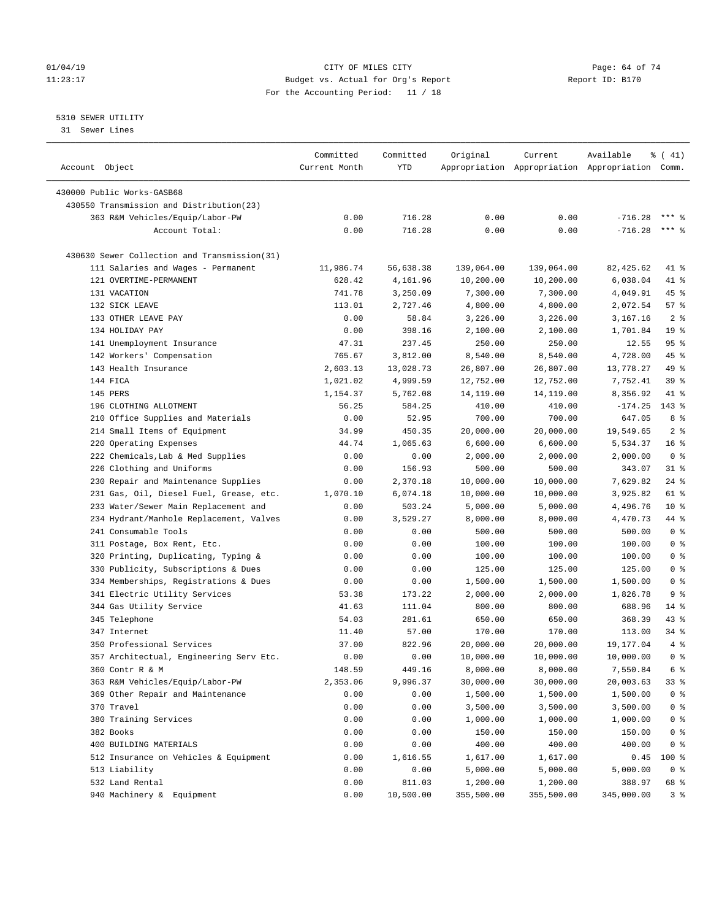5310 SEWER UTILITY

31 Sewer Lines

| Account Object | Committed Current Month | Committed YTD | Original Appropriation | Current Appropriation | Available Appropriation | % ( 41) Comm. |
|---|---|---|---|---|---|---|
| 430000 Public Works-GASB68 | | | | | | |
| 430550 Transmission and Distribution(23) | | | | | | |
| 363 R&M Vehicles/Equip/Labor-PW | 0.00 | 716.28 | 0.00 | 0.00 | -716.28 | *** % |
| Account Total: | 0.00 | 716.28 | 0.00 | 0.00 | -716.28 | *** % |
| 430630 Sewer Collection and Transmission(31) | | | | | | |
| 111 Salaries and Wages - Permanent | 11,986.74 | 56,638.38 | 139,064.00 | 139,064.00 | 82,425.62 | 41 % |
| 121 OVERTIME-PERMANENT | 628.42 | 4,161.96 | 10,200.00 | 10,200.00 | 6,038.04 | 41 % |
| 131 VACATION | 741.78 | 3,250.09 | 7,300.00 | 7,300.00 | 4,049.91 | 45 % |
| 132 SICK LEAVE | 113.01 | 2,727.46 | 4,800.00 | 4,800.00 | 2,072.54 | 57 % |
| 133 OTHER LEAVE PAY | 0.00 | 58.84 | 3,226.00 | 3,226.00 | 3,167.16 | 2 % |
| 134 HOLIDAY PAY | 0.00 | 398.16 | 2,100.00 | 2,100.00 | 1,701.84 | 19 % |
| 141 Unemployment Insurance | 47.31 | 237.45 | 250.00 | 250.00 | 12.55 | 95 % |
| 142 Workers' Compensation | 765.67 | 3,812.00 | 8,540.00 | 8,540.00 | 4,728.00 | 45 % |
| 143 Health Insurance | 2,603.13 | 13,028.73 | 26,807.00 | 26,807.00 | 13,778.27 | 49 % |
| 144 FICA | 1,021.02 | 4,999.59 | 12,752.00 | 12,752.00 | 7,752.41 | 39 % |
| 145 PERS | 1,154.37 | 5,762.08 | 14,119.00 | 14,119.00 | 8,356.92 | 41 % |
| 196 CLOTHING ALLOTMENT | 56.25 | 584.25 | 410.00 | 410.00 | -174.25 | 143 % |
| 210 Office Supplies and Materials | 0.00 | 52.95 | 700.00 | 700.00 | 647.05 | 8 % |
| 214 Small Items of Equipment | 34.99 | 450.35 | 20,000.00 | 20,000.00 | 19,549.65 | 2 % |
| 220 Operating Expenses | 44.74 | 1,065.63 | 6,600.00 | 6,600.00 | 5,534.37 | 16 % |
| 222 Chemicals,Lab & Med Supplies | 0.00 | 0.00 | 2,000.00 | 2,000.00 | 2,000.00 | 0 % |
| 226 Clothing and Uniforms | 0.00 | 156.93 | 500.00 | 500.00 | 343.07 | 31 % |
| 230 Repair and Maintenance Supplies | 0.00 | 2,370.18 | 10,000.00 | 10,000.00 | 7,629.82 | 24 % |
| 231 Gas, Oil, Diesel Fuel, Grease, etc. | 1,070.10 | 6,074.18 | 10,000.00 | 10,000.00 | 3,925.82 | 61 % |
| 233 Water/Sewer Main Replacement and | 0.00 | 503.24 | 5,000.00 | 5,000.00 | 4,496.76 | 10 % |
| 234 Hydrant/Manhole Replacement, Valves | 0.00 | 3,529.27 | 8,000.00 | 8,000.00 | 4,470.73 | 44 % |
| 241 Consumable Tools | 0.00 | 0.00 | 500.00 | 500.00 | 500.00 | 0 % |
| 311 Postage, Box Rent, Etc. | 0.00 | 0.00 | 100.00 | 100.00 | 100.00 | 0 % |
| 320 Printing, Duplicating, Typing & | 0.00 | 0.00 | 100.00 | 100.00 | 100.00 | 0 % |
| 330 Publicity, Subscriptions & Dues | 0.00 | 0.00 | 125.00 | 125.00 | 125.00 | 0 % |
| 334 Memberships, Registrations & Dues | 0.00 | 0.00 | 1,500.00 | 1,500.00 | 1,500.00 | 0 % |
| 341 Electric Utility Services | 53.38 | 173.22 | 2,000.00 | 2,000.00 | 1,826.78 | 9 % |
| 344 Gas Utility Service | 41.63 | 111.04 | 800.00 | 800.00 | 688.96 | 14 % |
| 345 Telephone | 54.03 | 281.61 | 650.00 | 650.00 | 368.39 | 43 % |
| 347 Internet | 11.40 | 57.00 | 170.00 | 170.00 | 113.00 | 34 % |
| 350 Professional Services | 37.00 | 822.96 | 20,000.00 | 20,000.00 | 19,177.04 | 4 % |
| 357 Architectual, Engineering Serv Etc. | 0.00 | 0.00 | 10,000.00 | 10,000.00 | 10,000.00 | 0 % |
| 360 Contr R & M | 148.59 | 449.16 | 8,000.00 | 8,000.00 | 7,550.84 | 6 % |
| 363 R&M Vehicles/Equip/Labor-PW | 2,353.06 | 9,996.37 | 30,000.00 | 30,000.00 | 20,003.63 | 33 % |
| 369 Other Repair and Maintenance | 0.00 | 0.00 | 1,500.00 | 1,500.00 | 1,500.00 | 0 % |
| 370 Travel | 0.00 | 0.00 | 3,500.00 | 3,500.00 | 3,500.00 | 0 % |
| 380 Training Services | 0.00 | 0.00 | 1,000.00 | 1,000.00 | 1,000.00 | 0 % |
| 382 Books | 0.00 | 0.00 | 150.00 | 150.00 | 150.00 | 0 % |
| 400 BUILDING MATERIALS | 0.00 | 0.00 | 400.00 | 400.00 | 400.00 | 0 % |
| 512 Insurance on Vehicles & Equipment | 0.00 | 1,616.55 | 1,617.00 | 1,617.00 | 0.45 | 100 % |
| 513 Liability | 0.00 | 0.00 | 5,000.00 | 5,000.00 | 5,000.00 | 0 % |
| 532 Land Rental | 0.00 | 811.03 | 1,200.00 | 1,200.00 | 388.97 | 68 % |
| 940 Machinery & Equipment | 0.00 | 10,500.00 | 355,500.00 | 355,500.00 | 345,000.00 | 3 % |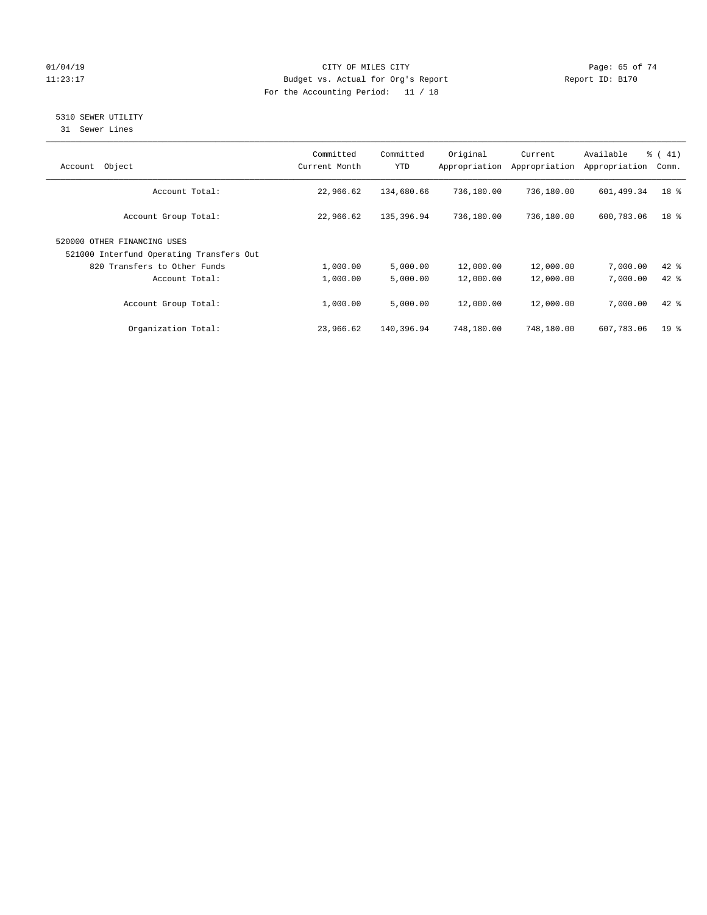CITY OF MILES CITY
Budget vs. Actual for Org's Report
For the Accounting Period: 11 / 18

01/04/19
11:23:17

Report ID: B170

## 5310 SEWER UTILITY

31 Sewer Lines

| Account Object | Committed Current Month | Committed YTD | Original Appropriation | Current Appropriation | Available Appropriation | % ( 41) Comm. |
|---|---|---|---|---|---|---|
| Account Total: | 22,966.62 | 134,680.66 | 736,180.00 | 736,180.00 | 601,499.34 | 18 % |
| Account Group Total: | 22,966.62 | 135,396.94 | 736,180.00 | 736,180.00 | 600,783.06 | 18 % |
| 520000 OTHER FINANCING USES | | | | | | |
| 521000 Interfund Operating Transfers Out | | | | | | |
| 820 Transfers to Other Funds | 1,000.00 | 5,000.00 | 12,000.00 | 12,000.00 | 7,000.00 | 42 % |
| Account Total: | 1,000.00 | 5,000.00 | 12,000.00 | 12,000.00 | 7,000.00 | 42 % |
| Account Group Total: | 1,000.00 | 5,000.00 | 12,000.00 | 12,000.00 | 7,000.00 | 42 % |
| Organization Total: | 23,966.62 | 140,396.94 | 748,180.00 | 748,180.00 | 607,783.06 | 19 % |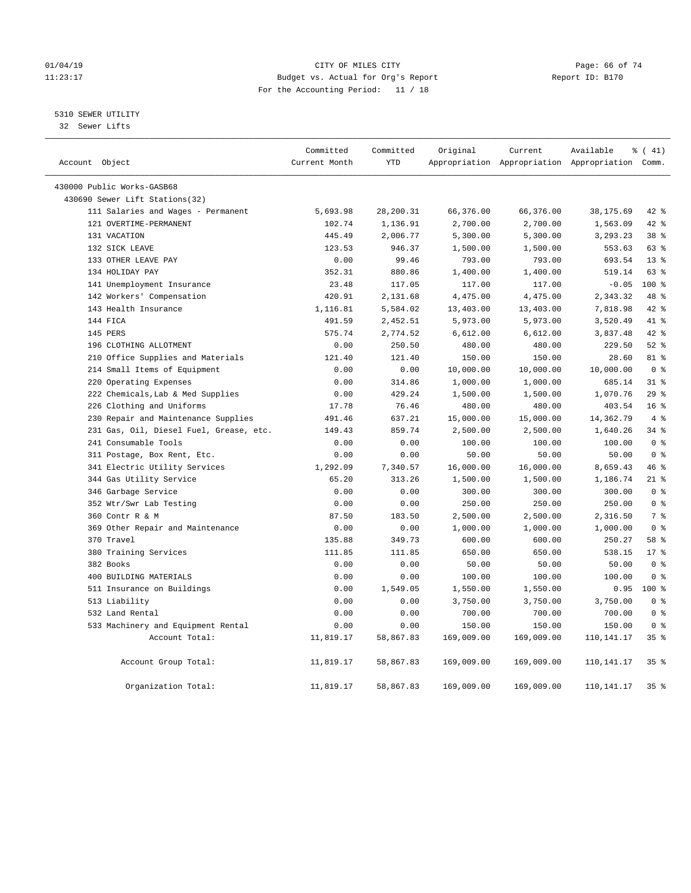01/04/19 CITY OF MILES CITY
11:23:17 Budget vs. Actual for Org's Report Report ID: B170
For the Accounting Period: 11 / 18

5310 SEWER UTILITY
32 Sewer Lifts

| Account Object | Committed Current Month | Committed YTD | Original Appropriation | Current Appropriation | Available Appropriation | % ( 41) Comm. |
|---|---|---|---|---|---|---|
| 430000 Public Works-GASB68 | | | | | | |
| 430690 Sewer Lift Stations(32) | | | | | | |
| 111 Salaries and Wages - Permanent | 5,693.98 | 28,200.31 | 66,376.00 | 66,376.00 | 38,175.69 | 42 % |
| 121 OVERTIME-PERMANENT | 102.74 | 1,136.91 | 2,700.00 | 2,700.00 | 1,563.09 | 42 % |
| 131 VACATION | 445.49 | 2,006.77 | 5,300.00 | 5,300.00 | 3,293.23 | 38 % |
| 132 SICK LEAVE | 123.53 | 946.37 | 1,500.00 | 1,500.00 | 553.63 | 63 % |
| 133 OTHER LEAVE PAY | 0.00 | 99.46 | 793.00 | 793.00 | 693.54 | 13 % |
| 134 HOLIDAY PAY | 352.31 | 880.86 | 1,400.00 | 1,400.00 | 519.14 | 63 % |
| 141 Unemployment Insurance | 23.48 | 117.05 | 117.00 | 117.00 | -0.05 | 100 % |
| 142 Workers' Compensation | 420.91 | 2,131.68 | 4,475.00 | 4,475.00 | 2,343.32 | 48 % |
| 143 Health Insurance | 1,116.81 | 5,584.02 | 13,403.00 | 13,403.00 | 7,818.98 | 42 % |
| 144 FICA | 491.59 | 2,452.51 | 5,973.00 | 5,973.00 | 3,520.49 | 41 % |
| 145 PERS | 575.74 | 2,774.52 | 6,612.00 | 6,612.00 | 3,837.48 | 42 % |
| 196 CLOTHING ALLOTMENT | 0.00 | 250.50 | 480.00 | 480.00 | 229.50 | 52 % |
| 210 Office Supplies and Materials | 121.40 | 121.40 | 150.00 | 150.00 | 28.60 | 81 % |
| 214 Small Items of Equipment | 0.00 | 0.00 | 10,000.00 | 10,000.00 | 10,000.00 | 0 % |
| 220 Operating Expenses | 0.00 | 314.86 | 1,000.00 | 1,000.00 | 685.14 | 31 % |
| 222 Chemicals,Lab & Med Supplies | 0.00 | 429.24 | 1,500.00 | 1,500.00 | 1,070.76 | 29 % |
| 226 Clothing and Uniforms | 17.78 | 76.46 | 480.00 | 480.00 | 403.54 | 16 % |
| 230 Repair and Maintenance Supplies | 491.46 | 637.21 | 15,000.00 | 15,000.00 | 14,362.79 | 4 % |
| 231 Gas, Oil, Diesel Fuel, Grease, etc. | 149.43 | 859.74 | 2,500.00 | 2,500.00 | 1,640.26 | 34 % |
| 241 Consumable Tools | 0.00 | 0.00 | 100.00 | 100.00 | 100.00 | 0 % |
| 311 Postage, Box Rent, Etc. | 0.00 | 0.00 | 50.00 | 50.00 | 50.00 | 0 % |
| 341 Electric Utility Services | 1,292.09 | 7,340.57 | 16,000.00 | 16,000.00 | 8,659.43 | 46 % |
| 344 Gas Utility Service | 65.20 | 313.26 | 1,500.00 | 1,500.00 | 1,186.74 | 21 % |
| 346 Garbage Service | 0.00 | 0.00 | 300.00 | 300.00 | 300.00 | 0 % |
| 352 Wtr/Swr Lab Testing | 0.00 | 0.00 | 250.00 | 250.00 | 250.00 | 0 % |
| 360 Contr R & M | 87.50 | 183.50 | 2,500.00 | 2,500.00 | 2,316.50 | 7 % |
| 369 Other Repair and Maintenance | 0.00 | 0.00 | 1,000.00 | 1,000.00 | 1,000.00 | 0 % |
| 370 Travel | 135.88 | 349.73 | 600.00 | 600.00 | 250.27 | 58 % |
| 380 Training Services | 111.85 | 111.85 | 650.00 | 650.00 | 538.15 | 17 % |
| 382 Books | 0.00 | 0.00 | 50.00 | 50.00 | 50.00 | 0 % |
| 400 BUILDING MATERIALS | 0.00 | 0.00 | 100.00 | 100.00 | 100.00 | 0 % |
| 511 Insurance on Buildings | 0.00 | 1,549.05 | 1,550.00 | 1,550.00 | 0.95 | 100 % |
| 513 Liability | 0.00 | 0.00 | 3,750.00 | 3,750.00 | 3,750.00 | 0 % |
| 532 Land Rental | 0.00 | 0.00 | 700.00 | 700.00 | 700.00 | 0 % |
| 533 Machinery and Equipment Rental | 0.00 | 0.00 | 150.00 | 150.00 | 150.00 | 0 % |
| Account Total: | 11,819.17 | 58,867.83 | 169,009.00 | 169,009.00 | 110,141.17 | 35 % |
| Account Group Total: | 11,819.17 | 58,867.83 | 169,009.00 | 169,009.00 | 110,141.17 | 35 % |
| Organization Total: | 11,819.17 | 58,867.83 | 169,009.00 | 169,009.00 | 110,141.17 | 35 % |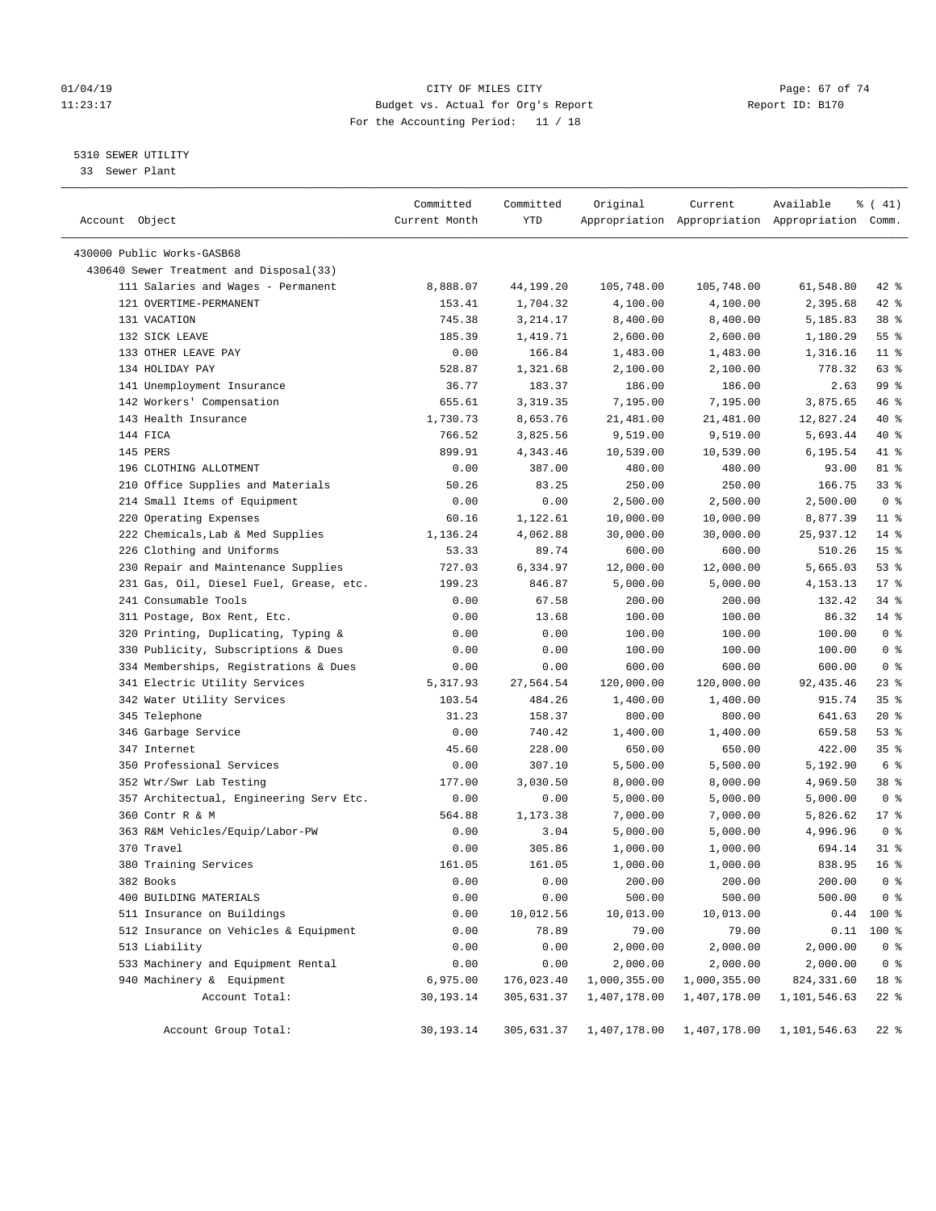01/04/19 CITY OF MILES CITY
11:23:17 Budget vs. Actual for Org's Report Report ID: B170
For the Accounting Period: 11 / 18

5310 SEWER UTILITY
33 Sewer Plant

| Account Object | Committed Current Month | Committed YTD | Original Appropriation | Current Appropriation | Available Appropriation | % ( 41) Comm. |
|---|---|---|---|---|---|---|
| 430000 Public Works-GASB68 | | | | | | |
| 430640 Sewer Treatment and Disposal(33) | | | | | | |
| 111 Salaries and Wages - Permanent | 8,888.07 | 44,199.20 | 105,748.00 | 105,748.00 | 61,548.80 | 42 % |
| 121 OVERTIME-PERMANENT | 153.41 | 1,704.32 | 4,100.00 | 4,100.00 | 2,395.68 | 42 % |
| 131 VACATION | 745.38 | 3,214.17 | 8,400.00 | 8,400.00 | 5,185.83 | 38 % |
| 132 SICK LEAVE | 185.39 | 1,419.71 | 2,600.00 | 2,600.00 | 1,180.29 | 55 % |
| 133 OTHER LEAVE PAY | 0.00 | 166.84 | 1,483.00 | 1,483.00 | 1,316.16 | 11 % |
| 134 HOLIDAY PAY | 528.87 | 1,321.68 | 2,100.00 | 2,100.00 | 778.32 | 63 % |
| 141 Unemployment Insurance | 36.77 | 183.37 | 186.00 | 186.00 | 2.63 | 99 % |
| 142 Workers' Compensation | 655.61 | 3,319.35 | 7,195.00 | 7,195.00 | 3,875.65 | 46 % |
| 143 Health Insurance | 1,730.73 | 8,653.76 | 21,481.00 | 21,481.00 | 12,827.24 | 40 % |
| 144 FICA | 766.52 | 3,825.56 | 9,519.00 | 9,519.00 | 5,693.44 | 40 % |
| 145 PERS | 899.91 | 4,343.46 | 10,539.00 | 10,539.00 | 6,195.54 | 41 % |
| 196 CLOTHING ALLOTMENT | 0.00 | 387.00 | 480.00 | 480.00 | 93.00 | 81 % |
| 210 Office Supplies and Materials | 50.26 | 83.25 | 250.00 | 250.00 | 166.75 | 33 % |
| 214 Small Items of Equipment | 0.00 | 0.00 | 2,500.00 | 2,500.00 | 2,500.00 | 0 % |
| 220 Operating Expenses | 60.16 | 1,122.61 | 10,000.00 | 10,000.00 | 8,877.39 | 11 % |
| 222 Chemicals,Lab & Med Supplies | 1,136.24 | 4,062.88 | 30,000.00 | 30,000.00 | 25,937.12 | 14 % |
| 226 Clothing and Uniforms | 53.33 | 89.74 | 600.00 | 600.00 | 510.26 | 15 % |
| 230 Repair and Maintenance Supplies | 727.03 | 6,334.97 | 12,000.00 | 12,000.00 | 5,665.03 | 53 % |
| 231 Gas, Oil, Diesel Fuel, Grease, etc. | 199.23 | 846.87 | 5,000.00 | 5,000.00 | 4,153.13 | 17 % |
| 241 Consumable Tools | 0.00 | 67.58 | 200.00 | 200.00 | 132.42 | 34 % |
| 311 Postage, Box Rent, Etc. | 0.00 | 13.68 | 100.00 | 100.00 | 86.32 | 14 % |
| 320 Printing, Duplicating, Typing & | 0.00 | 0.00 | 100.00 | 100.00 | 100.00 | 0 % |
| 330 Publicity, Subscriptions & Dues | 0.00 | 0.00 | 100.00 | 100.00 | 100.00 | 0 % |
| 334 Memberships, Registrations & Dues | 0.00 | 0.00 | 600.00 | 600.00 | 600.00 | 0 % |
| 341 Electric Utility Services | 5,317.93 | 27,564.54 | 120,000.00 | 120,000.00 | 92,435.46 | 23 % |
| 342 Water Utility Services | 103.54 | 484.26 | 1,400.00 | 1,400.00 | 915.74 | 35 % |
| 345 Telephone | 31.23 | 158.37 | 800.00 | 800.00 | 641.63 | 20 % |
| 346 Garbage Service | 0.00 | 740.42 | 1,400.00 | 1,400.00 | 659.58 | 53 % |
| 347 Internet | 45.60 | 228.00 | 650.00 | 650.00 | 422.00 | 35 % |
| 350 Professional Services | 0.00 | 307.10 | 5,500.00 | 5,500.00 | 5,192.90 | 6 % |
| 352 Wtr/Swr Lab Testing | 177.00 | 3,030.50 | 8,000.00 | 8,000.00 | 4,969.50 | 38 % |
| 357 Architectual, Engineering Serv Etc. | 0.00 | 0.00 | 5,000.00 | 5,000.00 | 5,000.00 | 0 % |
| 360 Contr R & M | 564.88 | 1,173.38 | 7,000.00 | 7,000.00 | 5,826.62 | 17 % |
| 363 R&M Vehicles/Equip/Labor-PW | 0.00 | 3.04 | 5,000.00 | 5,000.00 | 4,996.96 | 0 % |
| 370 Travel | 0.00 | 305.86 | 1,000.00 | 1,000.00 | 694.14 | 31 % |
| 380 Training Services | 161.05 | 161.05 | 1,000.00 | 1,000.00 | 838.95 | 16 % |
| 382 Books | 0.00 | 0.00 | 200.00 | 200.00 | 200.00 | 0 % |
| 400 BUILDING MATERIALS | 0.00 | 0.00 | 500.00 | 500.00 | 500.00 | 0 % |
| 511 Insurance on Buildings | 0.00 | 10,012.56 | 10,013.00 | 10,013.00 | 0.44 | 100 % |
| 512 Insurance on Vehicles & Equipment | 0.00 | 78.89 | 79.00 | 79.00 | 0.11 | 100 % |
| 513 Liability | 0.00 | 0.00 | 2,000.00 | 2,000.00 | 2,000.00 | 0 % |
| 533 Machinery and Equipment Rental | 0.00 | 0.00 | 2,000.00 | 2,000.00 | 2,000.00 | 0 % |
| 940 Machinery & Equipment | 6,975.00 | 176,023.40 | 1,000,355.00 | 1,000,355.00 | 824,331.60 | 18 % |
| Account Total: | 30,193.14 | 305,631.37 | 1,407,178.00 | 1,407,178.00 | 1,101,546.63 | 22 % |
| Account Group Total: | 30,193.14 | 305,631.37 | 1,407,178.00 | 1,407,178.00 | 1,101,546.63 | 22 % |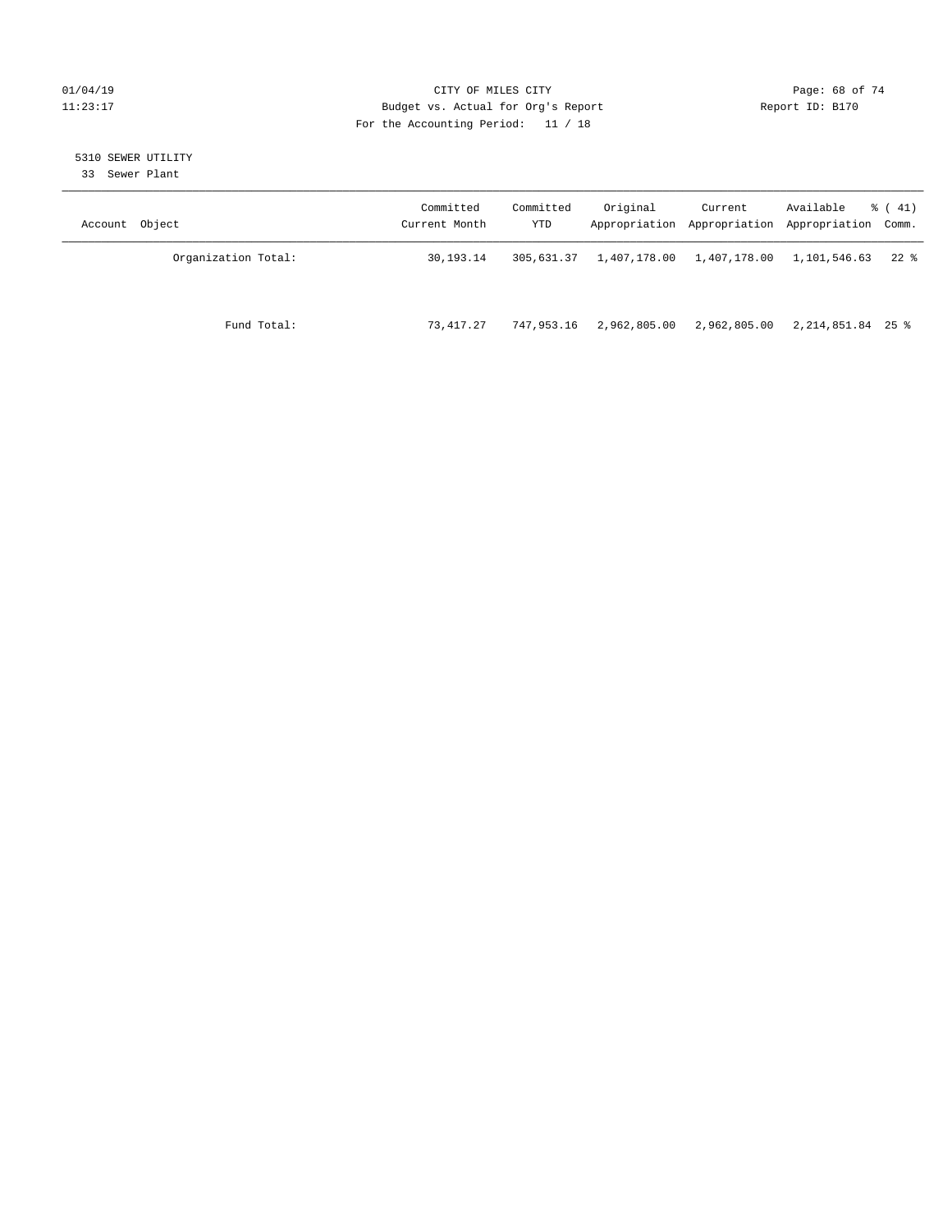CITY OF MILES CITY

Budget vs. Actual for Org's Report

For the Accounting Period: 11 / 18

01/04/19 11:23:17 Report ID: B170

5310 SEWER UTILITY

33 Sewer Plant

| Account Object | Committed Current Month | Committed YTD | Original Appropriation | Current Appropriation | Available Appropriation | % ( 41) Comm. |
|---|---|---|---|---|---|---|
| Organization Total: | 30,193.14 | 305,631.37 | 1,407,178.00 | 1,407,178.00 | 1,101,546.63 | 22 % |
| Fund Total: | 73,417.27 | 747,953.16 | 2,962,805.00 | 2,962,805.00 | 2,214,851.84 | 25 % |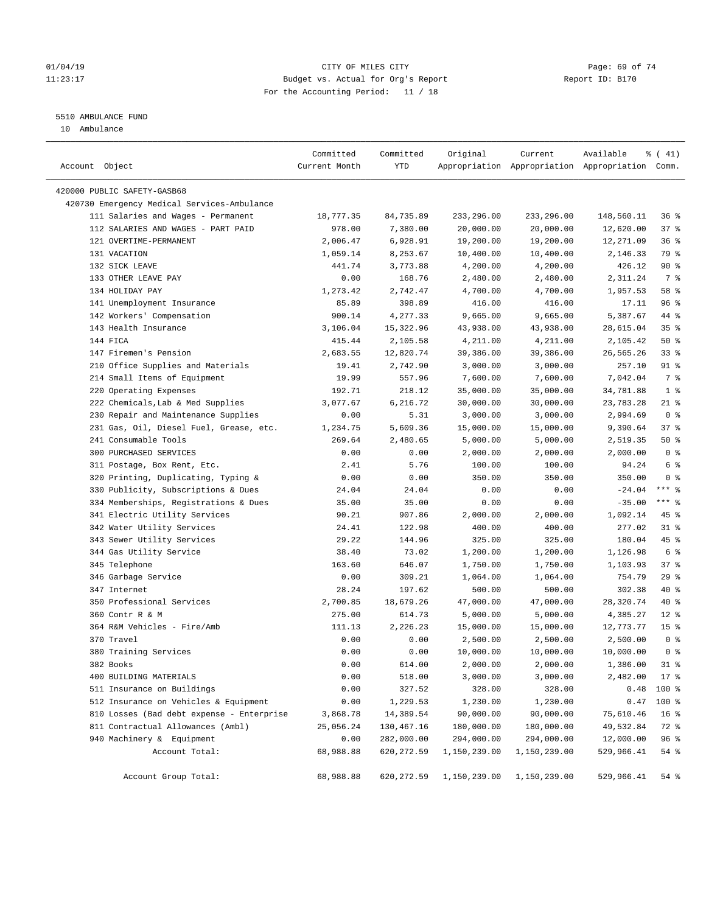# 5510 AMBULANCE FUND

10 Ambulance

| Account Object | Committed Current Month | Committed YTD | Original Appropriation | Current Appropriation | Available Appropriation | % ( 41) Comm. |
|---|---|---|---|---|---|---|
| 420000 PUBLIC SAFETY-GASB68 | | | | | | |
| 420730 Emergency Medical Services-Ambulance | | | | | | |
| 111 Salaries and Wages - Permanent | 18,777.35 | 84,735.89 | 233,296.00 | 233,296.00 | 148,560.11 | 36 % |
| 112 SALARIES AND WAGES - PART PAID | 978.00 | 7,380.00 | 20,000.00 | 20,000.00 | 12,620.00 | 37 % |
| 121 OVERTIME-PERMANENT | 2,006.47 | 6,928.91 | 19,200.00 | 19,200.00 | 12,271.09 | 36 % |
| 131 VACATION | 1,059.14 | 8,253.67 | 10,400.00 | 10,400.00 | 2,146.33 | 79 % |
| 132 SICK LEAVE | 441.74 | 3,773.88 | 4,200.00 | 4,200.00 | 426.12 | 90 % |
| 133 OTHER LEAVE PAY | 0.00 | 168.76 | 2,480.00 | 2,480.00 | 2,311.24 | 7 % |
| 134 HOLIDAY PAY | 1,273.42 | 2,742.47 | 4,700.00 | 4,700.00 | 1,957.53 | 58 % |
| 141 Unemployment Insurance | 85.89 | 398.89 | 416.00 | 416.00 | 17.11 | 96 % |
| 142 Workers' Compensation | 900.14 | 4,277.33 | 9,665.00 | 9,665.00 | 5,387.67 | 44 % |
| 143 Health Insurance | 3,106.04 | 15,322.96 | 43,938.00 | 43,938.00 | 28,615.04 | 35 % |
| 144 FICA | 415.44 | 2,105.58 | 4,211.00 | 4,211.00 | 2,105.42 | 50 % |
| 147 Firemen's Pension | 2,683.55 | 12,820.74 | 39,386.00 | 39,386.00 | 26,565.26 | 33 % |
| 210 Office Supplies and Materials | 19.41 | 2,742.90 | 3,000.00 | 3,000.00 | 257.10 | 91 % |
| 214 Small Items of Equipment | 19.99 | 557.96 | 7,600.00 | 7,600.00 | 7,042.04 | 7 % |
| 220 Operating Expenses | 192.71 | 218.12 | 35,000.00 | 35,000.00 | 34,781.88 | 1 % |
| 222 Chemicals,Lab & Med Supplies | 3,077.67 | 6,216.72 | 30,000.00 | 30,000.00 | 23,783.28 | 21 % |
| 230 Repair and Maintenance Supplies | 0.00 | 5.31 | 3,000.00 | 3,000.00 | 2,994.69 | 0 % |
| 231 Gas, Oil, Diesel Fuel, Grease, etc. | 1,234.75 | 5,609.36 | 15,000.00 | 15,000.00 | 9,390.64 | 37 % |
| 241 Consumable Tools | 269.64 | 2,480.65 | 5,000.00 | 5,000.00 | 2,519.35 | 50 % |
| 300 PURCHASED SERVICES | 0.00 | 0.00 | 2,000.00 | 2,000.00 | 2,000.00 | 0 % |
| 311 Postage, Box Rent, Etc. | 2.41 | 5.76 | 100.00 | 100.00 | 94.24 | 6 % |
| 320 Printing, Duplicating, Typing & | 0.00 | 0.00 | 350.00 | 350.00 | 350.00 | 0 % |
| 330 Publicity, Subscriptions & Dues | 24.04 | 24.04 | 0.00 | 0.00 | -24.04 | *** % |
| 334 Memberships, Registrations & Dues | 35.00 | 35.00 | 0.00 | 0.00 | -35.00 | *** % |
| 341 Electric Utility Services | 90.21 | 907.86 | 2,000.00 | 2,000.00 | 1,092.14 | 45 % |
| 342 Water Utility Services | 24.41 | 122.98 | 400.00 | 400.00 | 277.02 | 31 % |
| 343 Sewer Utility Services | 29.22 | 144.96 | 325.00 | 325.00 | 180.04 | 45 % |
| 344 Gas Utility Service | 38.40 | 73.02 | 1,200.00 | 1,200.00 | 1,126.98 | 6 % |
| 345 Telephone | 163.60 | 646.07 | 1,750.00 | 1,750.00 | 1,103.93 | 37 % |
| 346 Garbage Service | 0.00 | 309.21 | 1,064.00 | 1,064.00 | 754.79 | 29 % |
| 347 Internet | 28.24 | 197.62 | 500.00 | 500.00 | 302.38 | 40 % |
| 350 Professional Services | 2,700.85 | 18,679.26 | 47,000.00 | 47,000.00 | 28,320.74 | 40 % |
| 360 Contr R & M | 275.00 | 614.73 | 5,000.00 | 5,000.00 | 4,385.27 | 12 % |
| 364 R&M Vehicles - Fire/Amb | 111.13 | 2,226.23 | 15,000.00 | 15,000.00 | 12,773.77 | 15 % |
| 370 Travel | 0.00 | 0.00 | 2,500.00 | 2,500.00 | 2,500.00 | 0 % |
| 380 Training Services | 0.00 | 0.00 | 10,000.00 | 10,000.00 | 10,000.00 | 0 % |
| 382 Books | 0.00 | 614.00 | 2,000.00 | 2,000.00 | 1,386.00 | 31 % |
| 400 BUILDING MATERIALS | 0.00 | 518.00 | 3,000.00 | 3,000.00 | 2,482.00 | 17 % |
| 511 Insurance on Buildings | 0.00 | 327.52 | 328.00 | 328.00 | 0.48 | 100 % |
| 512 Insurance on Vehicles & Equipment | 0.00 | 1,229.53 | 1,230.00 | 1,230.00 | 0.47 | 100 % |
| 810 Losses (Bad debt expense - Enterprise | 3,868.78 | 14,389.54 | 90,000.00 | 90,000.00 | 75,610.46 | 16 % |
| 811 Contractual Allowances (Ambl) | 25,056.24 | 130,467.16 | 180,000.00 | 180,000.00 | 49,532.84 | 72 % |
| 940 Machinery & Equipment | 0.00 | 282,000.00 | 294,000.00 | 294,000.00 | 12,000.00 | 96 % |
| Account Total: | 68,988.88 | 620,272.59 | 1,150,239.00 | 1,150,239.00 | 529,966.41 | 54 % |
| Account Group Total: | 68,988.88 | 620,272.59 | 1,150,239.00 | 1,150,239.00 | 529,966.41 | 54 % |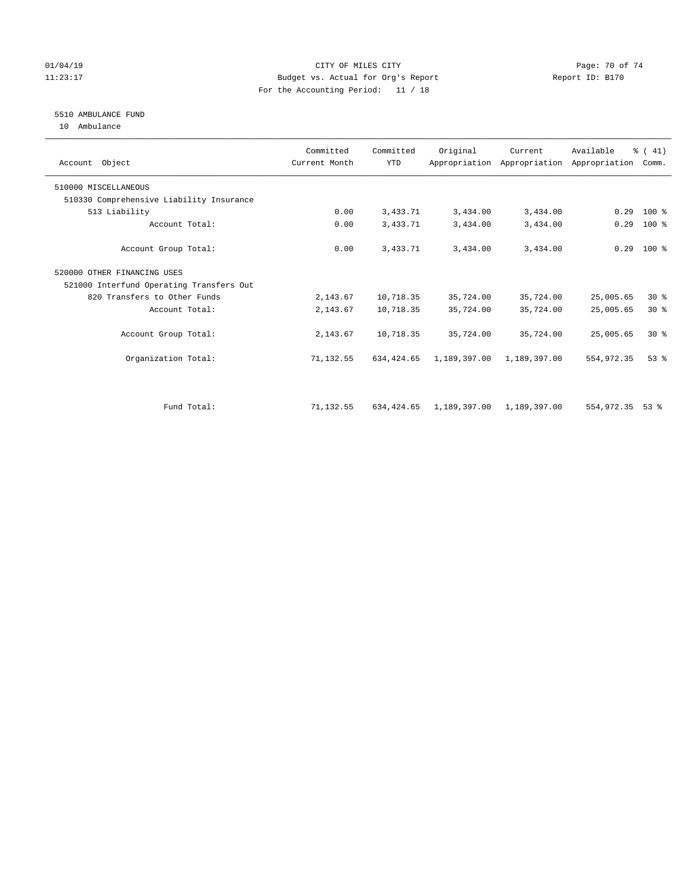CITY OF MILES CITY
Budget vs. Actual for Org's Report
For the Accounting Period: 11 / 18

01/04/19
11:23:17

Report ID: B170

5510 AMBULANCE FUND
10 Ambulance

| Account Object | Committed Current Month | Committed YTD | Original Appropriation | Current Appropriation | Available Appropriation | % ( 41) Comm. |
|---|---|---|---|---|---|---|
| 510000 MISCELLANEOUS | | | | | | |
| 510330 Comprehensive Liability Insurance | | | | | | |
| 513 Liability | 0.00 | 3,433.71 | 3,434.00 | 3,434.00 | 0.29 | 100 % |
| Account Total: | 0.00 | 3,433.71 | 3,434.00 | 3,434.00 | 0.29 | 100 % |
| Account Group Total: | 0.00 | 3,433.71 | 3,434.00 | 3,434.00 | 0.29 | 100 % |
| 520000 OTHER FINANCING USES | | | | | | |
| 521000 Interfund Operating Transfers Out | | | | | | |
| 820 Transfers to Other Funds | 2,143.67 | 10,718.35 | 35,724.00 | 35,724.00 | 25,005.65 | 30 % |
| Account Total: | 2,143.67 | 10,718.35 | 35,724.00 | 35,724.00 | 25,005.65 | 30 % |
| Account Group Total: | 2,143.67 | 10,718.35 | 35,724.00 | 35,724.00 | 25,005.65 | 30 % |
| Organization Total: | 71,132.55 | 634,424.65 | 1,189,397.00 | 1,189,397.00 | 554,972.35 | 53 % |
| Fund Total: | 71,132.55 | 634,424.65 | 1,189,397.00 | 1,189,397.00 | 554,972.35 | 53 % |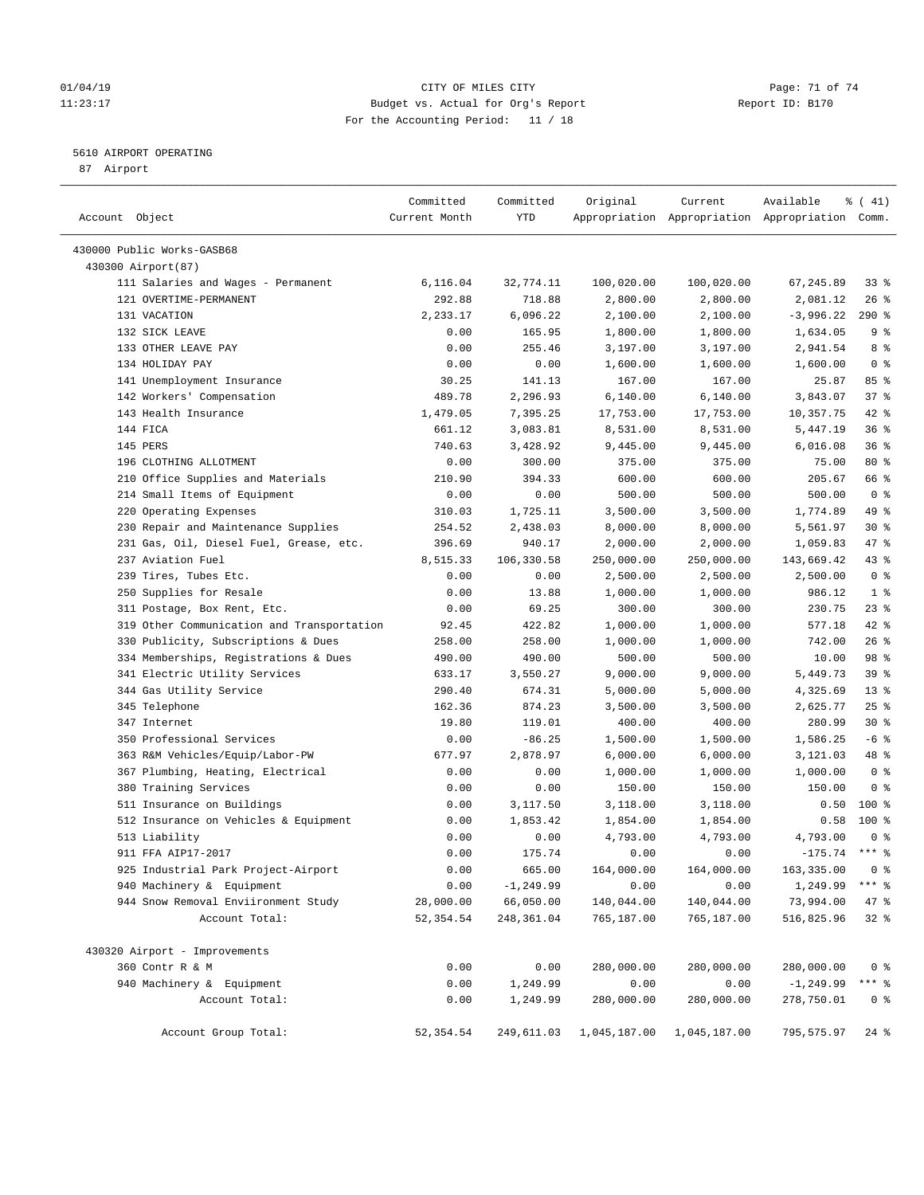CITY OF MILES CITY
Budget vs. Actual for Org's Report
For the Accounting Period: 11 / 18

01/04/19
11:23:17

Report ID: B170

5610 AIRPORT OPERATING
87 Airport

| Account Object | Committed Current Month | Committed YTD | Original Appropriation | Current Appropriation | Available Appropriation | % ( 41) Comm. |
|---|---|---|---|---|---|---|
| 430000 Public Works-GASB68 | | | | | | |
| 430300 Airport(87) | | | | | | |
| 111 Salaries and Wages - Permanent | 6,116.04 | 32,774.11 | 100,020.00 | 100,020.00 | 67,245.89 | 33 % |
| 121 OVERTIME-PERMANENT | 292.88 | 718.88 | 2,800.00 | 2,800.00 | 2,081.12 | 26 % |
| 131 VACATION | 2,233.17 | 6,096.22 | 2,100.00 | 2,100.00 | -3,996.22 | 290 % |
| 132 SICK LEAVE | 0.00 | 165.95 | 1,800.00 | 1,800.00 | 1,634.05 | 9 % |
| 133 OTHER LEAVE PAY | 0.00 | 255.46 | 3,197.00 | 3,197.00 | 2,941.54 | 8 % |
| 134 HOLIDAY PAY | 0.00 | 0.00 | 1,600.00 | 1,600.00 | 1,600.00 | 0 % |
| 141 Unemployment Insurance | 30.25 | 141.13 | 167.00 | 167.00 | 25.87 | 85 % |
| 142 Workers' Compensation | 489.78 | 2,296.93 | 6,140.00 | 6,140.00 | 3,843.07 | 37 % |
| 143 Health Insurance | 1,479.05 | 7,395.25 | 17,753.00 | 17,753.00 | 10,357.75 | 42 % |
| 144 FICA | 661.12 | 3,083.81 | 8,531.00 | 8,531.00 | 5,447.19 | 36 % |
| 145 PERS | 740.63 | 3,428.92 | 9,445.00 | 9,445.00 | 6,016.08 | 36 % |
| 196 CLOTHING ALLOTMENT | 0.00 | 300.00 | 375.00 | 375.00 | 75.00 | 80 % |
| 210 Office Supplies and Materials | 210.90 | 394.33 | 600.00 | 600.00 | 205.67 | 66 % |
| 214 Small Items of Equipment | 0.00 | 0.00 | 500.00 | 500.00 | 500.00 | 0 % |
| 220 Operating Expenses | 310.03 | 1,725.11 | 3,500.00 | 3,500.00 | 1,774.89 | 49 % |
| 230 Repair and Maintenance Supplies | 254.52 | 2,438.03 | 8,000.00 | 8,000.00 | 5,561.97 | 30 % |
| 231 Gas, Oil, Diesel Fuel, Grease, etc. | 396.69 | 940.17 | 2,000.00 | 2,000.00 | 1,059.83 | 47 % |
| 237 Aviation Fuel | 8,515.33 | 106,330.58 | 250,000.00 | 250,000.00 | 143,669.42 | 43 % |
| 239 Tires, Tubes Etc. | 0.00 | 0.00 | 2,500.00 | 2,500.00 | 2,500.00 | 0 % |
| 250 Supplies for Resale | 0.00 | 13.88 | 1,000.00 | 1,000.00 | 986.12 | 1 % |
| 311 Postage, Box Rent, Etc. | 0.00 | 69.25 | 300.00 | 300.00 | 230.75 | 23 % |
| 319 Other Communication and Transportation | 92.45 | 422.82 | 1,000.00 | 1,000.00 | 577.18 | 42 % |
| 330 Publicity, Subscriptions & Dues | 258.00 | 258.00 | 1,000.00 | 1,000.00 | 742.00 | 26 % |
| 334 Memberships, Registrations & Dues | 490.00 | 490.00 | 500.00 | 500.00 | 10.00 | 98 % |
| 341 Electric Utility Services | 633.17 | 3,550.27 | 9,000.00 | 9,000.00 | 5,449.73 | 39 % |
| 344 Gas Utility Service | 290.40 | 674.31 | 5,000.00 | 5,000.00 | 4,325.69 | 13 % |
| 345 Telephone | 162.36 | 874.23 | 3,500.00 | 3,500.00 | 2,625.77 | 25 % |
| 347 Internet | 19.80 | 119.01 | 400.00 | 400.00 | 280.99 | 30 % |
| 350 Professional Services | 0.00 | -86.25 | 1,500.00 | 1,500.00 | 1,586.25 | -6 % |
| 363 R&M Vehicles/Equip/Labor-PW | 677.97 | 2,878.97 | 6,000.00 | 6,000.00 | 3,121.03 | 48 % |
| 367 Plumbing, Heating, Electrical | 0.00 | 0.00 | 1,000.00 | 1,000.00 | 1,000.00 | 0 % |
| 380 Training Services | 0.00 | 0.00 | 150.00 | 150.00 | 150.00 | 0 % |
| 511 Insurance on Buildings | 0.00 | 3,117.50 | 3,118.00 | 3,118.00 | 0.50 | 100 % |
| 512 Insurance on Vehicles & Equipment | 0.00 | 1,853.42 | 1,854.00 | 1,854.00 | 0.58 | 100 % |
| 513 Liability | 0.00 | 0.00 | 4,793.00 | 4,793.00 | 4,793.00 | 0 % |
| 911 FFA AIP17-2017 | 0.00 | 175.74 | 0.00 | 0.00 | -175.74 | *** % |
| 925 Industrial Park Project-Airport | 0.00 | 665.00 | 164,000.00 | 164,000.00 | 163,335.00 | 0 % |
| 940 Machinery & Equipment | 0.00 | -1,249.99 | 0.00 | 0.00 | 1,249.99 | *** % |
| 944 Snow Removal Enviironment Study | 28,000.00 | 66,050.00 | 140,044.00 | 140,044.00 | 73,994.00 | 47 % |
| Account Total: | 52,354.54 | 248,361.04 | 765,187.00 | 765,187.00 | 516,825.96 | 32 % |
| 430320 Airport - Improvements | | | | | | |
| 360 Contr R & M | 0.00 | 0.00 | 280,000.00 | 280,000.00 | 280,000.00 | 0 % |
| 940 Machinery & Equipment | 0.00 | 1,249.99 | 0.00 | 0.00 | -1,249.99 | *** % |
| Account Total: | 0.00 | 1,249.99 | 280,000.00 | 280,000.00 | 278,750.01 | 0 % |
| Account Group Total: | 52,354.54 | 249,611.03 | 1,045,187.00 | 1,045,187.00 | 795,575.97 | 24 % |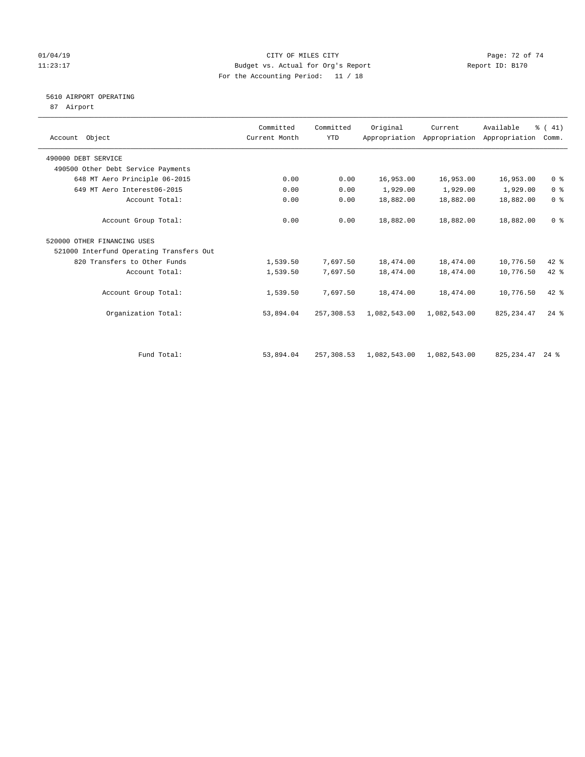CITY OF MILES CITY
Budget vs. Actual for Org's Report
For the Accounting Period: 11 / 18

01/04/19
11:23:17

Report ID: B170

## 5610 AIRPORT OPERATING
87 Airport

| Account Object | Committed Current Month | Committed YTD | Original Appropriation | Current Appropriation | Available Appropriation | % ( 41) Comm. |
|---|---|---|---|---|---|---|
| 490000 DEBT SERVICE | | | | | | |
| 490500 Other Debt Service Payments | | | | | | |
| 648 MT Aero Principle 06-2015 | 0.00 | 0.00 | 16,953.00 | 16,953.00 | 16,953.00 | 0 % |
| 649 MT Aero Interest06-2015 | 0.00 | 0.00 | 1,929.00 | 1,929.00 | 1,929.00 | 0 % |
| Account Total: | 0.00 | 0.00 | 18,882.00 | 18,882.00 | 18,882.00 | 0 % |
| Account Group Total: | 0.00 | 0.00 | 18,882.00 | 18,882.00 | 18,882.00 | 0 % |
| 520000 OTHER FINANCING USES | | | | | | |
| 521000 Interfund Operating Transfers Out | | | | | | |
| 820 Transfers to Other Funds | 1,539.50 | 7,697.50 | 18,474.00 | 18,474.00 | 10,776.50 | 42 % |
| Account Total: | 1,539.50 | 7,697.50 | 18,474.00 | 18,474.00 | 10,776.50 | 42 % |
| Account Group Total: | 1,539.50 | 7,697.50 | 18,474.00 | 18,474.00 | 10,776.50 | 42 % |
| Organization Total: | 53,894.04 | 257,308.53 | 1,082,543.00 | 1,082,543.00 | 825,234.47 | 24 % |
| Fund Total: | 53,894.04 | 257,308.53 | 1,082,543.00 | 1,082,543.00 | 825,234.47 | 24 % |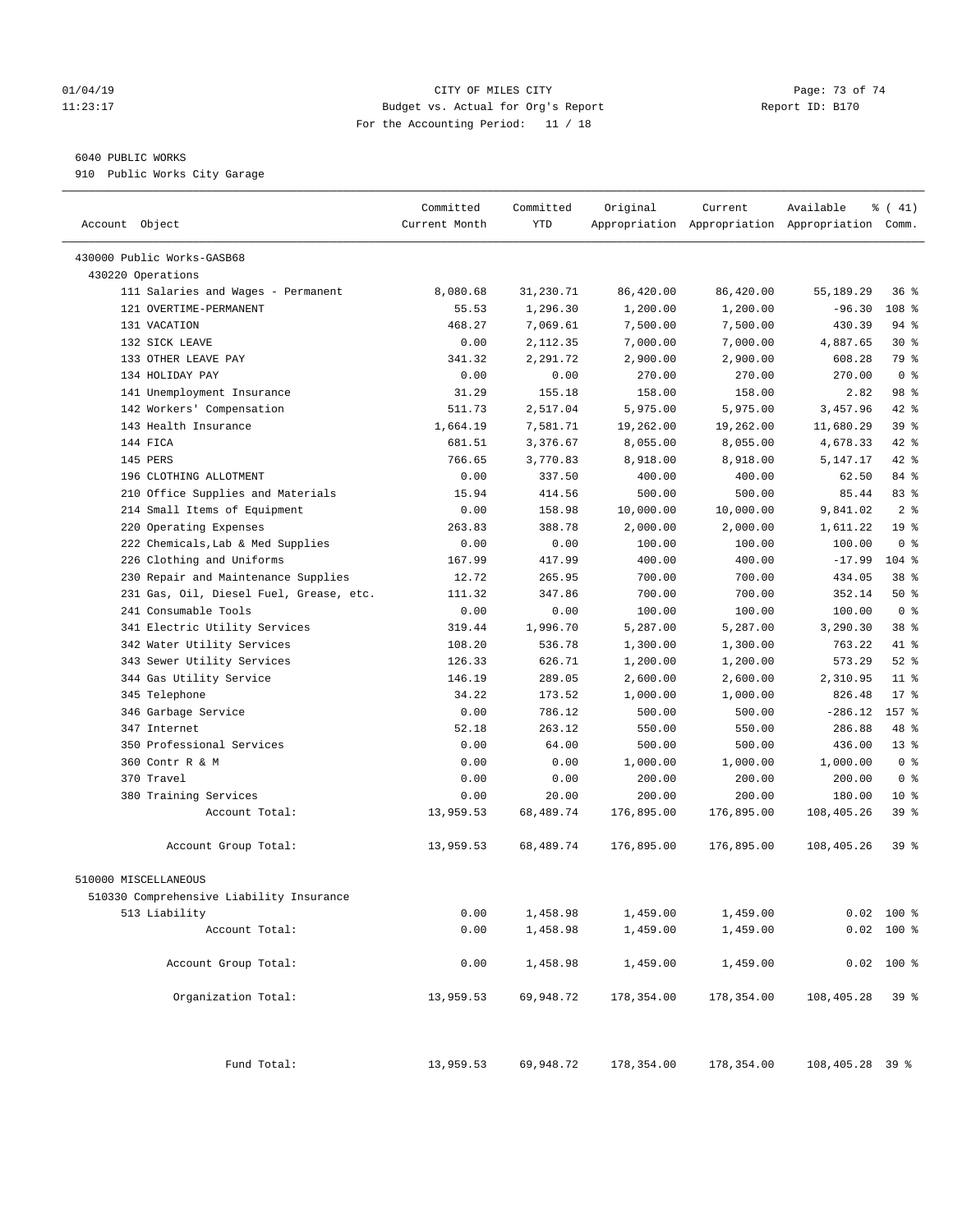01/04/19 CITY OF MILES CITY
11:23:17 Budget vs. Actual for Org's Report Report ID: B170
For the Accounting Period: 11 / 18

6040 PUBLIC WORKS
910 Public Works City Garage

| Account Object | Committed Current Month | Committed YTD | Original Appropriation | Current Appropriation | Available Appropriation | % ( 41) Comm. |
|---|---|---|---|---|---|---|
| 430000 Public Works-GASB68 | | | | | | |
| 430220 Operations | | | | | | |
| 111 Salaries and Wages - Permanent | 8,080.68 | 31,230.71 | 86,420.00 | 86,420.00 | 55,189.29 | 36 % |
| 121 OVERTIME-PERMANENT | 55.53 | 1,296.30 | 1,200.00 | 1,200.00 | -96.30 | 108 % |
| 131 VACATION | 468.27 | 7,069.61 | 7,500.00 | 7,500.00 | 430.39 | 94 % |
| 132 SICK LEAVE | 0.00 | 2,112.35 | 7,000.00 | 7,000.00 | 4,887.65 | 30 % |
| 133 OTHER LEAVE PAY | 341.32 | 2,291.72 | 2,900.00 | 2,900.00 | 608.28 | 79 % |
| 134 HOLIDAY PAY | 0.00 | 0.00 | 270.00 | 270.00 | 270.00 | 0 % |
| 141 Unemployment Insurance | 31.29 | 155.18 | 158.00 | 158.00 | 2.82 | 98 % |
| 142 Workers' Compensation | 511.73 | 2,517.04 | 5,975.00 | 5,975.00 | 3,457.96 | 42 % |
| 143 Health Insurance | 1,664.19 | 7,581.71 | 19,262.00 | 19,262.00 | 11,680.29 | 39 % |
| 144 FICA | 681.51 | 3,376.67 | 8,055.00 | 8,055.00 | 4,678.33 | 42 % |
| 145 PERS | 766.65 | 3,770.83 | 8,918.00 | 8,918.00 | 5,147.17 | 42 % |
| 196 CLOTHING ALLOTMENT | 0.00 | 337.50 | 400.00 | 400.00 | 62.50 | 84 % |
| 210 Office Supplies and Materials | 15.94 | 414.56 | 500.00 | 500.00 | 85.44 | 83 % |
| 214 Small Items of Equipment | 0.00 | 158.98 | 10,000.00 | 10,000.00 | 9,841.02 | 2 % |
| 220 Operating Expenses | 263.83 | 388.78 | 2,000.00 | 2,000.00 | 1,611.22 | 19 % |
| 222 Chemicals,Lab & Med Supplies | 0.00 | 0.00 | 100.00 | 100.00 | 100.00 | 0 % |
| 226 Clothing and Uniforms | 167.99 | 417.99 | 400.00 | 400.00 | -17.99 | 104 % |
| 230 Repair and Maintenance Supplies | 12.72 | 265.95 | 700.00 | 700.00 | 434.05 | 38 % |
| 231 Gas, Oil, Diesel Fuel, Grease, etc. | 111.32 | 347.86 | 700.00 | 700.00 | 352.14 | 50 % |
| 241 Consumable Tools | 0.00 | 0.00 | 100.00 | 100.00 | 100.00 | 0 % |
| 341 Electric Utility Services | 319.44 | 1,996.70 | 5,287.00 | 5,287.00 | 3,290.30 | 38 % |
| 342 Water Utility Services | 108.20 | 536.78 | 1,300.00 | 1,300.00 | 763.22 | 41 % |
| 343 Sewer Utility Services | 126.33 | 626.71 | 1,200.00 | 1,200.00 | 573.29 | 52 % |
| 344 Gas Utility Service | 146.19 | 289.05 | 2,600.00 | 2,600.00 | 2,310.95 | 11 % |
| 345 Telephone | 34.22 | 173.52 | 1,000.00 | 1,000.00 | 826.48 | 17 % |
| 346 Garbage Service | 0.00 | 786.12 | 500.00 | 500.00 | -286.12 | 157 % |
| 347 Internet | 52.18 | 263.12 | 550.00 | 550.00 | 286.88 | 48 % |
| 350 Professional Services | 0.00 | 64.00 | 500.00 | 500.00 | 436.00 | 13 % |
| 360 Contr R & M | 0.00 | 0.00 | 1,000.00 | 1,000.00 | 1,000.00 | 0 % |
| 370 Travel | 0.00 | 0.00 | 200.00 | 200.00 | 200.00 | 0 % |
| 380 Training Services | 0.00 | 20.00 | 200.00 | 200.00 | 180.00 | 10 % |
| Account Total: | 13,959.53 | 68,489.74 | 176,895.00 | 176,895.00 | 108,405.26 | 39 % |
| Account Group Total: | 13,959.53 | 68,489.74 | 176,895.00 | 176,895.00 | 108,405.26 | 39 % |
| 510000 MISCELLANEOUS | | | | | | |
| 510330 Comprehensive Liability Insurance | | | | | | |
| 513 Liability | 0.00 | 1,458.98 | 1,459.00 | 1,459.00 | 0.02 | 100 % |
| Account Total: | 0.00 | 1,458.98 | 1,459.00 | 1,459.00 | 0.02 | 100 % |
| Account Group Total: | 0.00 | 1,458.98 | 1,459.00 | 1,459.00 | 0.02 | 100 % |
| Organization Total: | 13,959.53 | 69,948.72 | 178,354.00 | 178,354.00 | 108,405.28 | 39 % |
| Fund Total: | 13,959.53 | 69,948.72 | 178,354.00 | 178,354.00 | 108,405.28 | 39 % |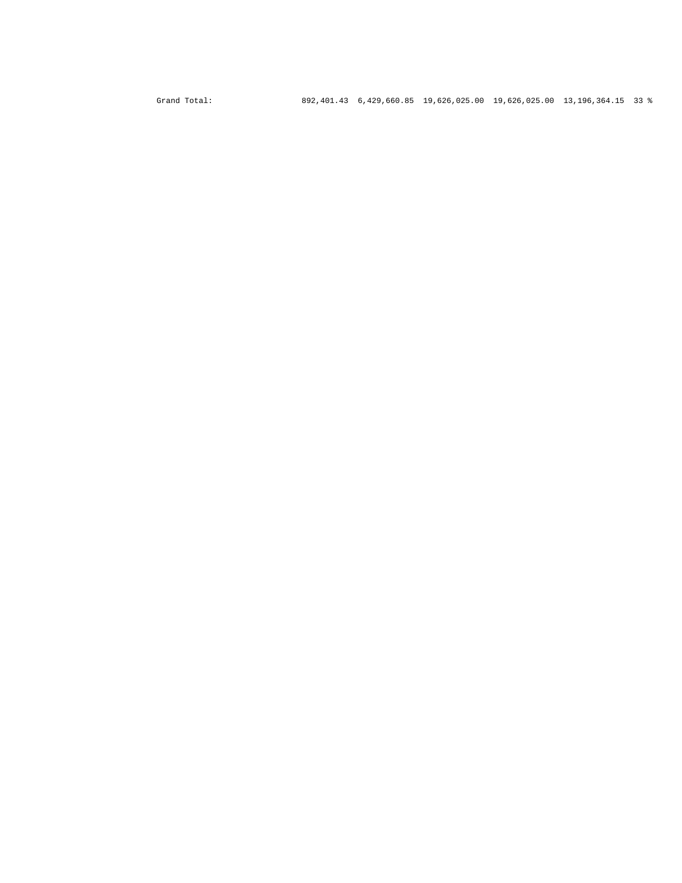| | | | | | | |
|---|---|---|---|---|---|---|
| Grand Total: | 892,401.43 | 6,429,660.85 | 19,626,025.00 | 19,626,025.00 | 13,196,364.15 | 33 % |